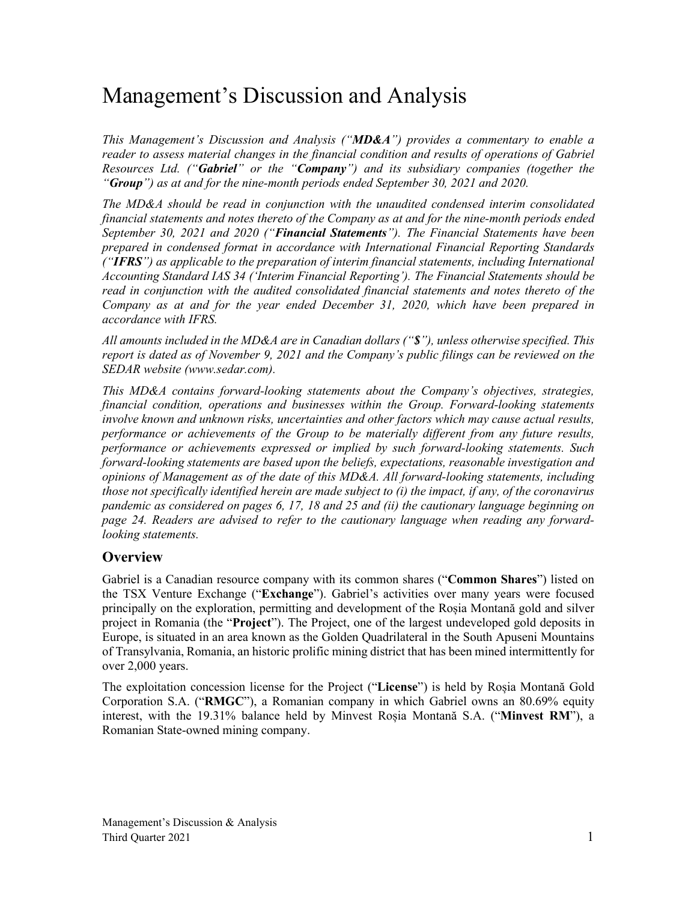# Management's Discussion and Analysis

*This Management's Discussion and Analysis ("**MD&A**") provides a commentary to enable a reader to assess material changes in the financial condition and results of operations of Gabriel Resources Ltd. ("**Gabriel**" or the "**Company**") and its subsidiary companies (together the "**Group**") as at and for the nine-month periods ended September 30, 2021 and 2020.*

*The MD&A should be read in conjunction with the unaudited condensed interim consolidated financial statements and notes thereto of the Company as at and for the nine-month periods ended September 30, 2021 and 2020 ("**Financial Statements**"). The Financial Statements have been prepared in condensed format in accordance with International Financial Reporting Standards ("**IFRS**") as applicable to the preparation of interim financial statements, including International Accounting Standard IAS 34 ('Interim Financial Reporting'). The Financial Statements should be read in conjunction with the audited consolidated financial statements and notes thereto of the Company as at and for the year ended December 31, 2020, which have been prepared in accordance with IFRS.*

*All amounts included in the MD&A are in Canadian dollars ("**$**"), unless otherwise specified. This report is dated as of November 9, 2021 and the Company's public filings can be reviewed on the SEDAR website (www.sedar.com).*

*This MD&A contains forward-looking statements about the Company's objectives, strategies, financial condition, operations and businesses within the Group. Forward-looking statements involve known and unknown risks, uncertainties and other factors which may cause actual results, performance or achievements of the Group to be materially different from any future results, performance or achievements expressed or implied by such forward-looking statements. Such forward-looking statements are based upon the beliefs, expectations, reasonable investigation and opinions of Management as of the date of this MD&A. All forward-looking statements, including those not specifically identified herein are made subject to (i) the impact, if any, of the coronavirus pandemic as considered on pages 6, 17, 18 and 25 and (ii) the cautionary language beginning on page 24. Readers are advised to refer to the cautionary language when reading any forward-looking statements.*

## Overview

Gabriel is a Canadian resource company with its common shares ("**Common Shares**") listed on the TSX Venture Exchange ("**Exchange**"). Gabriel's activities over many years were focused principally on the exploration, permitting and development of the Roșia Montană gold and silver project in Romania (the "**Project**"). The Project, one of the largest undeveloped gold deposits in Europe, is situated in an area known as the Golden Quadrilateral in the South Apuseni Mountains of Transylvania, Romania, an historic prolific mining district that has been mined intermittently for over 2,000 years.

The exploitation concession license for the Project ("**License**") is held by Roșia Montană Gold Corporation S.A. ("**RMGC**"), a Romanian company in which Gabriel owns an 80.69% equity interest, with the 19.31% balance held by Minvest Roșia Montană S.A. ("**Minvest RM**"), a Romanian State-owned mining company.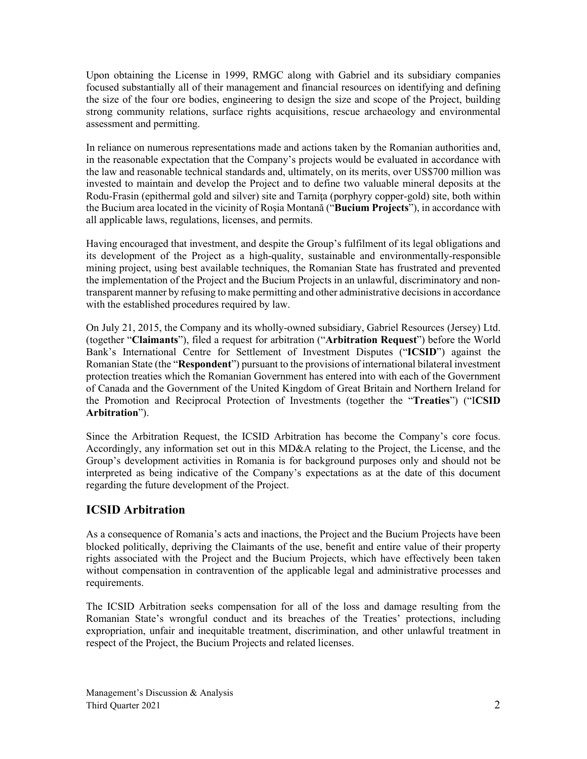Upon obtaining the License in 1999, RMGC along with Gabriel and its subsidiary companies focused substantially all of their management and financial resources on identifying and defining the size of the four ore bodies, engineering to design the size and scope of the Project, building strong community relations, surface rights acquisitions, rescue archaeology and environmental assessment and permitting.

In reliance on numerous representations made and actions taken by the Romanian authorities and, in the reasonable expectation that the Company's projects would be evaluated in accordance with the law and reasonable technical standards and, ultimately, on its merits, over US$700 million was invested to maintain and develop the Project and to define two valuable mineral deposits at the Rodu-Frasin (epithermal gold and silver) site and Tarniţa (porphyry copper-gold) site, both within the Bucium area located in the vicinity of Roşia Montană ("**Bucium Projects**"), in accordance with all applicable laws, regulations, licenses, and permits.

Having encouraged that investment, and despite the Group's fulfilment of its legal obligations and its development of the Project as a high-quality, sustainable and environmentally-responsible mining project, using best available techniques, the Romanian State has frustrated and prevented the implementation of the Project and the Bucium Projects in an unlawful, discriminatory and non-transparent manner by refusing to make permitting and other administrative decisions in accordance with the established procedures required by law.

On July 21, 2015, the Company and its wholly-owned subsidiary, Gabriel Resources (Jersey) Ltd. (together "**Claimants**"), filed a request for arbitration ("**Arbitration Request**") before the World Bank's International Centre for Settlement of Investment Disputes ("**ICSID**") against the Romanian State (the "**Respondent**") pursuant to the provisions of international bilateral investment protection treaties which the Romanian Government has entered into with each of the Government of Canada and the Government of the United Kingdom of Great Britain and Northern Ireland for the Promotion and Reciprocal Protection of Investments (together the "**Treaties**") ("**ICSID Arbitration**").

Since the Arbitration Request, the ICSID Arbitration has become the Company's core focus. Accordingly, any information set out in this MD&A relating to the Project, the License, and the Group's development activities in Romania is for background purposes only and should not be interpreted as being indicative of the Company's expectations as at the date of this document regarding the future development of the Project.

## ICSID Arbitration

As a consequence of Romania's acts and inactions, the Project and the Bucium Projects have been blocked politically, depriving the Claimants of the use, benefit and entire value of their property rights associated with the Project and the Bucium Projects, which have effectively been taken without compensation in contravention of the applicable legal and administrative processes and requirements.

The ICSID Arbitration seeks compensation for all of the loss and damage resulting from the Romanian State's wrongful conduct and its breaches of the Treaties' protections, including expropriation, unfair and inequitable treatment, discrimination, and other unlawful treatment in respect of the Project, the Bucium Projects and related licenses.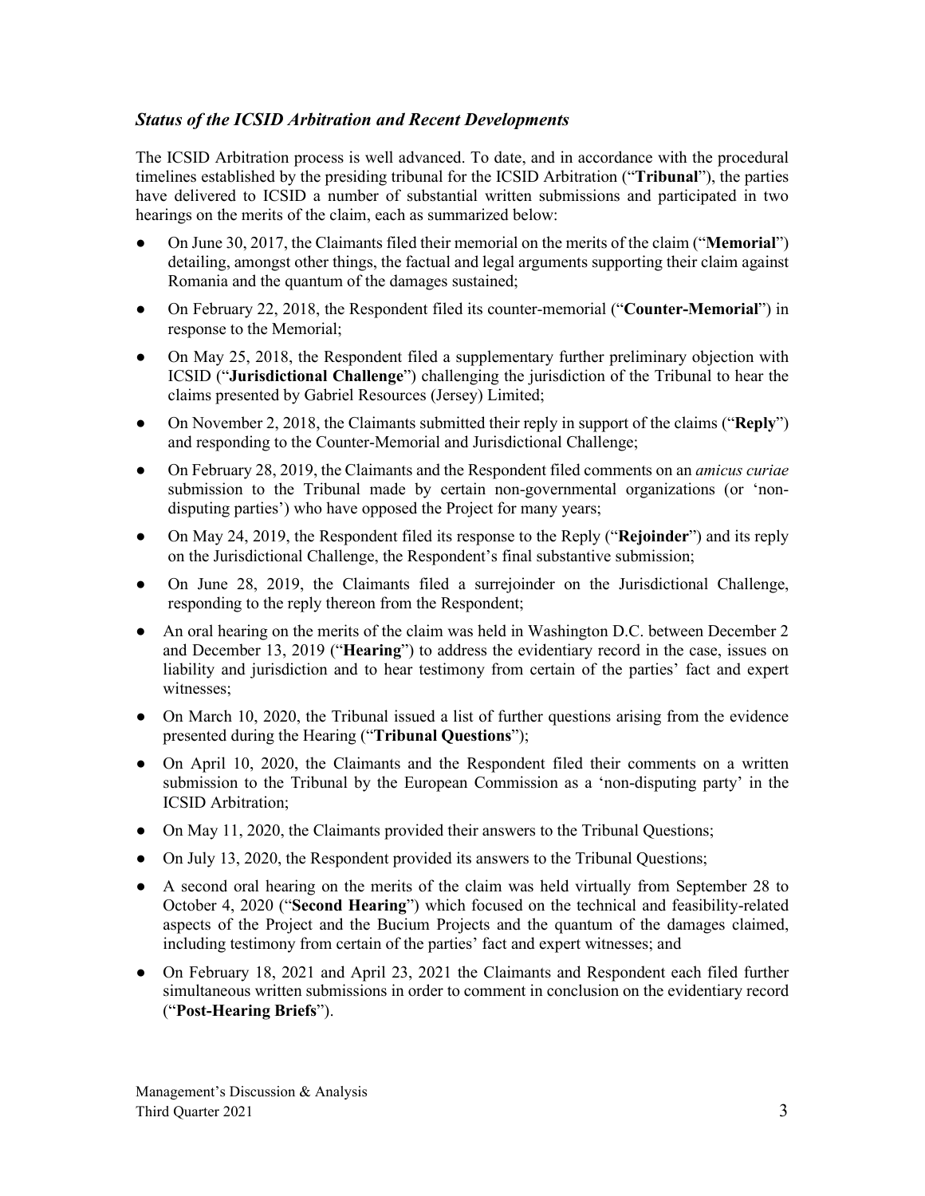### *Status of the ICSID Arbitration and Recent Developments*

The ICSID Arbitration process is well advanced. To date, and in accordance with the procedural timelines established by the presiding tribunal for the ICSID Arbitration ("**Tribunal**"), the parties have delivered to ICSID a number of substantial written submissions and participated in two hearings on the merits of the claim, each as summarized below:

- On June 30, 2017, the Claimants filed their memorial on the merits of the claim ("**Memorial**") detailing, amongst other things, the factual and legal arguments supporting their claim against Romania and the quantum of the damages sustained;
- On February 22, 2018, the Respondent filed its counter-memorial ("**Counter-Memorial**") in response to the Memorial;
- On May 25, 2018, the Respondent filed a supplementary further preliminary objection with ICSID ("**Jurisdictional Challenge**") challenging the jurisdiction of the Tribunal to hear the claims presented by Gabriel Resources (Jersey) Limited;
- On November 2, 2018, the Claimants submitted their reply in support of the claims ("**Reply**") and responding to the Counter-Memorial and Jurisdictional Challenge;
- On February 28, 2019, the Claimants and the Respondent filed comments on an *amicus curiae* submission to the Tribunal made by certain non-governmental organizations (or 'non-disputing parties') who have opposed the Project for many years;
- On May 24, 2019, the Respondent filed its response to the Reply ("**Rejoinder**") and its reply on the Jurisdictional Challenge, the Respondent's final substantive submission;
- On June 28, 2019, the Claimants filed a surrejoinder on the Jurisdictional Challenge, responding to the reply thereon from the Respondent;
- An oral hearing on the merits of the claim was held in Washington D.C. between December 2 and December 13, 2019 ("**Hearing**") to address the evidentiary record in the case, issues on liability and jurisdiction and to hear testimony from certain of the parties' fact and expert witnesses;
- On March 10, 2020, the Tribunal issued a list of further questions arising from the evidence presented during the Hearing ("**Tribunal Questions**");
- On April 10, 2020, the Claimants and the Respondent filed their comments on a written submission to the Tribunal by the European Commission as a 'non-disputing party' in the ICSID Arbitration;
- On May 11, 2020, the Claimants provided their answers to the Tribunal Questions;
- On July 13, 2020, the Respondent provided its answers to the Tribunal Questions;
- A second oral hearing on the merits of the claim was held virtually from September 28 to October 4, 2020 ("**Second Hearing**") which focused on the technical and feasibility-related aspects of the Project and the Bucium Projects and the quantum of the damages claimed, including testimony from certain of the parties' fact and expert witnesses; and
- On February 18, 2021 and April 23, 2021 the Claimants and Respondent each filed further simultaneous written submissions in order to comment in conclusion on the evidentiary record ("**Post-Hearing Briefs**").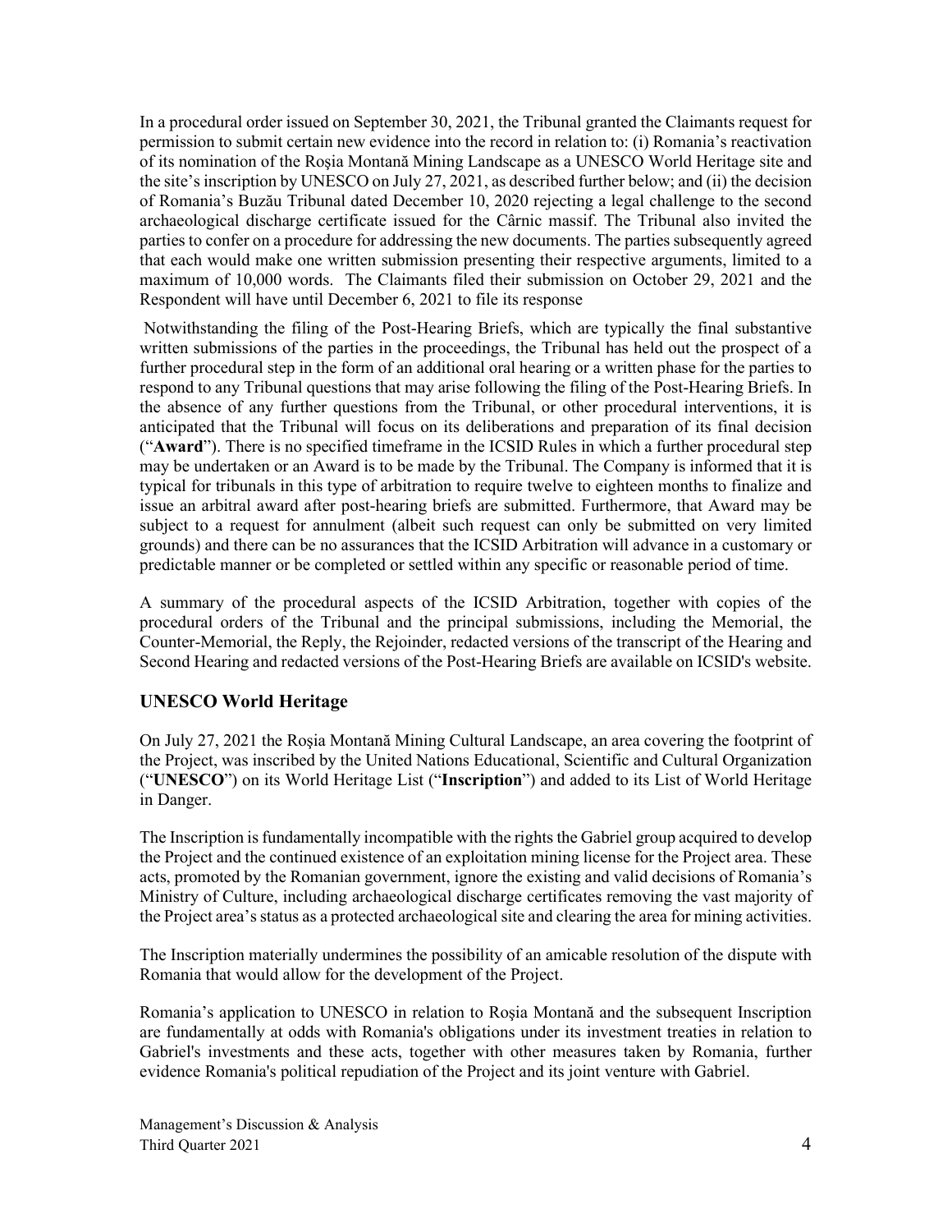In a procedural order issued on September 30, 2021, the Tribunal granted the Claimants request for permission to submit certain new evidence into the record in relation to: (i) Romania's reactivation of its nomination of the Roşia Montană Mining Landscape as a UNESCO World Heritage site and the site's inscription by UNESCO on July 27, 2021, as described further below; and (ii) the decision of Romania's Buzău Tribunal dated December 10, 2020 rejecting a legal challenge to the second archaeological discharge certificate issued for the Cârnic massif. The Tribunal also invited the parties to confer on a procedure for addressing the new documents. The parties subsequently agreed that each would make one written submission presenting their respective arguments, limited to a maximum of 10,000 words. The Claimants filed their submission on October 29, 2021 and the Respondent will have until December 6, 2021 to file its response

Notwithstanding the filing of the Post-Hearing Briefs, which are typically the final substantive written submissions of the parties in the proceedings, the Tribunal has held out the prospect of a further procedural step in the form of an additional oral hearing or a written phase for the parties to respond to any Tribunal questions that may arise following the filing of the Post-Hearing Briefs. In the absence of any further questions from the Tribunal, or other procedural interventions, it is anticipated that the Tribunal will focus on its deliberations and preparation of its final decision ("**Award**"). There is no specified timeframe in the ICSID Rules in which a further procedural step may be undertaken or an Award is to be made by the Tribunal. The Company is informed that it is typical for tribunals in this type of arbitration to require twelve to eighteen months to finalize and issue an arbitral award after post-hearing briefs are submitted. Furthermore, that Award may be subject to a request for annulment (albeit such request can only be submitted on very limited grounds) and there can be no assurances that the ICSID Arbitration will advance in a customary or predictable manner or be completed or settled within any specific or reasonable period of time.

A summary of the procedural aspects of the ICSID Arbitration, together with copies of the procedural orders of the Tribunal and the principal submissions, including the Memorial, the Counter-Memorial, the Reply, the Rejoinder, redacted versions of the transcript of the Hearing and Second Hearing and redacted versions of the Post-Hearing Briefs are available on ICSID's website.

## UNESCO World Heritage

On July 27, 2021 the Roșia Montană Mining Cultural Landscape, an area covering the footprint of the Project, was inscribed by the United Nations Educational, Scientific and Cultural Organization ("**UNESCO**") on its World Heritage List ("**Inscription**") and added to its List of World Heritage in Danger.

The Inscription is fundamentally incompatible with the rights the Gabriel group acquired to develop the Project and the continued existence of an exploitation mining license for the Project area. These acts, promoted by the Romanian government, ignore the existing and valid decisions of Romania's Ministry of Culture, including archaeological discharge certificates removing the vast majority of the Project area's status as a protected archaeological site and clearing the area for mining activities.

The Inscription materially undermines the possibility of an amicable resolution of the dispute with Romania that would allow for the development of the Project.

Romania's application to UNESCO in relation to Roşia Montană and the subsequent Inscription are fundamentally at odds with Romania's obligations under its investment treaties in relation to Gabriel's investments and these acts, together with other measures taken by Romania, further evidence Romania's political repudiation of the Project and its joint venture with Gabriel.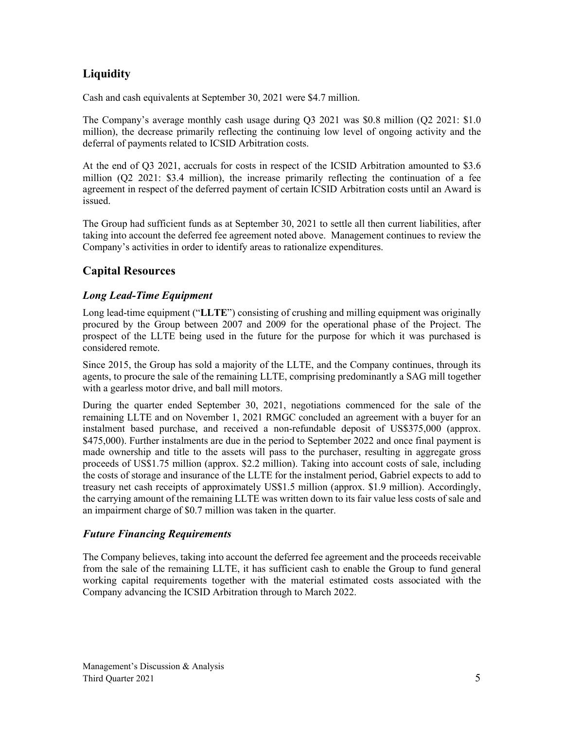## Liquidity

Cash and cash equivalents at September 30, 2021 were $4.7 million.

The Company's average monthly cash usage during Q3 2021 was $0.8 million (Q2 2021: $1.0 million), the decrease primarily reflecting the continuing low level of ongoing activity and the deferral of payments related to ICSID Arbitration costs.

At the end of Q3 2021, accruals for costs in respect of the ICSID Arbitration amounted to $3.6 million (Q2 2021: $3.4 million), the increase primarily reflecting the continuation of a fee agreement in respect of the deferred payment of certain ICSID Arbitration costs until an Award is issued.

The Group had sufficient funds as at September 30, 2021 to settle all then current liabilities, after taking into account the deferred fee agreement noted above. Management continues to review the Company's activities in order to identify areas to rationalize expenditures.

## Capital Resources

### *Long Lead-Time Equipment*

Long lead-time equipment ("**LLTE**") consisting of crushing and milling equipment was originally procured by the Group between 2007 and 2009 for the operational phase of the Project. The prospect of the LLTE being used in the future for the purpose for which it was purchased is considered remote.

Since 2015, the Group has sold a majority of the LLTE, and the Company continues, through its agents, to procure the sale of the remaining LLTE, comprising predominantly a SAG mill together with a gearless motor drive, and ball mill motors.

During the quarter ended September 30, 2021, negotiations commenced for the sale of the remaining LLTE and on November 1, 2021 RMGC concluded an agreement with a buyer for an instalment based purchase, and received a non-refundable deposit of US$375,000 (approx. $475,000). Further instalments are due in the period to September 2022 and once final payment is made ownership and title to the assets will pass to the purchaser, resulting in aggregate gross proceeds of US$1.75 million (approx. $2.2 million). Taking into account costs of sale, including the costs of storage and insurance of the LLTE for the instalment period, Gabriel expects to add to treasury net cash receipts of approximately US$1.5 million (approx. $1.9 million). Accordingly, the carrying amount of the remaining LLTE was written down to its fair value less costs of sale and an impairment charge of $0.7 million was taken in the quarter.

### *Future Financing Requirements*

The Company believes, taking into account the deferred fee agreement and the proceeds receivable from the sale of the remaining LLTE, it has sufficient cash to enable the Group to fund general working capital requirements together with the material estimated costs associated with the Company advancing the ICSID Arbitration through to March 2022.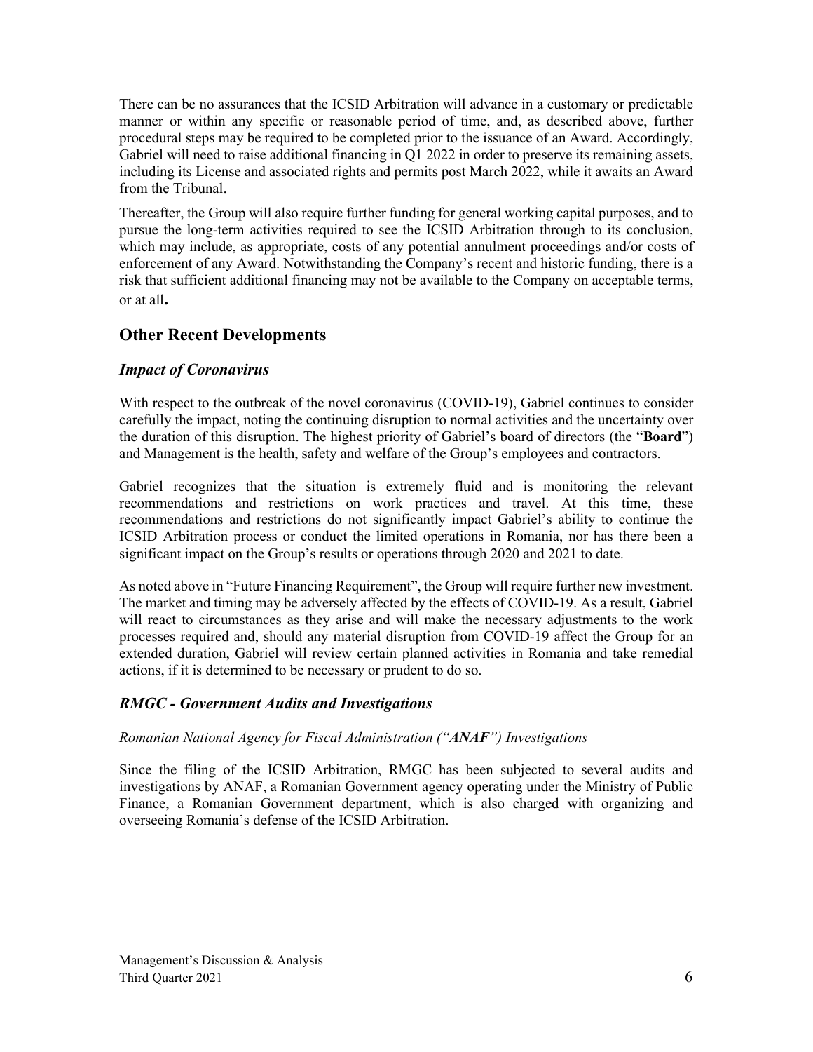There can be no assurances that the ICSID Arbitration will advance in a customary or predictable manner or within any specific or reasonable period of time, and, as described above, further procedural steps may be required to be completed prior to the issuance of an Award. Accordingly, Gabriel will need to raise additional financing in Q1 2022 in order to preserve its remaining assets, including its License and associated rights and permits post March 2022, while it awaits an Award from the Tribunal.

Thereafter, the Group will also require further funding for general working capital purposes, and to pursue the long-term activities required to see the ICSID Arbitration through to its conclusion, which may include, as appropriate, costs of any potential annulment proceedings and/or costs of enforcement of any Award. Notwithstanding the Company's recent and historic funding, there is a risk that sufficient additional financing may not be available to the Company on acceptable terms, or at all**.**

## Other Recent Developments

### *Impact of Coronavirus*

With respect to the outbreak of the novel coronavirus (COVID-19), Gabriel continues to consider carefully the impact, noting the continuing disruption to normal activities and the uncertainty over the duration of this disruption. The highest priority of Gabriel's board of directors (the "**Board**") and Management is the health, safety and welfare of the Group's employees and contractors.

Gabriel recognizes that the situation is extremely fluid and is monitoring the relevant recommendations and restrictions on work practices and travel. At this time, these recommendations and restrictions do not significantly impact Gabriel's ability to continue the ICSID Arbitration process or conduct the limited operations in Romania, nor has there been a significant impact on the Group's results or operations through 2020 and 2021 to date.

As noted above in "Future Financing Requirement", the Group will require further new investment. The market and timing may be adversely affected by the effects of COVID-19. As a result, Gabriel will react to circumstances as they arise and will make the necessary adjustments to the work processes required and, should any material disruption from COVID-19 affect the Group for an extended duration, Gabriel will review certain planned activities in Romania and take remedial actions, if it is determined to be necessary or prudent to do so.

### *RMGC - Government Audits and Investigations*

*Romanian National Agency for Fiscal Administration ("**ANAF**") Investigations*

Since the filing of the ICSID Arbitration, RMGC has been subjected to several audits and investigations by ANAF, a Romanian Government agency operating under the Ministry of Public Finance, a Romanian Government department, which is also charged with organizing and overseeing Romania's defense of the ICSID Arbitration.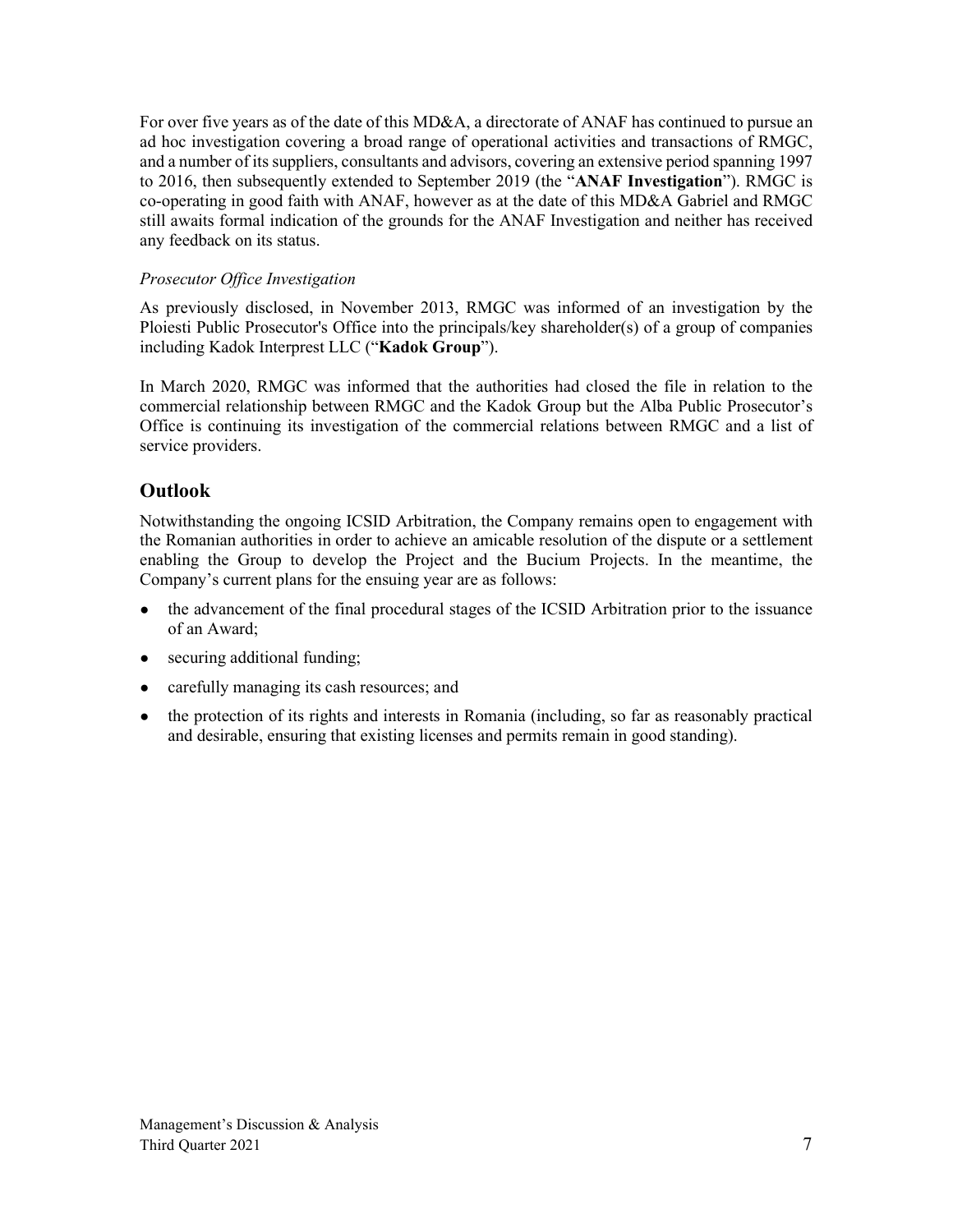For over five years as of the date of this MD&A, a directorate of ANAF has continued to pursue an ad hoc investigation covering a broad range of operational activities and transactions of RMGC, and a number of its suppliers, consultants and advisors, covering an extensive period spanning 1997 to 2016, then subsequently extended to September 2019 (the "**ANAF Investigation**"). RMGC is co-operating in good faith with ANAF, however as at the date of this MD&A Gabriel and RMGC still awaits formal indication of the grounds for the ANAF Investigation and neither has received any feedback on its status.

*Prosecutor Office Investigation*

As previously disclosed, in November 2013, RMGC was informed of an investigation by the Ploiesti Public Prosecutor's Office into the principals/key shareholder(s) of a group of companies including Kadok Interprest LLC ("**Kadok Group**").

In March 2020, RMGC was informed that the authorities had closed the file in relation to the commercial relationship between RMGC and the Kadok Group but the Alba Public Prosecutor's Office is continuing its investigation of the commercial relations between RMGC and a list of service providers.

## Outlook

Notwithstanding the ongoing ICSID Arbitration, the Company remains open to engagement with the Romanian authorities in order to achieve an amicable resolution of the dispute or a settlement enabling the Group to develop the Project and the Bucium Projects. In the meantime, the Company's current plans for the ensuing year are as follows:

- the advancement of the final procedural stages of the ICSID Arbitration prior to the issuance of an Award;
- securing additional funding;
- carefully managing its cash resources; and
- the protection of its rights and interests in Romania (including, so far as reasonably practical and desirable, ensuring that existing licenses and permits remain in good standing).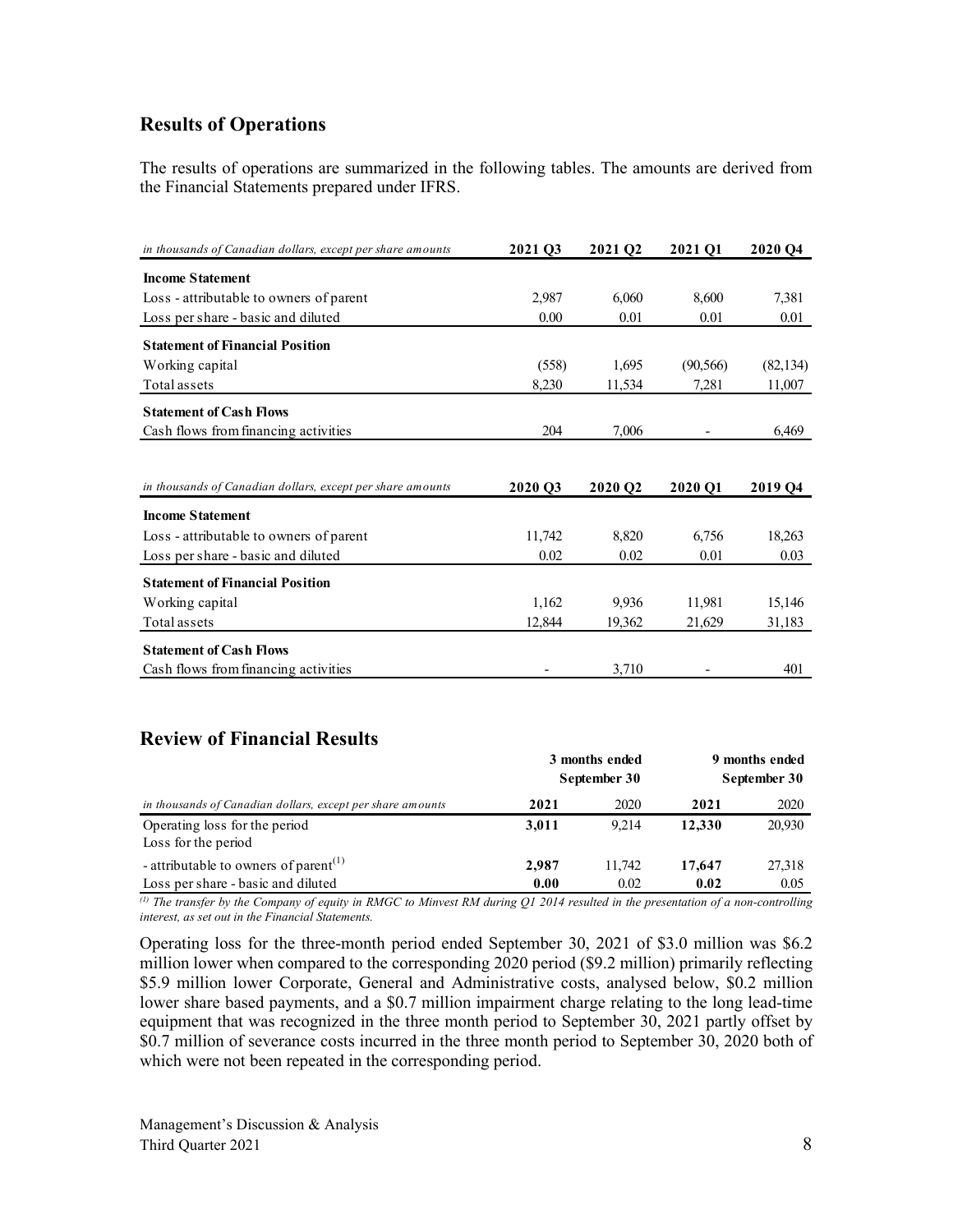## Results of Operations

The results of operations are summarized in the following tables. The amounts are derived from the Financial Statements prepared under IFRS.

| *in thousands of Canadian dollars, except per share amounts* | **2021 Q3** | **2021 Q2** | **2021 Q1** | **2020 Q4** |
|---|---|---|---|---|
| **Income Statement** | | | | |
| Loss - attributable to owners of parent | 2,987 | 6,060 | 8,600 | 7,381 |
| Loss per share - basic and diluted | 0.00 | 0.01 | 0.01 | 0.01 |
| **Statement of Financial Position** | | | | |
| Working capital | (558) | 1,695 | (90,566) | (82,134) |
| Total assets | 8,230 | 11,534 | 7,281 | 11,007 |
| **Statement of Cash Flows** | | | | |
| Cash flows from financing activities | 204 | 7,006 | - | 6,469 |

| *in thousands of Canadian dollars, except per share amounts* | **2020 Q3** | **2020 Q2** | **2020 Q1** | **2019 Q4** |
|---|---|---|---|---|
| **Income Statement** | | | | |
| Loss - attributable to owners of parent | 11,742 | 8,820 | 6,756 | 18,263 |
| Loss per share - basic and diluted | 0.02 | 0.02 | 0.01 | 0.03 |
| **Statement of Financial Position** | | | | |
| Working capital | 1,162 | 9,936 | 11,981 | 15,146 |
| Total assets | 12,844 | 19,362 | 21,629 | 31,183 |
| **Statement of Cash Flows** | | | | |
| Cash flows from financing activities | - | 3,710 | - | 401 |

## Review of Financial Results

| | **3 months ended September 30** | | **9 months ended September 30** | |
|---|---|---|---|---|
| *in thousands of Canadian dollars, except per share amounts* | **2021** | 2020 | **2021** | 2020 |
| Operating loss for the period | **3,011** | 9,214 | **12,330** | 20,930 |
| Loss for the period | | | | |
| - attributable to owners of parent[(1)] | **2,987** | 11,742 | **17,647** | 27,318 |
| Loss per share - basic and diluted | **0.00** | 0.02 | **0.02** | 0.05 |

*[(1)] The transfer by the Company of equity in RMGC to Minvest RM during Q1 2014 resulted in the presentation of a non-controlling interest, as set out in the Financial Statements.*

Operating loss for the three-month period ended September 30, 2021 of $3.0 million was $6.2 million lower when compared to the corresponding 2020 period ($9.2 million) primarily reflecting $5.9 million lower Corporate, General and Administrative costs, analysed below, $0.2 million lower share based payments, and a $0.7 million impairment charge relating to the long lead-time equipment that was recognized in the three month period to September 30, 2021 partly offset by $0.7 million of severance costs incurred in the three month period to September 30, 2020 both of which were not been repeated in the corresponding period.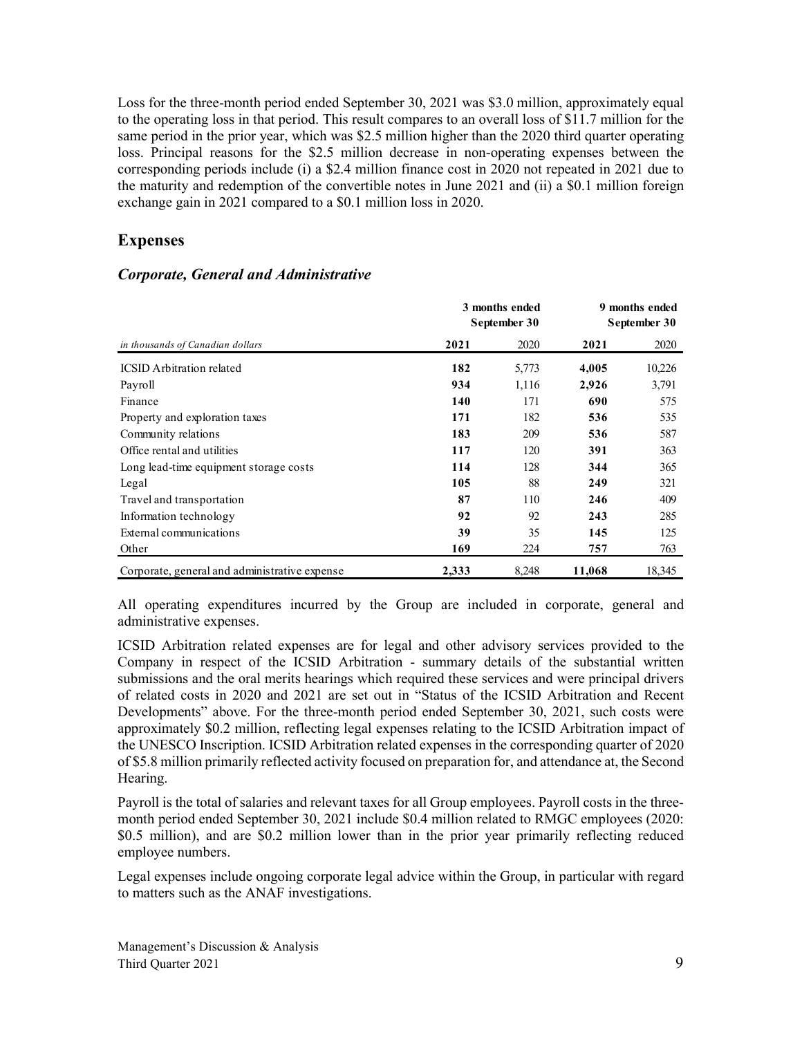Loss for the three-month period ended September 30, 2021 was $3.0 million, approximately equal to the operating loss in that period. This result compares to an overall loss of $11.7 million for the same period in the prior year, which was $2.5 million higher than the 2020 third quarter operating loss. Principal reasons for the $2.5 million decrease in non-operating expenses between the corresponding periods include (i) a $2.4 million finance cost in 2020 not repeated in 2021 due to the maturity and redemption of the convertible notes in June 2021 and (ii) a $0.1 million foreign exchange gain in 2021 compared to a $0.1 million loss in 2020.

## Expenses

### *Corporate, General and Administrative*

| | 3 months ended September 30 | | 9 months ended September 30 | |
|---|---|---|---|---|
| *in thousands of Canadian dollars* | **2021** | 2020 | **2021** | 2020 |
| ICSID Arbitration related | **182** | 5,773 | **4,005** | 10,226 |
| Payroll | **934** | 1,116 | **2,926** | 3,791 |
| Finance | **140** | 171 | **690** | 575 |
| Property and exploration taxes | **171** | 182 | **536** | 535 |
| Community relations | **183** | 209 | **536** | 587 |
| Office rental and utilities | **117** | 120 | **391** | 363 |
| Long lead-time equipment storage costs | **114** | 128 | **344** | 365 |
| Legal | **105** | 88 | **249** | 321 |
| Travel and transportation | **87** | 110 | **246** | 409 |
| Information technology | **92** | 92 | **243** | 285 |
| External communications | **39** | 35 | **145** | 125 |
| Other | **169** | 224 | **757** | 763 |
| Corporate, general and administrative expense | **2,333** | 8,248 | **11,068** | 18,345 |

All operating expenditures incurred by the Group are included in corporate, general and administrative expenses.

ICSID Arbitration related expenses are for legal and other advisory services provided to the Company in respect of the ICSID Arbitration - summary details of the substantial written submissions and the oral merits hearings which required these services and were principal drivers of related costs in 2020 and 2021 are set out in "Status of the ICSID Arbitration and Recent Developments" above. For the three-month period ended September 30, 2021, such costs were approximately $0.2 million, reflecting legal expenses relating to the ICSID Arbitration impact of the UNESCO Inscription. ICSID Arbitration related expenses in the corresponding quarter of 2020 of $5.8 million primarily reflected activity focused on preparation for, and attendance at, the Second Hearing.

Payroll is the total of salaries and relevant taxes for all Group employees. Payroll costs in the three-month period ended September 30, 2021 include $0.4 million related to RMGC employees (2020: $0.5 million), and are $0.2 million lower than in the prior year primarily reflecting reduced employee numbers.

Legal expenses include ongoing corporate legal advice within the Group, in particular with regard to matters such as the ANAF investigations.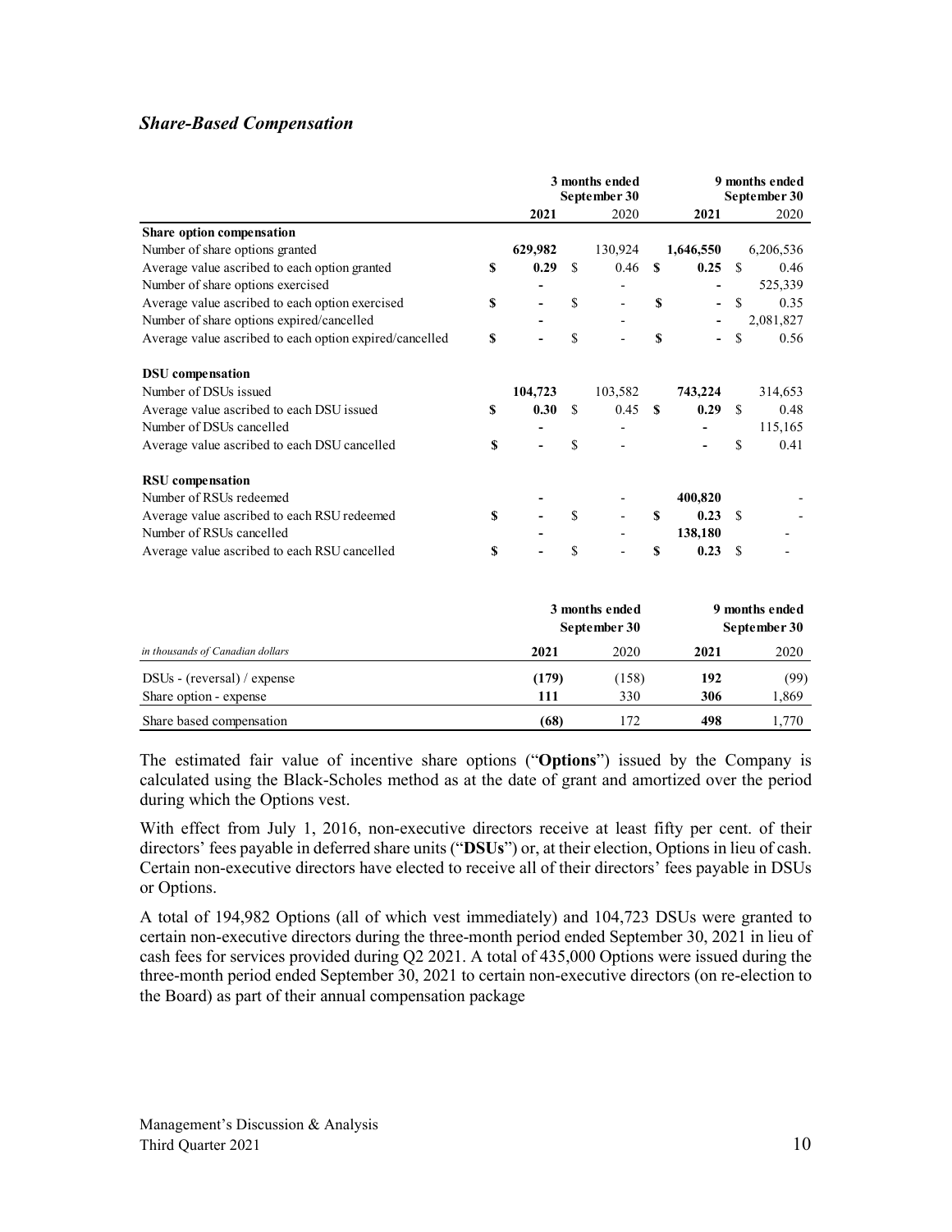### *Share-Based Compensation*

| | 3 months ended September 30 | | 9 months ended September 30 | |
|---|---|---|---|---|
| | **2021** | 2020 | **2021** | 2020 |
| **Share option compensation** | | | | |
| Number of share options granted | **629,982** | 130,924 | **1,646,550** | 6,206,536 |
| Average value ascribed to each option granted | **$ 0.29** | $ 0.46 | **$ 0.25** | $ 0.46 |
| Number of share options exercised | **-** | - | **-** | 525,339 |
| Average value ascribed to each option exercised | **$ -** | $ - | **$ -** | $ 0.35 |
| Number of share options expired/cancelled | **-** | - | **-** | 2,081,827 |
| Average value ascribed to each option expired/cancelled | **$ -** | $ - | **$ -** | $ 0.56 |
| **DSU compensation** | | | | |
| Number of DSUs issued | **104,723** | 103,582 | **743,224** | 314,653 |
| Average value ascribed to each DSU issued | **$ 0.30** | $ 0.45 | **$ 0.29** | $ 0.48 |
| Number of DSUs cancelled | **-** | - | **-** | 115,165 |
| Average value ascribed to each DSU cancelled | **$ -** | $ - | **-** | $ 0.41 |
| **RSU compensation** | | | | |
| Number of RSUs redeemed | **-** | - | **400,820** | - |
| Average value ascribed to each RSU redeemed | **$ -** | $ - | **$ 0.23** | $ - |
| Number of RSUs cancelled | **-** | - | **138,180** | - |
| Average value ascribed to each RSU cancelled | **$ -** | $ - | **$ 0.23** | $ - |

| | 3 months ended September 30 | | 9 months ended September 30 | |
|---|---|---|---|---|
| *in thousands of Canadian dollars* | **2021** | 2020 | **2021** | 2020 |
| DSUs - (reversal) / expense | **(179)** | (158) | **192** | (99) |
| Share option - expense | **111** | 330 | **306** | 1,869 |
| Share based compensation | **(68)** | 172 | **498** | 1,770 |

The estimated fair value of incentive share options ("**Options**") issued by the Company is calculated using the Black-Scholes method as at the date of grant and amortized over the period during which the Options vest.

With effect from July 1, 2016, non-executive directors receive at least fifty per cent. of their directors' fees payable in deferred share units ("**DSUs**") or, at their election, Options in lieu of cash. Certain non-executive directors have elected to receive all of their directors' fees payable in DSUs or Options.

A total of 194,982 Options (all of which vest immediately) and 104,723 DSUs were granted to certain non-executive directors during the three-month period ended September 30, 2021 in lieu of cash fees for services provided during Q2 2021. A total of 435,000 Options were issued during the three-month period ended September 30, 2021 to certain non-executive directors (on re-election to the Board) as part of their annual compensation package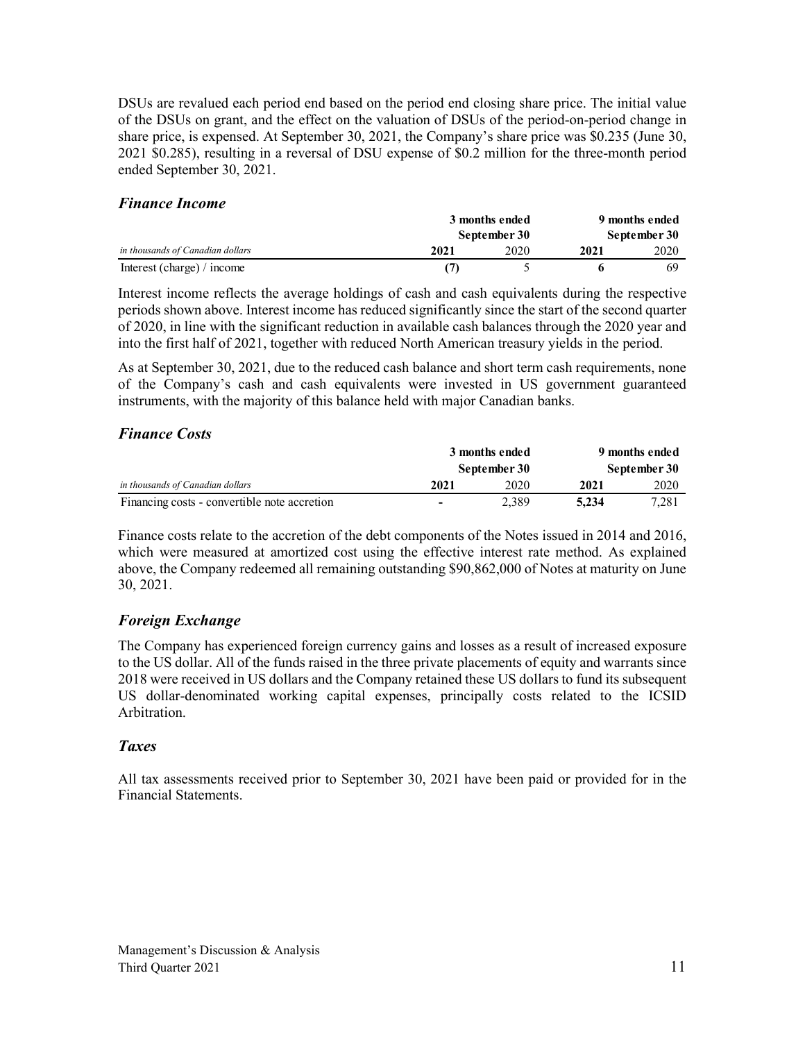DSUs are revalued each period end based on the period end closing share price. The initial value of the DSUs on grant, and the effect on the valuation of DSUs of the period-on-period change in share price, is expensed. At September 30, 2021, the Company's share price was $0.235 (June 30, 2021 $0.285), resulting in a reversal of DSU expense of $0.2 million for the three-month period ended September 30, 2021.

### *Finance Income*

| | 3 months ended September 30 | | 9 months ended September 30 | |
|---|---|---|---|---|
| *in thousands of Canadian dollars* | **2021** | 2020 | **2021** | 2020 |
| Interest (charge) / income | **(7)** | 5 | **6** | 69 |

Interest income reflects the average holdings of cash and cash equivalents during the respective periods shown above. Interest income has reduced significantly since the start of the second quarter of 2020, in line with the significant reduction in available cash balances through the 2020 year and into the first half of 2021, together with reduced North American treasury yields in the period.

As at September 30, 2021, due to the reduced cash balance and short term cash requirements, none of the Company's cash and cash equivalents were invested in US government guaranteed instruments, with the majority of this balance held with major Canadian banks.

### *Finance Costs*

| | 3 months ended September 30 | | 9 months ended September 30 | |
|---|---|---|---|---|
| *in thousands of Canadian dollars* | **2021** | 2020 | **2021** | 2020 |
| Financing costs - convertible note accretion | **-** | 2,389 | **5,234** | 7,281 |

Finance costs relate to the accretion of the debt components of the Notes issued in 2014 and 2016, which were measured at amortized cost using the effective interest rate method. As explained above, the Company redeemed all remaining outstanding $90,862,000 of Notes at maturity on June 30, 2021.

### *Foreign Exchange*

The Company has experienced foreign currency gains and losses as a result of increased exposure to the US dollar. All of the funds raised in the three private placements of equity and warrants since 2018 were received in US dollars and the Company retained these US dollars to fund its subsequent US dollar-denominated working capital expenses, principally costs related to the ICSID Arbitration.

### *Taxes*

All tax assessments received prior to September 30, 2021 have been paid or provided for in the Financial Statements.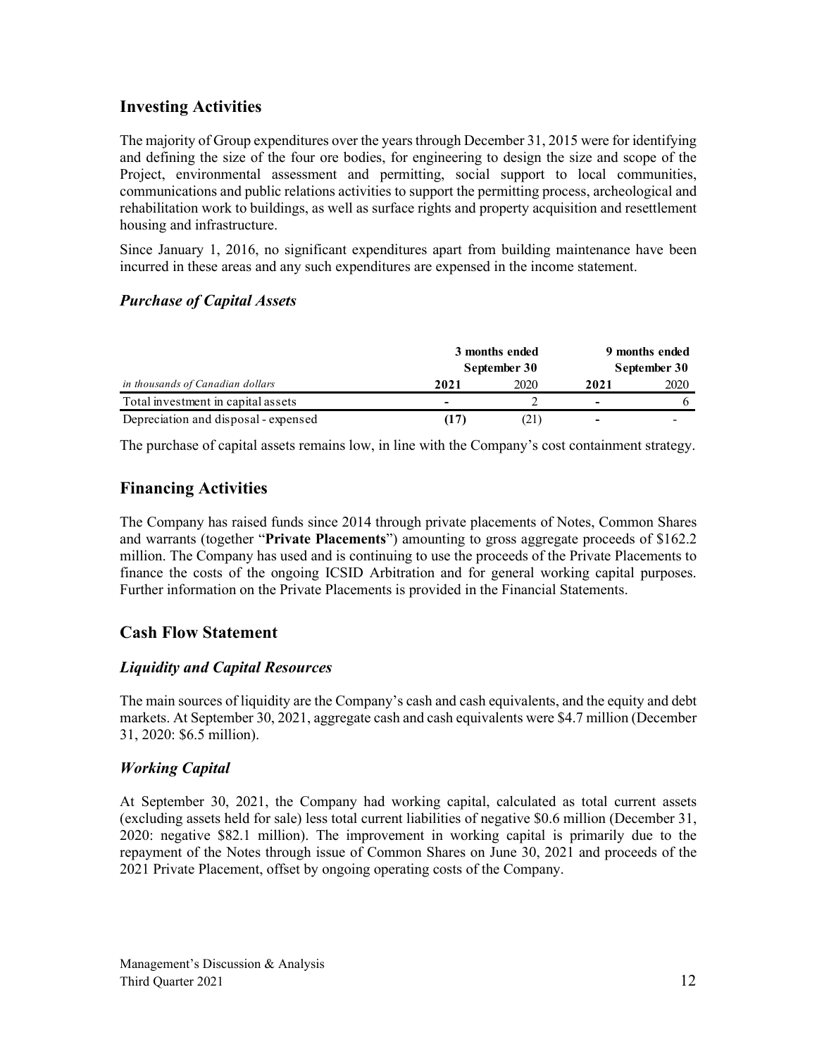## Investing Activities

The majority of Group expenditures over the years through December 31, 2015 were for identifying and defining the size of the four ore bodies, for engineering to design the size and scope of the Project, environmental assessment and permitting, social support to local communities, communications and public relations activities to support the permitting process, archeological and rehabilitation work to buildings, as well as surface rights and property acquisition and resettlement housing and infrastructure.

Since January 1, 2016, no significant expenditures apart from building maintenance have been incurred in these areas and any such expenditures are expensed in the income statement.

### *Purchase of Capital Assets*

| | 3 months ended September 30 | | 9 months ended September 30 | |
|---|---|---|---|---|
| *in thousands of Canadian dollars* | **2021** | 2020 | **2021** | 2020 |
| Total investment in capital assets | **-** | 2 | **-** | 6 |
| Depreciation and disposal - expensed | **(17)** | (21) | **-** | - |

The purchase of capital assets remains low, in line with the Company's cost containment strategy.

## Financing Activities

The Company has raised funds since 2014 through private placements of Notes, Common Shares and warrants (together "**Private Placements**") amounting to gross aggregate proceeds of $162.2 million. The Company has used and is continuing to use the proceeds of the Private Placements to finance the costs of the ongoing ICSID Arbitration and for general working capital purposes. Further information on the Private Placements is provided in the Financial Statements.

## Cash Flow Statement

### *Liquidity and Capital Resources*

The main sources of liquidity are the Company's cash and cash equivalents, and the equity and debt markets. At September 30, 2021, aggregate cash and cash equivalents were $4.7 million (December 31, 2020: $6.5 million).

### *Working Capital*

At September 30, 2021, the Company had working capital, calculated as total current assets (excluding assets held for sale) less total current liabilities of negative $0.6 million (December 31, 2020: negative $82.1 million). The improvement in working capital is primarily due to the repayment of the Notes through issue of Common Shares on June 30, 2021 and proceeds of the 2021 Private Placement, offset by ongoing operating costs of the Company.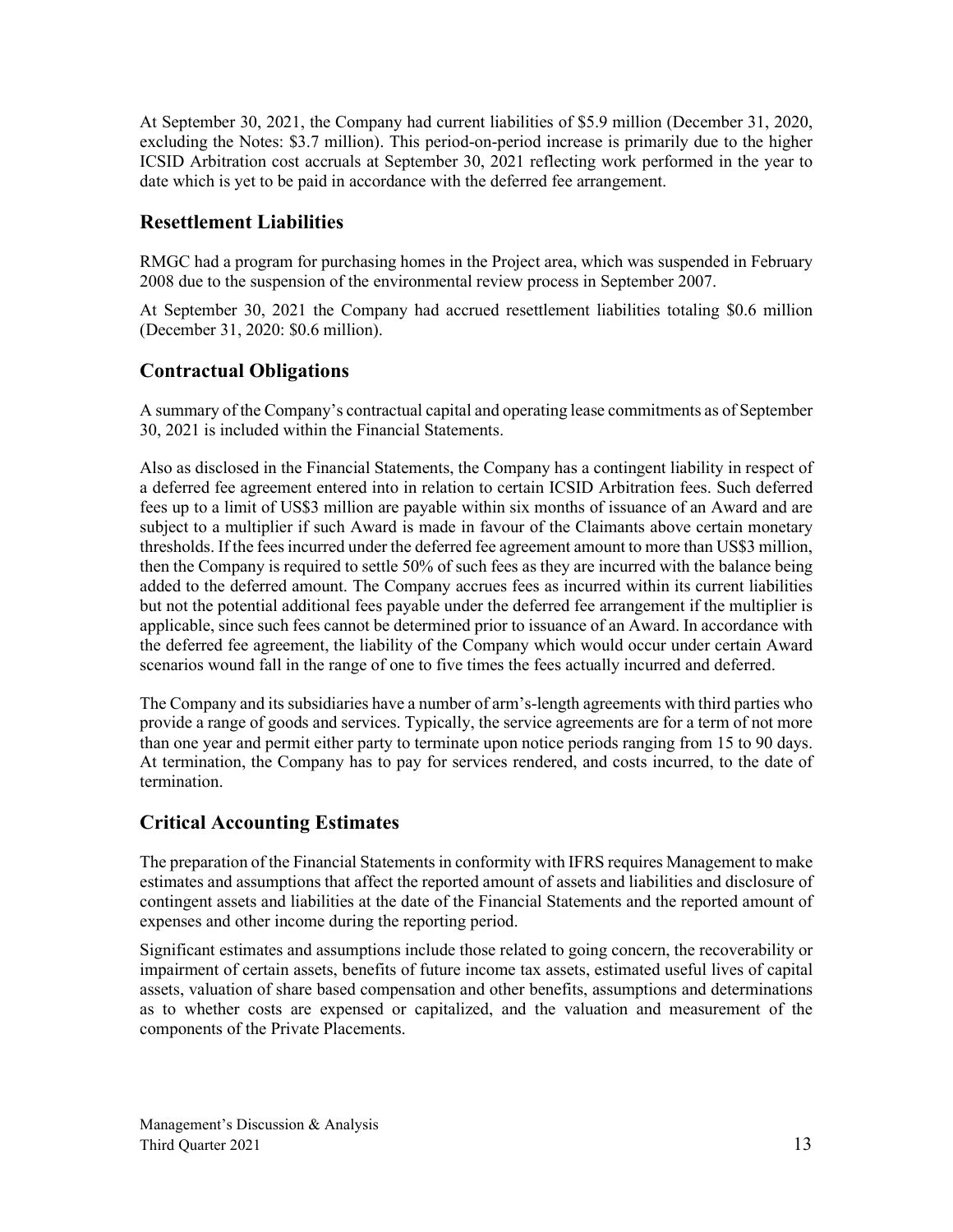At September 30, 2021, the Company had current liabilities of \$5.9 million (December 31, 2020, excluding the Notes: \$3.7 million). This period-on-period increase is primarily due to the higher ICSID Arbitration cost accruals at September 30, 2021 reflecting work performed in the year to date which is yet to be paid in accordance with the deferred fee arrangement.

## Resettlement Liabilities

RMGC had a program for purchasing homes in the Project area, which was suspended in February 2008 due to the suspension of the environmental review process in September 2007.

At September 30, 2021 the Company had accrued resettlement liabilities totaling \$0.6 million (December 31, 2020: \$0.6 million).

## Contractual Obligations

A summary of the Company's contractual capital and operating lease commitments as of September 30, 2021 is included within the Financial Statements.

Also as disclosed in the Financial Statements, the Company has a contingent liability in respect of a deferred fee agreement entered into in relation to certain ICSID Arbitration fees. Such deferred fees up to a limit of US\$3 million are payable within six months of issuance of an Award and are subject to a multiplier if such Award is made in favour of the Claimants above certain monetary thresholds. If the fees incurred under the deferred fee agreement amount to more than US\$3 million, then the Company is required to settle 50% of such fees as they are incurred with the balance being added to the deferred amount. The Company accrues fees as incurred within its current liabilities but not the potential additional fees payable under the deferred fee arrangement if the multiplier is applicable, since such fees cannot be determined prior to issuance of an Award. In accordance with the deferred fee agreement, the liability of the Company which would occur under certain Award scenarios wound fall in the range of one to five times the fees actually incurred and deferred.

The Company and its subsidiaries have a number of arm's-length agreements with third parties who provide a range of goods and services. Typically, the service agreements are for a term of not more than one year and permit either party to terminate upon notice periods ranging from 15 to 90 days. At termination, the Company has to pay for services rendered, and costs incurred, to the date of termination.

## Critical Accounting Estimates

The preparation of the Financial Statements in conformity with IFRS requires Management to make estimates and assumptions that affect the reported amount of assets and liabilities and disclosure of contingent assets and liabilities at the date of the Financial Statements and the reported amount of expenses and other income during the reporting period.

Significant estimates and assumptions include those related to going concern, the recoverability or impairment of certain assets, benefits of future income tax assets, estimated useful lives of capital assets, valuation of share based compensation and other benefits, assumptions and determinations as to whether costs are expensed or capitalized, and the valuation and measurement of the components of the Private Placements.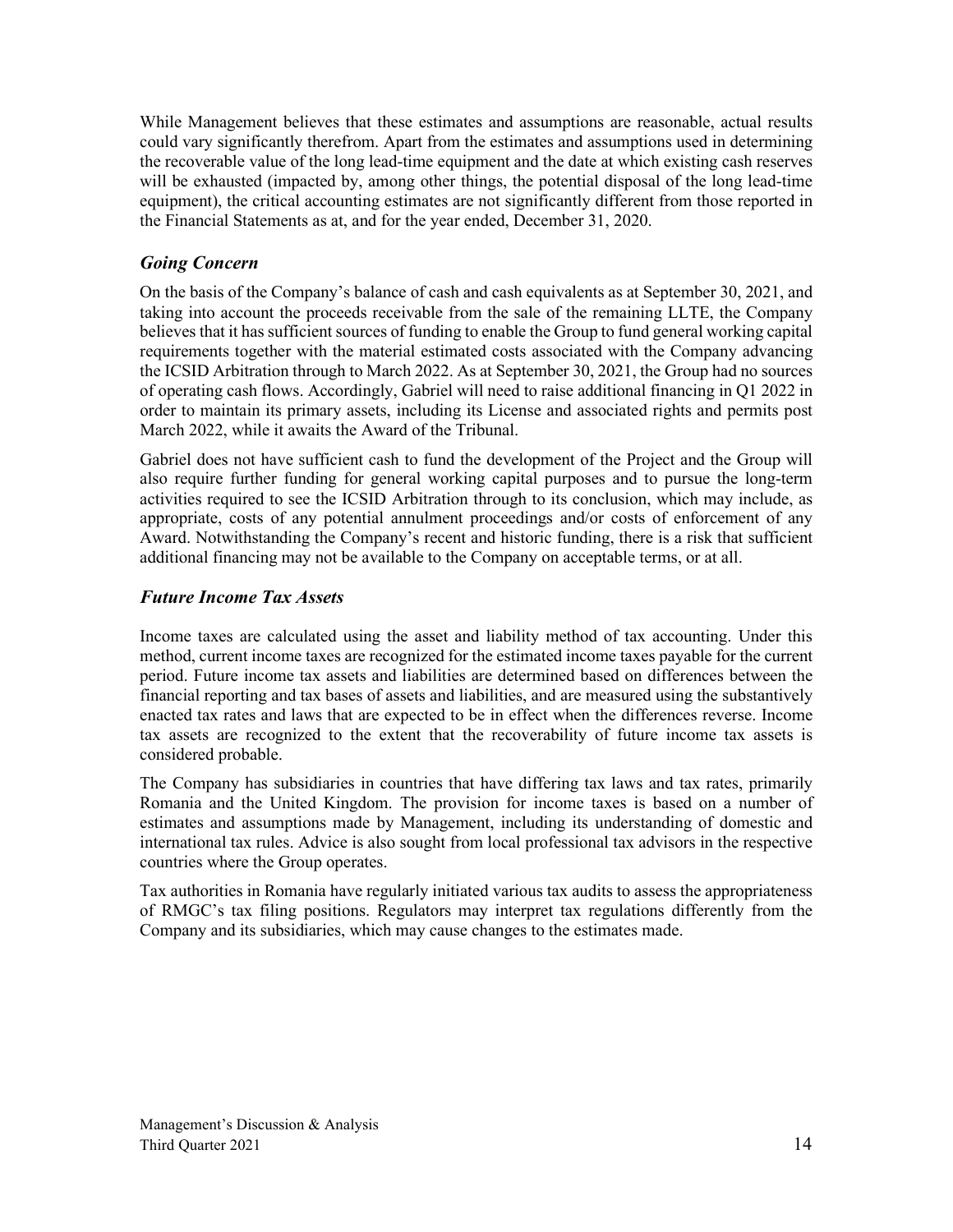While Management believes that these estimates and assumptions are reasonable, actual results could vary significantly therefrom. Apart from the estimates and assumptions used in determining the recoverable value of the long lead-time equipment and the date at which existing cash reserves will be exhausted (impacted by, among other things, the potential disposal of the long lead-time equipment), the critical accounting estimates are not significantly different from those reported in the Financial Statements as at, and for the year ended, December 31, 2020.

### *Going Concern*

On the basis of the Company's balance of cash and cash equivalents as at September 30, 2021, and taking into account the proceeds receivable from the sale of the remaining LLTE, the Company believes that it has sufficient sources of funding to enable the Group to fund general working capital requirements together with the material estimated costs associated with the Company advancing the ICSID Arbitration through to March 2022. As at September 30, 2021, the Group had no sources of operating cash flows. Accordingly, Gabriel will need to raise additional financing in Q1 2022 in order to maintain its primary assets, including its License and associated rights and permits post March 2022, while it awaits the Award of the Tribunal.

Gabriel does not have sufficient cash to fund the development of the Project and the Group will also require further funding for general working capital purposes and to pursue the long-term activities required to see the ICSID Arbitration through to its conclusion, which may include, as appropriate, costs of any potential annulment proceedings and/or costs of enforcement of any Award. Notwithstanding the Company's recent and historic funding, there is a risk that sufficient additional financing may not be available to the Company on acceptable terms, or at all.

### *Future Income Tax Assets*

Income taxes are calculated using the asset and liability method of tax accounting. Under this method, current income taxes are recognized for the estimated income taxes payable for the current period. Future income tax assets and liabilities are determined based on differences between the financial reporting and tax bases of assets and liabilities, and are measured using the substantively enacted tax rates and laws that are expected to be in effect when the differences reverse. Income tax assets are recognized to the extent that the recoverability of future income tax assets is considered probable.

The Company has subsidiaries in countries that have differing tax laws and tax rates, primarily Romania and the United Kingdom. The provision for income taxes is based on a number of estimates and assumptions made by Management, including its understanding of domestic and international tax rules. Advice is also sought from local professional tax advisors in the respective countries where the Group operates.

Tax authorities in Romania have regularly initiated various tax audits to assess the appropriateness of RMGC's tax filing positions. Regulators may interpret tax regulations differently from the Company and its subsidiaries, which may cause changes to the estimates made.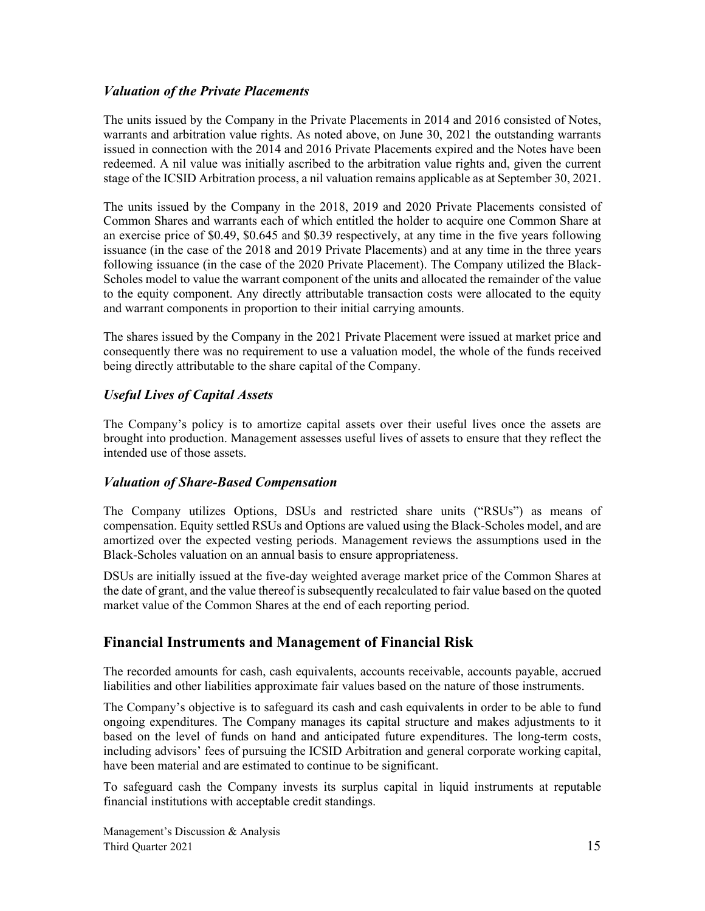### *Valuation of the Private Placements*

The units issued by the Company in the Private Placements in 2014 and 2016 consisted of Notes, warrants and arbitration value rights. As noted above, on June 30, 2021 the outstanding warrants issued in connection with the 2014 and 2016 Private Placements expired and the Notes have been redeemed. A nil value was initially ascribed to the arbitration value rights and, given the current stage of the ICSID Arbitration process, a nil valuation remains applicable as at September 30, 2021.

The units issued by the Company in the 2018, 2019 and 2020 Private Placements consisted of Common Shares and warrants each of which entitled the holder to acquire one Common Share at an exercise price of \$0.49, \$0.645 and \$0.39 respectively, at any time in the five years following issuance (in the case of the 2018 and 2019 Private Placements) and at any time in the three years following issuance (in the case of the 2020 Private Placement). The Company utilized the Black-Scholes model to value the warrant component of the units and allocated the remainder of the value to the equity component. Any directly attributable transaction costs were allocated to the equity and warrant components in proportion to their initial carrying amounts.

The shares issued by the Company in the 2021 Private Placement were issued at market price and consequently there was no requirement to use a valuation model, the whole of the funds received being directly attributable to the share capital of the Company.

### *Useful Lives of Capital Assets*

The Company's policy is to amortize capital assets over their useful lives once the assets are brought into production. Management assesses useful lives of assets to ensure that they reflect the intended use of those assets.

### *Valuation of Share-Based Compensation*

The Company utilizes Options, DSUs and restricted share units ("RSUs") as means of compensation. Equity settled RSUs and Options are valued using the Black-Scholes model, and are amortized over the expected vesting periods. Management reviews the assumptions used in the Black-Scholes valuation on an annual basis to ensure appropriateness.

DSUs are initially issued at the five-day weighted average market price of the Common Shares at the date of grant, and the value thereof is subsequently recalculated to fair value based on the quoted market value of the Common Shares at the end of each reporting period.

## Financial Instruments and Management of Financial Risk

The recorded amounts for cash, cash equivalents, accounts receivable, accounts payable, accrued liabilities and other liabilities approximate fair values based on the nature of those instruments.

The Company's objective is to safeguard its cash and cash equivalents in order to be able to fund ongoing expenditures. The Company manages its capital structure and makes adjustments to it based on the level of funds on hand and anticipated future expenditures. The long-term costs, including advisors' fees of pursuing the ICSID Arbitration and general corporate working capital, have been material and are estimated to continue to be significant.

To safeguard cash the Company invests its surplus capital in liquid instruments at reputable financial institutions with acceptable credit standings.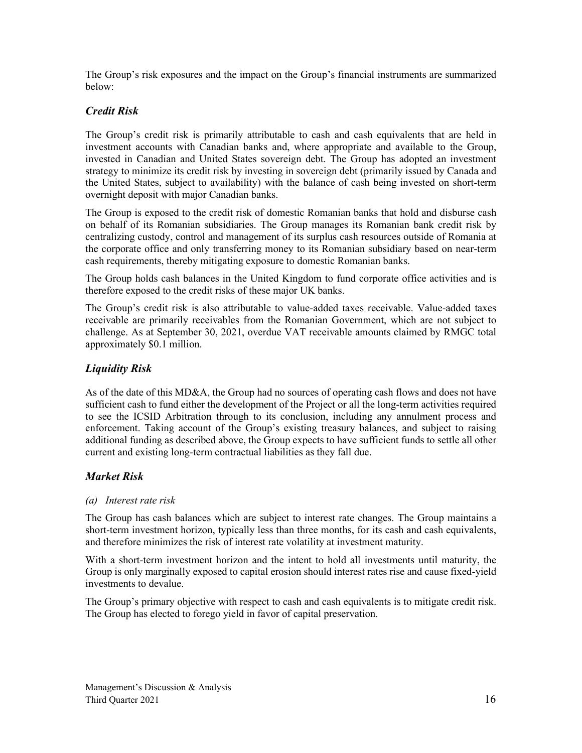The Group's risk exposures and the impact on the Group's financial instruments are summarized below:

### *Credit Risk*

The Group's credit risk is primarily attributable to cash and cash equivalents that are held in investment accounts with Canadian banks and, where appropriate and available to the Group, invested in Canadian and United States sovereign debt. The Group has adopted an investment strategy to minimize its credit risk by investing in sovereign debt (primarily issued by Canada and the United States, subject to availability) with the balance of cash being invested on short-term overnight deposit with major Canadian banks.

The Group is exposed to the credit risk of domestic Romanian banks that hold and disburse cash on behalf of its Romanian subsidiaries. The Group manages its Romanian bank credit risk by centralizing custody, control and management of its surplus cash resources outside of Romania at the corporate office and only transferring money to its Romanian subsidiary based on near-term cash requirements, thereby mitigating exposure to domestic Romanian banks.

The Group holds cash balances in the United Kingdom to fund corporate office activities and is therefore exposed to the credit risks of these major UK banks.

The Group's credit risk is also attributable to value-added taxes receivable. Value-added taxes receivable are primarily receivables from the Romanian Government, which are not subject to challenge. As at September 30, 2021, overdue VAT receivable amounts claimed by RMGC total approximately \$0.1 million.

### *Liquidity Risk*

As of the date of this MD&A, the Group had no sources of operating cash flows and does not have sufficient cash to fund either the development of the Project or all the long-term activities required to see the ICSID Arbitration through to its conclusion, including any annulment process and enforcement. Taking account of the Group's existing treasury balances, and subject to raising additional funding as described above, the Group expects to have sufficient funds to settle all other current and existing long-term contractual liabilities as they fall due.

### *Market Risk*

*(a) Interest rate risk*

The Group has cash balances which are subject to interest rate changes. The Group maintains a short-term investment horizon, typically less than three months, for its cash and cash equivalents, and therefore minimizes the risk of interest rate volatility at investment maturity.

With a short-term investment horizon and the intent to hold all investments until maturity, the Group is only marginally exposed to capital erosion should interest rates rise and cause fixed-yield investments to devalue.

The Group's primary objective with respect to cash and cash equivalents is to mitigate credit risk. The Group has elected to forego yield in favor of capital preservation.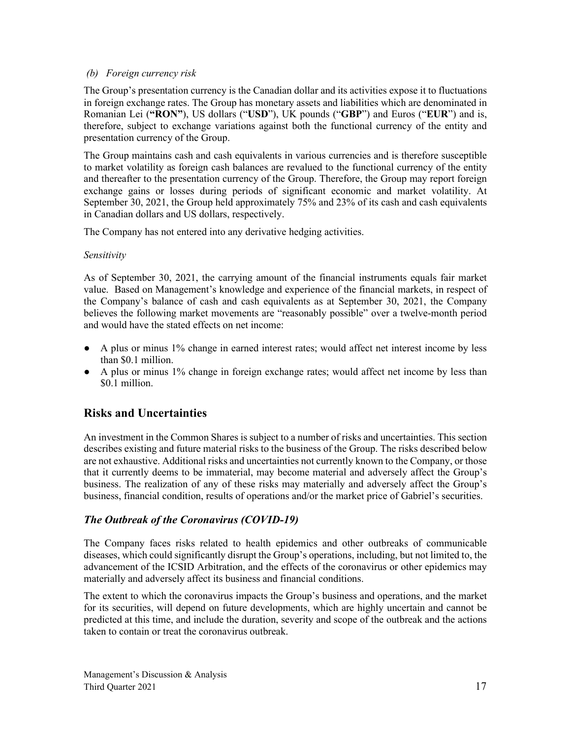*(b) Foreign currency risk*

The Group's presentation currency is the Canadian dollar and its activities expose it to fluctuations in foreign exchange rates. The Group has monetary assets and liabilities which are denominated in Romanian Lei (**"RON"**), US dollars ("**USD**"), UK pounds ("**GBP**") and Euros ("**EUR**") and is, therefore, subject to exchange variations against both the functional currency of the entity and presentation currency of the Group.

The Group maintains cash and cash equivalents in various currencies and is therefore susceptible to market volatility as foreign cash balances are revalued to the functional currency of the entity and thereafter to the presentation currency of the Group. Therefore, the Group may report foreign exchange gains or losses during periods of significant economic and market volatility. At September 30, 2021, the Group held approximately 75% and 23% of its cash and cash equivalents in Canadian dollars and US dollars, respectively.

The Company has not entered into any derivative hedging activities.

*Sensitivity*

As of September 30, 2021, the carrying amount of the financial instruments equals fair market value. Based on Management's knowledge and experience of the financial markets, in respect of the Company's balance of cash and cash equivalents as at September 30, 2021, the Company believes the following market movements are "reasonably possible" over a twelve-month period and would have the stated effects on net income:

- A plus or minus 1% change in earned interest rates; would affect net interest income by less than $0.1 million.
- A plus or minus 1% change in foreign exchange rates; would affect net income by less than $0.1 million.

## Risks and Uncertainties

An investment in the Common Shares is subject to a number of risks and uncertainties. This section describes existing and future material risks to the business of the Group. The risks described below are not exhaustive. Additional risks and uncertainties not currently known to the Company, or those that it currently deems to be immaterial, may become material and adversely affect the Group's business. The realization of any of these risks may materially and adversely affect the Group's business, financial condition, results of operations and/or the market price of Gabriel's securities.

### *The Outbreak of the Coronavirus (COVID-19)*

The Company faces risks related to health epidemics and other outbreaks of communicable diseases, which could significantly disrupt the Group's operations, including, but not limited to, the advancement of the ICSID Arbitration, and the effects of the coronavirus or other epidemics may materially and adversely affect its business and financial conditions.

The extent to which the coronavirus impacts the Group's business and operations, and the market for its securities, will depend on future developments, which are highly uncertain and cannot be predicted at this time, and include the duration, severity and scope of the outbreak and the actions taken to contain or treat the coronavirus outbreak.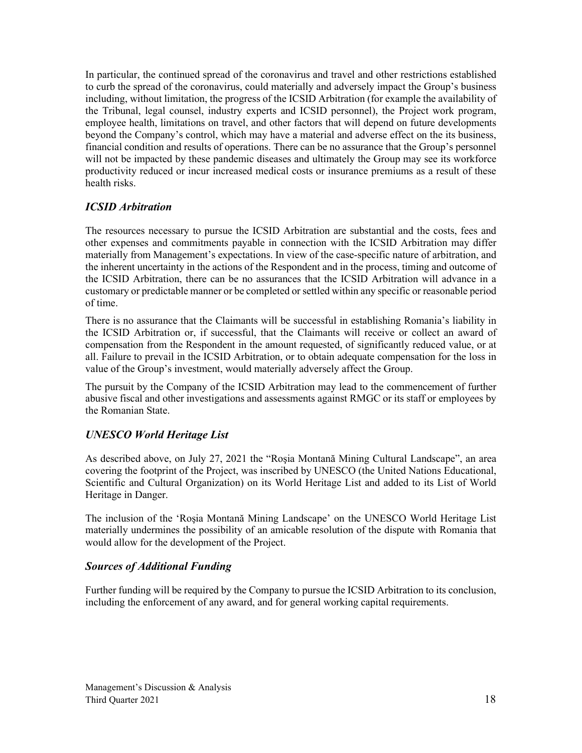In particular, the continued spread of the coronavirus and travel and other restrictions established to curb the spread of the coronavirus, could materially and adversely impact the Group's business including, without limitation, the progress of the ICSID Arbitration (for example the availability of the Tribunal, legal counsel, industry experts and ICSID personnel), the Project work program, employee health, limitations on travel, and other factors that will depend on future developments beyond the Company's control, which may have a material and adverse effect on the its business, financial condition and results of operations. There can be no assurance that the Group's personnel will not be impacted by these pandemic diseases and ultimately the Group may see its workforce productivity reduced or incur increased medical costs or insurance premiums as a result of these health risks.

### *ICSID Arbitration*

The resources necessary to pursue the ICSID Arbitration are substantial and the costs, fees and other expenses and commitments payable in connection with the ICSID Arbitration may differ materially from Management's expectations. In view of the case-specific nature of arbitration, and the inherent uncertainty in the actions of the Respondent and in the process, timing and outcome of the ICSID Arbitration, there can be no assurances that the ICSID Arbitration will advance in a customary or predictable manner or be completed or settled within any specific or reasonable period of time.

There is no assurance that the Claimants will be successful in establishing Romania's liability in the ICSID Arbitration or, if successful, that the Claimants will receive or collect an award of compensation from the Respondent in the amount requested, of significantly reduced value, or at all. Failure to prevail in the ICSID Arbitration, or to obtain adequate compensation for the loss in value of the Group's investment, would materially adversely affect the Group.

The pursuit by the Company of the ICSID Arbitration may lead to the commencement of further abusive fiscal and other investigations and assessments against RMGC or its staff or employees by the Romanian State.

### *UNESCO World Heritage List*

As described above, on July 27, 2021 the "Roşia Montană Mining Cultural Landscape", an area covering the footprint of the Project, was inscribed by UNESCO (the United Nations Educational, Scientific and Cultural Organization) on its World Heritage List and added to its List of World Heritage in Danger.

The inclusion of the 'Roşia Montană Mining Landscape' on the UNESCO World Heritage List materially undermines the possibility of an amicable resolution of the dispute with Romania that would allow for the development of the Project.

### *Sources of Additional Funding*

Further funding will be required by the Company to pursue the ICSID Arbitration to its conclusion, including the enforcement of any award, and for general working capital requirements.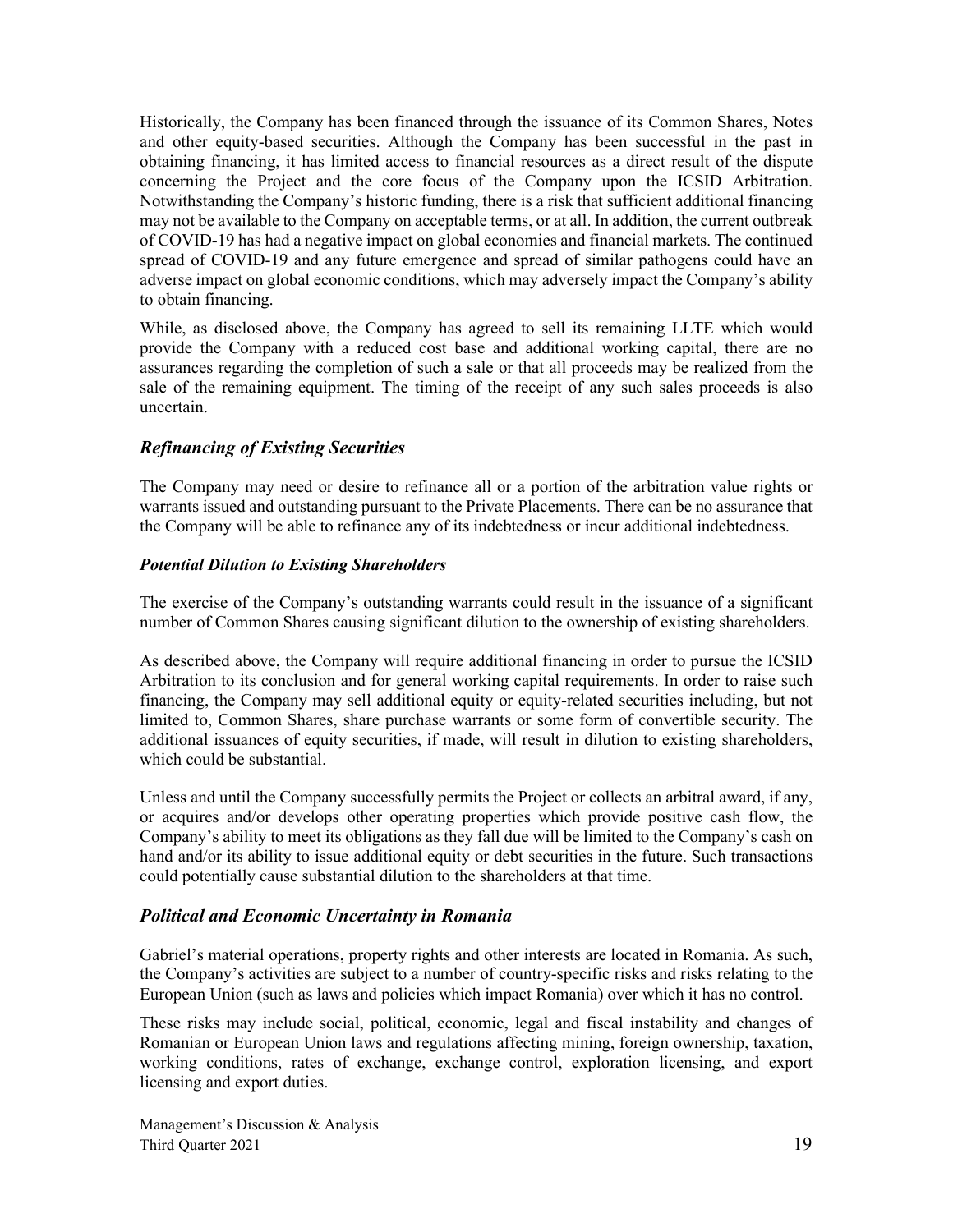Historically, the Company has been financed through the issuance of its Common Shares, Notes and other equity-based securities. Although the Company has been successful in the past in obtaining financing, it has limited access to financial resources as a direct result of the dispute concerning the Project and the core focus of the Company upon the ICSID Arbitration. Notwithstanding the Company's historic funding, there is a risk that sufficient additional financing may not be available to the Company on acceptable terms, or at all. In addition, the current outbreak of COVID-19 has had a negative impact on global economies and financial markets. The continued spread of COVID-19 and any future emergence and spread of similar pathogens could have an adverse impact on global economic conditions, which may adversely impact the Company's ability to obtain financing.

While, as disclosed above, the Company has agreed to sell its remaining LLTE which would provide the Company with a reduced cost base and additional working capital, there are no assurances regarding the completion of such a sale or that all proceeds may be realized from the sale of the remaining equipment. The timing of the receipt of any such sales proceeds is also uncertain.

## *Refinancing of Existing Securities*

The Company may need or desire to refinance all or a portion of the arbitration value rights or warrants issued and outstanding pursuant to the Private Placements. There can be no assurance that the Company will be able to refinance any of its indebtedness or incur additional indebtedness.

### *Potential Dilution to Existing Shareholders*

The exercise of the Company's outstanding warrants could result in the issuance of a significant number of Common Shares causing significant dilution to the ownership of existing shareholders.

As described above, the Company will require additional financing in order to pursue the ICSID Arbitration to its conclusion and for general working capital requirements. In order to raise such financing, the Company may sell additional equity or equity-related securities including, but not limited to, Common Shares, share purchase warrants or some form of convertible security. The additional issuances of equity securities, if made, will result in dilution to existing shareholders, which could be substantial.

Unless and until the Company successfully permits the Project or collects an arbitral award, if any, or acquires and/or develops other operating properties which provide positive cash flow, the Company's ability to meet its obligations as they fall due will be limited to the Company's cash on hand and/or its ability to issue additional equity or debt securities in the future. Such transactions could potentially cause substantial dilution to the shareholders at that time.

## *Political and Economic Uncertainty in Romania*

Gabriel's material operations, property rights and other interests are located in Romania. As such, the Company's activities are subject to a number of country-specific risks and risks relating to the European Union (such as laws and policies which impact Romania) over which it has no control.

These risks may include social, political, economic, legal and fiscal instability and changes of Romanian or European Union laws and regulations affecting mining, foreign ownership, taxation, working conditions, rates of exchange, exchange control, exploration licensing, and export licensing and export duties.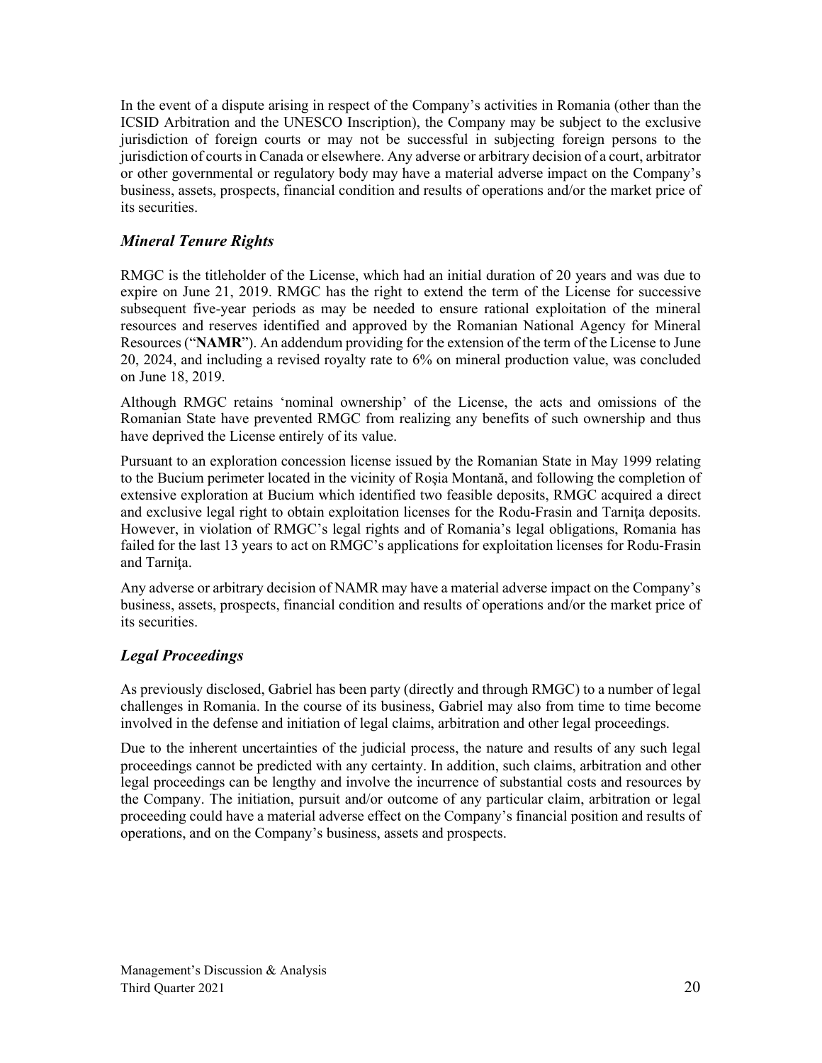In the event of a dispute arising in respect of the Company's activities in Romania (other than the ICSID Arbitration and the UNESCO Inscription), the Company may be subject to the exclusive jurisdiction of foreign courts or may not be successful in subjecting foreign persons to the jurisdiction of courts in Canada or elsewhere. Any adverse or arbitrary decision of a court, arbitrator or other governmental or regulatory body may have a material adverse impact on the Company's business, assets, prospects, financial condition and results of operations and/or the market price of its securities.

### *Mineral Tenure Rights*

RMGC is the titleholder of the License, which had an initial duration of 20 years and was due to expire on June 21, 2019. RMGC has the right to extend the term of the License for successive subsequent five-year periods as may be needed to ensure rational exploitation of the mineral resources and reserves identified and approved by the Romanian National Agency for Mineral Resources ("**NAMR**"). An addendum providing for the extension of the term of the License to June 20, 2024, and including a revised royalty rate to 6% on mineral production value, was concluded on June 18, 2019.

Although RMGC retains 'nominal ownership' of the License, the acts and omissions of the Romanian State have prevented RMGC from realizing any benefits of such ownership and thus have deprived the License entirely of its value.

Pursuant to an exploration concession license issued by the Romanian State in May 1999 relating to the Bucium perimeter located in the vicinity of Roşia Montană, and following the completion of extensive exploration at Bucium which identified two feasible deposits, RMGC acquired a direct and exclusive legal right to obtain exploitation licenses for the Rodu-Frasin and Tarniţa deposits. However, in violation of RMGC's legal rights and of Romania's legal obligations, Romania has failed for the last 13 years to act on RMGC's applications for exploitation licenses for Rodu-Frasin and Tarniţa.

Any adverse or arbitrary decision of NAMR may have a material adverse impact on the Company's business, assets, prospects, financial condition and results of operations and/or the market price of its securities.

### *Legal Proceedings*

As previously disclosed, Gabriel has been party (directly and through RMGC) to a number of legal challenges in Romania. In the course of its business, Gabriel may also from time to time become involved in the defense and initiation of legal claims, arbitration and other legal proceedings.

Due to the inherent uncertainties of the judicial process, the nature and results of any such legal proceedings cannot be predicted with any certainty. In addition, such claims, arbitration and other legal proceedings can be lengthy and involve the incurrence of substantial costs and resources by the Company. The initiation, pursuit and/or outcome of any particular claim, arbitration or legal proceeding could have a material adverse effect on the Company's financial position and results of operations, and on the Company's business, assets and prospects.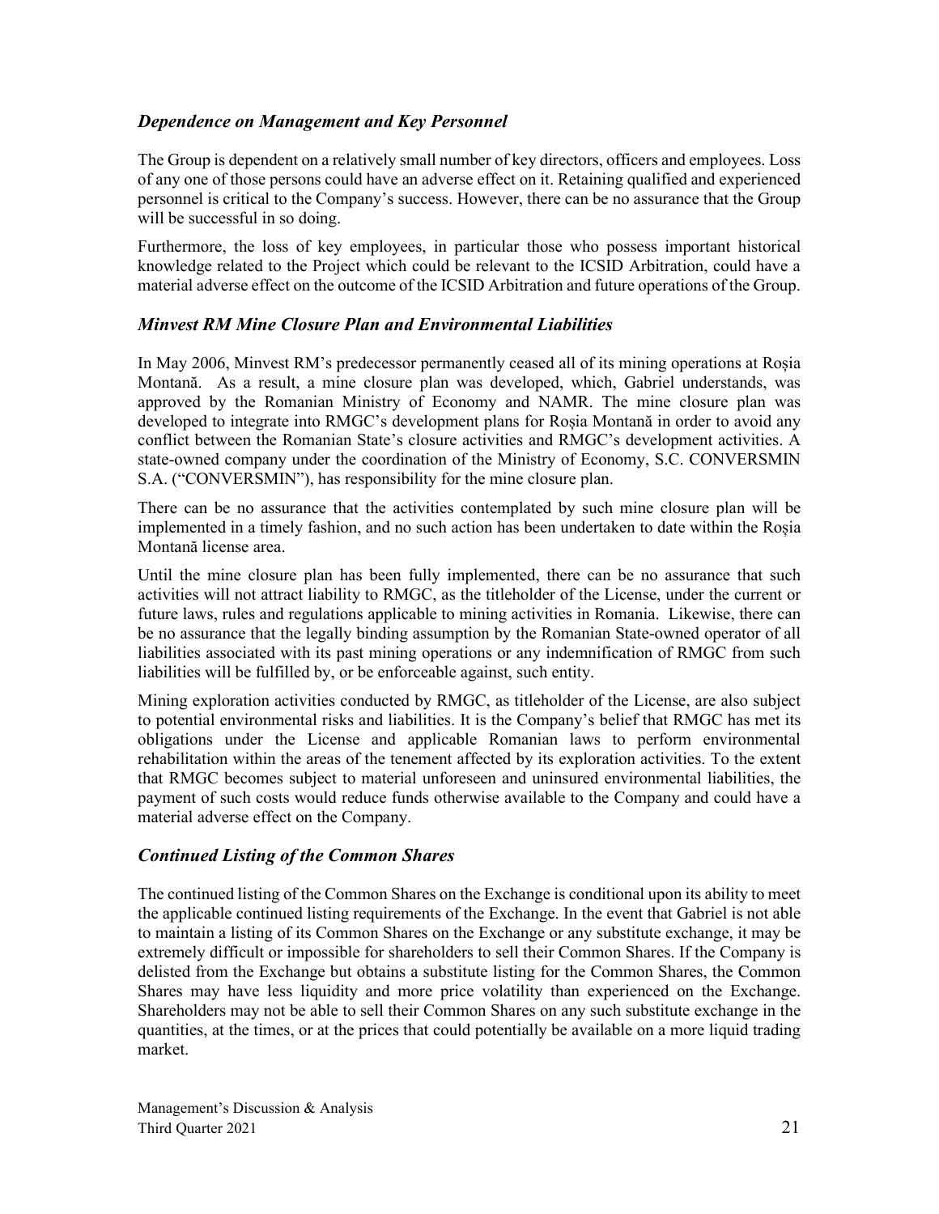### *Dependence on Management and Key Personnel*

The Group is dependent on a relatively small number of key directors, officers and employees. Loss of any one of those persons could have an adverse effect on it. Retaining qualified and experienced personnel is critical to the Company's success. However, there can be no assurance that the Group will be successful in so doing.

Furthermore, the loss of key employees, in particular those who possess important historical knowledge related to the Project which could be relevant to the ICSID Arbitration, could have a material adverse effect on the outcome of the ICSID Arbitration and future operations of the Group.

### *Minvest RM Mine Closure Plan and Environmental Liabilities*

In May 2006, Minvest RM's predecessor permanently ceased all of its mining operations at Roșia Montană. As a result, a mine closure plan was developed, which, Gabriel understands, was approved by the Romanian Ministry of Economy and NAMR. The mine closure plan was developed to integrate into RMGC's development plans for Roșia Montană in order to avoid any conflict between the Romanian State's closure activities and RMGC's development activities. A state-owned company under the coordination of the Ministry of Economy, S.C. CONVERSMIN S.A. ("CONVERSMIN"), has responsibility for the mine closure plan.

There can be no assurance that the activities contemplated by such mine closure plan will be implemented in a timely fashion, and no such action has been undertaken to date within the Roșia Montană license area.

Until the mine closure plan has been fully implemented, there can be no assurance that such activities will not attract liability to RMGC, as the titleholder of the License, under the current or future laws, rules and regulations applicable to mining activities in Romania. Likewise, there can be no assurance that the legally binding assumption by the Romanian State-owned operator of all liabilities associated with its past mining operations or any indemnification of RMGC from such liabilities will be fulfilled by, or be enforceable against, such entity.

Mining exploration activities conducted by RMGC, as titleholder of the License, are also subject to potential environmental risks and liabilities. It is the Company's belief that RMGC has met its obligations under the License and applicable Romanian laws to perform environmental rehabilitation within the areas of the tenement affected by its exploration activities. To the extent that RMGC becomes subject to material unforeseen and uninsured environmental liabilities, the payment of such costs would reduce funds otherwise available to the Company and could have a material adverse effect on the Company.

### *Continued Listing of the Common Shares*

The continued listing of the Common Shares on the Exchange is conditional upon its ability to meet the applicable continued listing requirements of the Exchange. In the event that Gabriel is not able to maintain a listing of its Common Shares on the Exchange or any substitute exchange, it may be extremely difficult or impossible for shareholders to sell their Common Shares. If the Company is delisted from the Exchange but obtains a substitute listing for the Common Shares, the Common Shares may have less liquidity and more price volatility than experienced on the Exchange. Shareholders may not be able to sell their Common Shares on any such substitute exchange in the quantities, at the times, or at the prices that could potentially be available on a more liquid trading market.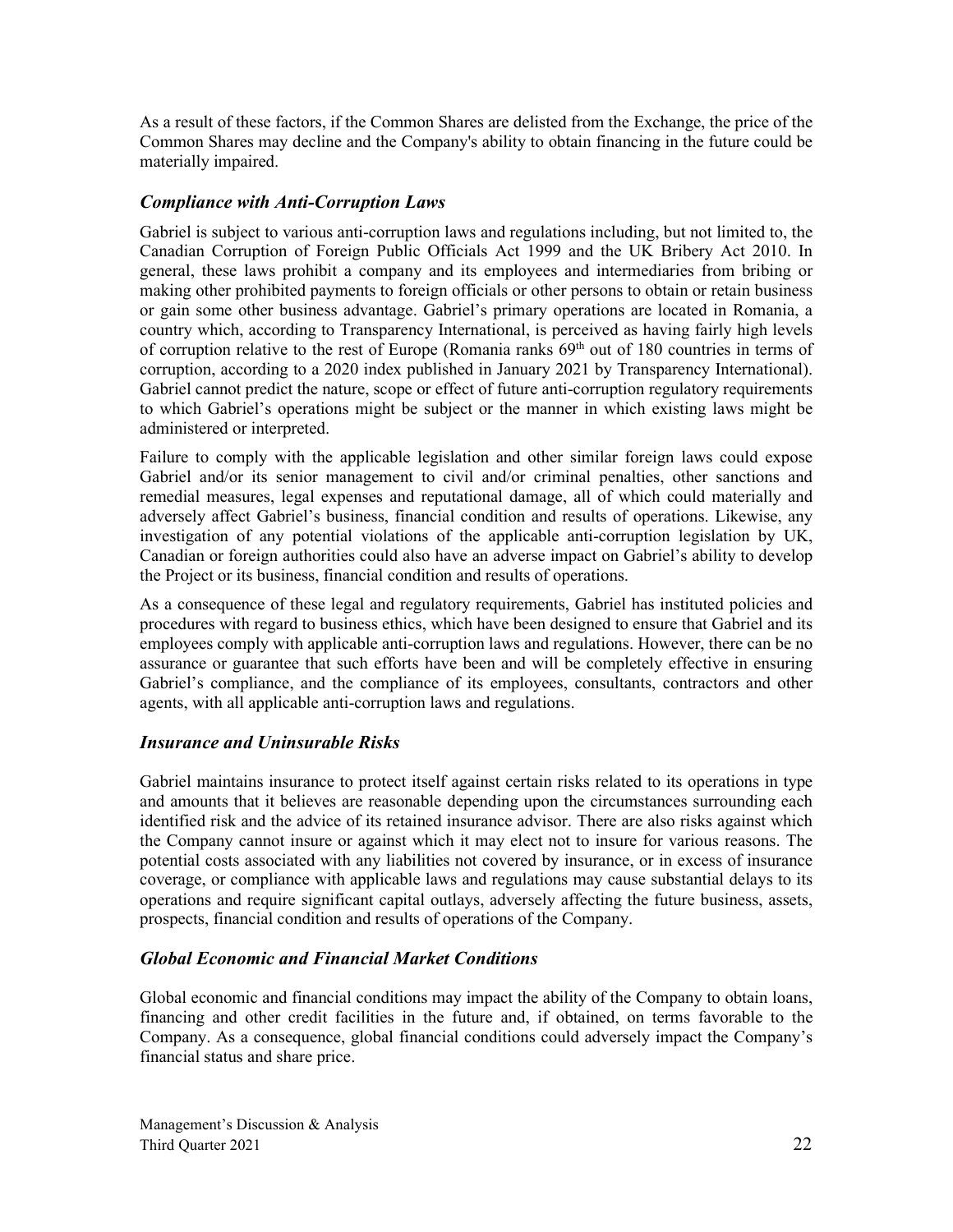As a result of these factors, if the Common Shares are delisted from the Exchange, the price of the Common Shares may decline and the Company's ability to obtain financing in the future could be materially impaired.

### *Compliance with Anti-Corruption Laws*

Gabriel is subject to various anti-corruption laws and regulations including, but not limited to, the Canadian Corruption of Foreign Public Officials Act 1999 and the UK Bribery Act 2010. In general, these laws prohibit a company and its employees and intermediaries from bribing or making other prohibited payments to foreign officials or other persons to obtain or retain business or gain some other business advantage. Gabriel's primary operations are located in Romania, a country which, according to Transparency International, is perceived as having fairly high levels of corruption relative to the rest of Europe (Romania ranks 69th out of 180 countries in terms of corruption, according to a 2020 index published in January 2021 by Transparency International). Gabriel cannot predict the nature, scope or effect of future anti-corruption regulatory requirements to which Gabriel's operations might be subject or the manner in which existing laws might be administered or interpreted.

Failure to comply with the applicable legislation and other similar foreign laws could expose Gabriel and/or its senior management to civil and/or criminal penalties, other sanctions and remedial measures, legal expenses and reputational damage, all of which could materially and adversely affect Gabriel's business, financial condition and results of operations. Likewise, any investigation of any potential violations of the applicable anti-corruption legislation by UK, Canadian or foreign authorities could also have an adverse impact on Gabriel's ability to develop the Project or its business, financial condition and results of operations.

As a consequence of these legal and regulatory requirements, Gabriel has instituted policies and procedures with regard to business ethics, which have been designed to ensure that Gabriel and its employees comply with applicable anti-corruption laws and regulations. However, there can be no assurance or guarantee that such efforts have been and will be completely effective in ensuring Gabriel's compliance, and the compliance of its employees, consultants, contractors and other agents, with all applicable anti-corruption laws and regulations.

### *Insurance and Uninsurable Risks*

Gabriel maintains insurance to protect itself against certain risks related to its operations in type and amounts that it believes are reasonable depending upon the circumstances surrounding each identified risk and the advice of its retained insurance advisor. There are also risks against which the Company cannot insure or against which it may elect not to insure for various reasons. The potential costs associated with any liabilities not covered by insurance, or in excess of insurance coverage, or compliance with applicable laws and regulations may cause substantial delays to its operations and require significant capital outlays, adversely affecting the future business, assets, prospects, financial condition and results of operations of the Company.

### *Global Economic and Financial Market Conditions*

Global economic and financial conditions may impact the ability of the Company to obtain loans, financing and other credit facilities in the future and, if obtained, on terms favorable to the Company. As a consequence, global financial conditions could adversely impact the Company's financial status and share price.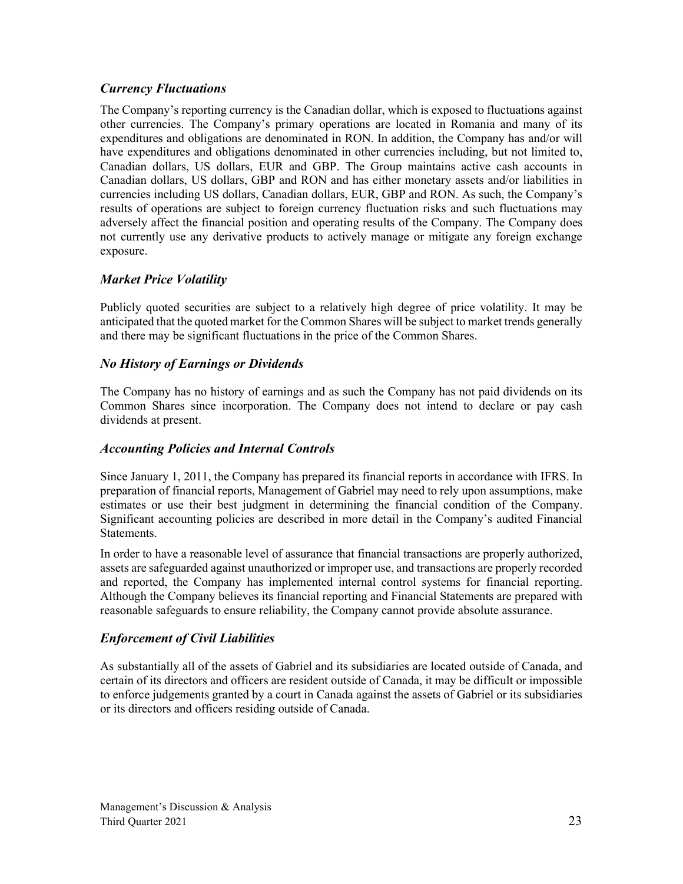### *Currency Fluctuations*

The Company's reporting currency is the Canadian dollar, which is exposed to fluctuations against other currencies. The Company's primary operations are located in Romania and many of its expenditures and obligations are denominated in RON. In addition, the Company has and/or will have expenditures and obligations denominated in other currencies including, but not limited to, Canadian dollars, US dollars, EUR and GBP. The Group maintains active cash accounts in Canadian dollars, US dollars, GBP and RON and has either monetary assets and/or liabilities in currencies including US dollars, Canadian dollars, EUR, GBP and RON. As such, the Company's results of operations are subject to foreign currency fluctuation risks and such fluctuations may adversely affect the financial position and operating results of the Company. The Company does not currently use any derivative products to actively manage or mitigate any foreign exchange exposure.

### *Market Price Volatility*

Publicly quoted securities are subject to a relatively high degree of price volatility. It may be anticipated that the quoted market for the Common Shares will be subject to market trends generally and there may be significant fluctuations in the price of the Common Shares.

### *No History of Earnings or Dividends*

The Company has no history of earnings and as such the Company has not paid dividends on its Common Shares since incorporation. The Company does not intend to declare or pay cash dividends at present.

### *Accounting Policies and Internal Controls*

Since January 1, 2011, the Company has prepared its financial reports in accordance with IFRS. In preparation of financial reports, Management of Gabriel may need to rely upon assumptions, make estimates or use their best judgment in determining the financial condition of the Company. Significant accounting policies are described in more detail in the Company's audited Financial Statements.

In order to have a reasonable level of assurance that financial transactions are properly authorized, assets are safeguarded against unauthorized or improper use, and transactions are properly recorded and reported, the Company has implemented internal control systems for financial reporting. Although the Company believes its financial reporting and Financial Statements are prepared with reasonable safeguards to ensure reliability, the Company cannot provide absolute assurance.

### *Enforcement of Civil Liabilities*

As substantially all of the assets of Gabriel and its subsidiaries are located outside of Canada, and certain of its directors and officers are resident outside of Canada, it may be difficult or impossible to enforce judgements granted by a court in Canada against the assets of Gabriel or its subsidiaries or its directors and officers residing outside of Canada.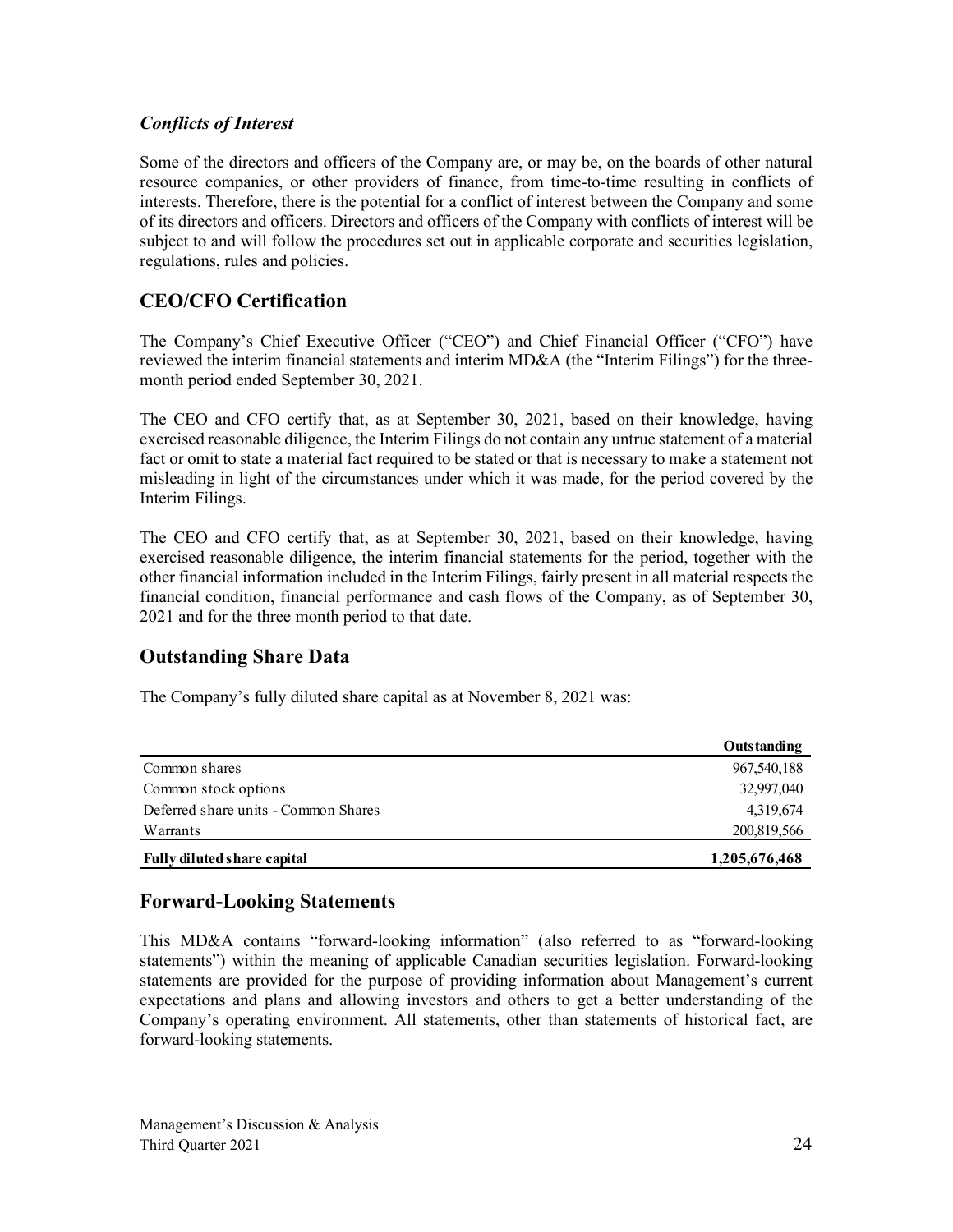### *Conflicts of Interest*

Some of the directors and officers of the Company are, or may be, on the boards of other natural resource companies, or other providers of finance, from time-to-time resulting in conflicts of interests. Therefore, there is the potential for a conflict of interest between the Company and some of its directors and officers. Directors and officers of the Company with conflicts of interest will be subject to and will follow the procedures set out in applicable corporate and securities legislation, regulations, rules and policies.

## CEO/CFO Certification

The Company's Chief Executive Officer ("CEO") and Chief Financial Officer ("CFO") have reviewed the interim financial statements and interim MD&A (the "Interim Filings") for the three-month period ended September 30, 2021.

The CEO and CFO certify that, as at September 30, 2021, based on their knowledge, having exercised reasonable diligence, the Interim Filings do not contain any untrue statement of a material fact or omit to state a material fact required to be stated or that is necessary to make a statement not misleading in light of the circumstances under which it was made, for the period covered by the Interim Filings.

The CEO and CFO certify that, as at September 30, 2021, based on their knowledge, having exercised reasonable diligence, the interim financial statements for the period, together with the other financial information included in the Interim Filings, fairly present in all material respects the financial condition, financial performance and cash flows of the Company, as of September 30, 2021 and for the three month period to that date.

## Outstanding Share Data

The Company's fully diluted share capital as at November 8, 2021 was:

| | Outstanding |
|---|---:|
| Common shares | 967,540,188 |
| Common stock options | 32,997,040 |
| Deferred share units - Common Shares | 4,319,674 |
| Warrants | 200,819,566 |
| **Fully diluted share capital** | **1,205,676,468** |

## Forward-Looking Statements

This MD&A contains "forward-looking information" (also referred to as "forward-looking statements") within the meaning of applicable Canadian securities legislation. Forward-looking statements are provided for the purpose of providing information about Management's current expectations and plans and allowing investors and others to get a better understanding of the Company's operating environment. All statements, other than statements of historical fact, are forward-looking statements.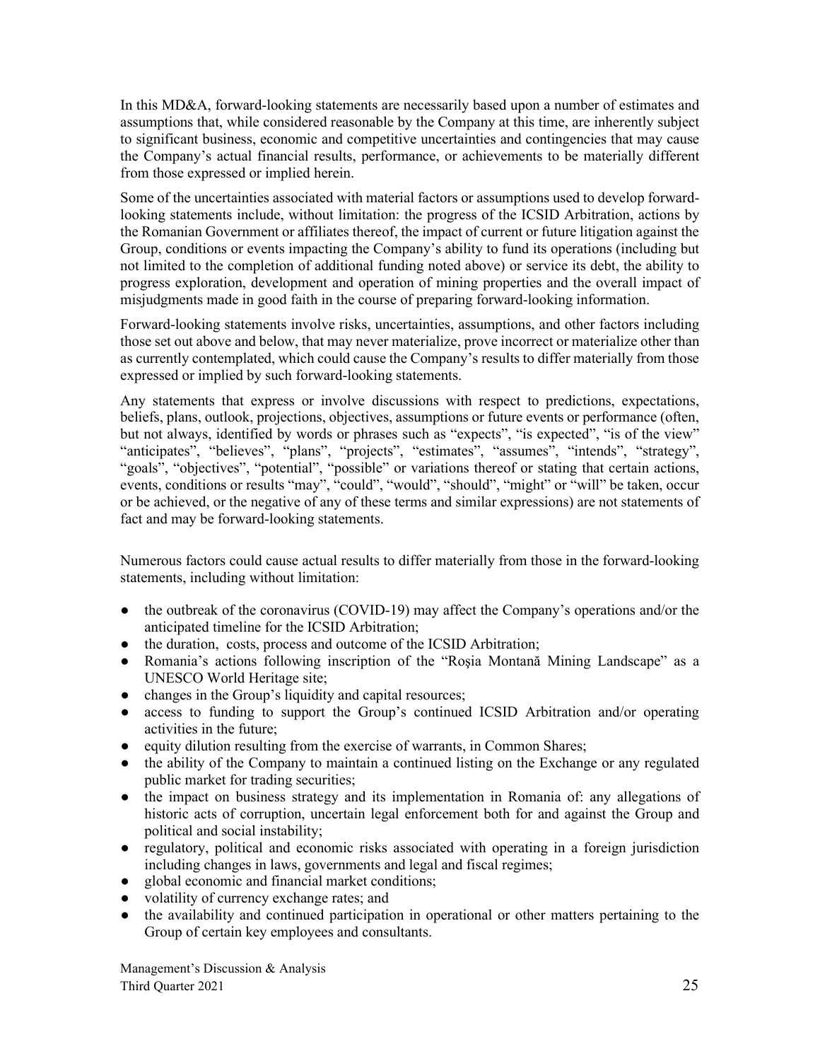In this MD&A, forward-looking statements are necessarily based upon a number of estimates and assumptions that, while considered reasonable by the Company at this time, are inherently subject to significant business, economic and competitive uncertainties and contingencies that may cause the Company's actual financial results, performance, or achievements to be materially different from those expressed or implied herein.

Some of the uncertainties associated with material factors or assumptions used to develop forward-looking statements include, without limitation: the progress of the ICSID Arbitration, actions by the Romanian Government or affiliates thereof, the impact of current or future litigation against the Group, conditions or events impacting the Company's ability to fund its operations (including but not limited to the completion of additional funding noted above) or service its debt, the ability to progress exploration, development and operation of mining properties and the overall impact of misjudgments made in good faith in the course of preparing forward-looking information.

Forward-looking statements involve risks, uncertainties, assumptions, and other factors including those set out above and below, that may never materialize, prove incorrect or materialize other than as currently contemplated, which could cause the Company's results to differ materially from those expressed or implied by such forward-looking statements.

Any statements that express or involve discussions with respect to predictions, expectations, beliefs, plans, outlook, projections, objectives, assumptions or future events or performance (often, but not always, identified by words or phrases such as "expects", "is expected", "is of the view" "anticipates", "believes", "plans", "projects", "estimates", "assumes", "intends", "strategy", "goals", "objectives", "potential", "possible" or variations thereof or stating that certain actions, events, conditions or results "may", "could", "would", "should", "might" or "will" be taken, occur or be achieved, or the negative of any of these terms and similar expressions) are not statements of fact and may be forward-looking statements.

Numerous factors could cause actual results to differ materially from those in the forward-looking statements, including without limitation:

- the outbreak of the coronavirus (COVID-19) may affect the Company's operations and/or the anticipated timeline for the ICSID Arbitration;
- the duration, costs, process and outcome of the ICSID Arbitration;
- Romania's actions following inscription of the "Roşia Montană Mining Landscape" as a UNESCO World Heritage site;
- changes in the Group's liquidity and capital resources;
- access to funding to support the Group's continued ICSID Arbitration and/or operating activities in the future;
- equity dilution resulting from the exercise of warrants, in Common Shares;
- the ability of the Company to maintain a continued listing on the Exchange or any regulated public market for trading securities;
- the impact on business strategy and its implementation in Romania of: any allegations of historic acts of corruption, uncertain legal enforcement both for and against the Group and political and social instability;
- regulatory, political and economic risks associated with operating in a foreign jurisdiction including changes in laws, governments and legal and fiscal regimes;
- global economic and financial market conditions;
- volatility of currency exchange rates; and
- the availability and continued participation in operational or other matters pertaining to the Group of certain key employees and consultants.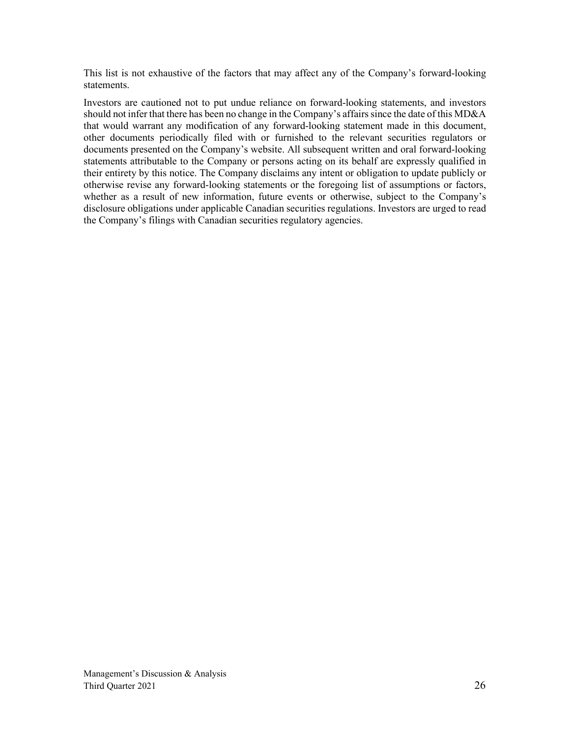This list is not exhaustive of the factors that may affect any of the Company's forward-looking statements.

Investors are cautioned not to put undue reliance on forward-looking statements, and investors should not infer that there has been no change in the Company's affairs since the date of this MD&A that would warrant any modification of any forward-looking statement made in this document, other documents periodically filed with or furnished to the relevant securities regulators or documents presented on the Company's website. All subsequent written and oral forward-looking statements attributable to the Company or persons acting on its behalf are expressly qualified in their entirety by this notice. The Company disclaims any intent or obligation to update publicly or otherwise revise any forward-looking statements or the foregoing list of assumptions or factors, whether as a result of new information, future events or otherwise, subject to the Company's disclosure obligations under applicable Canadian securities regulations. Investors are urged to read the Company's filings with Canadian securities regulatory agencies.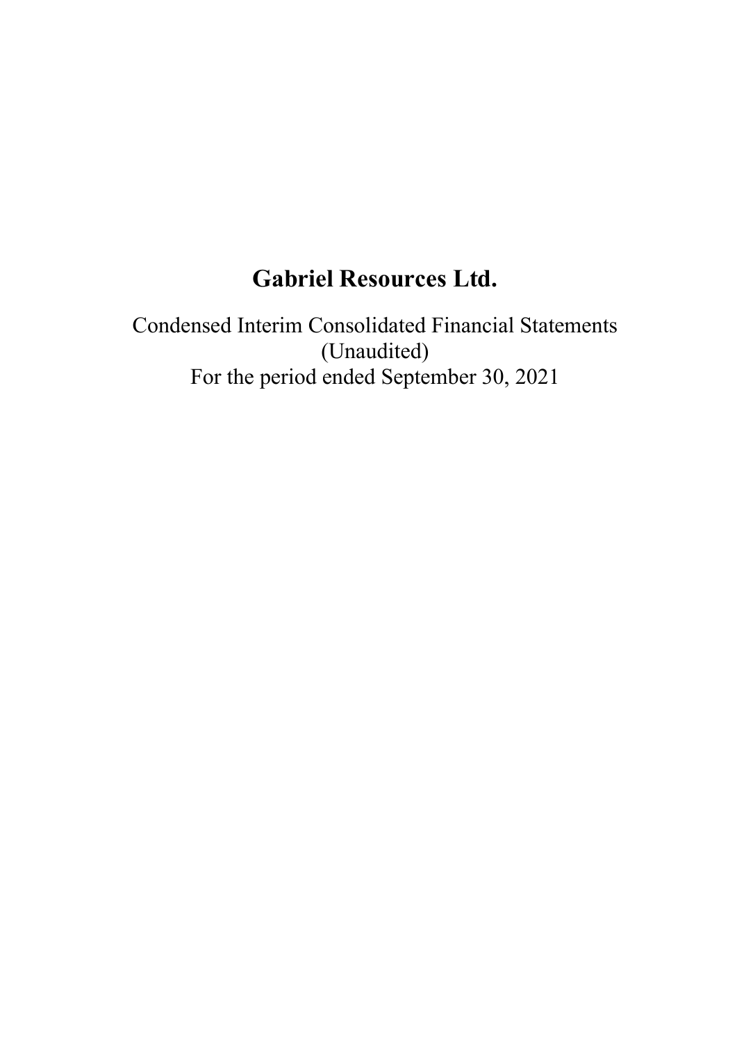# Gabriel Resources Ltd.

Condensed Interim Consolidated Financial Statements
(Unaudited)
For the period ended September 30, 2021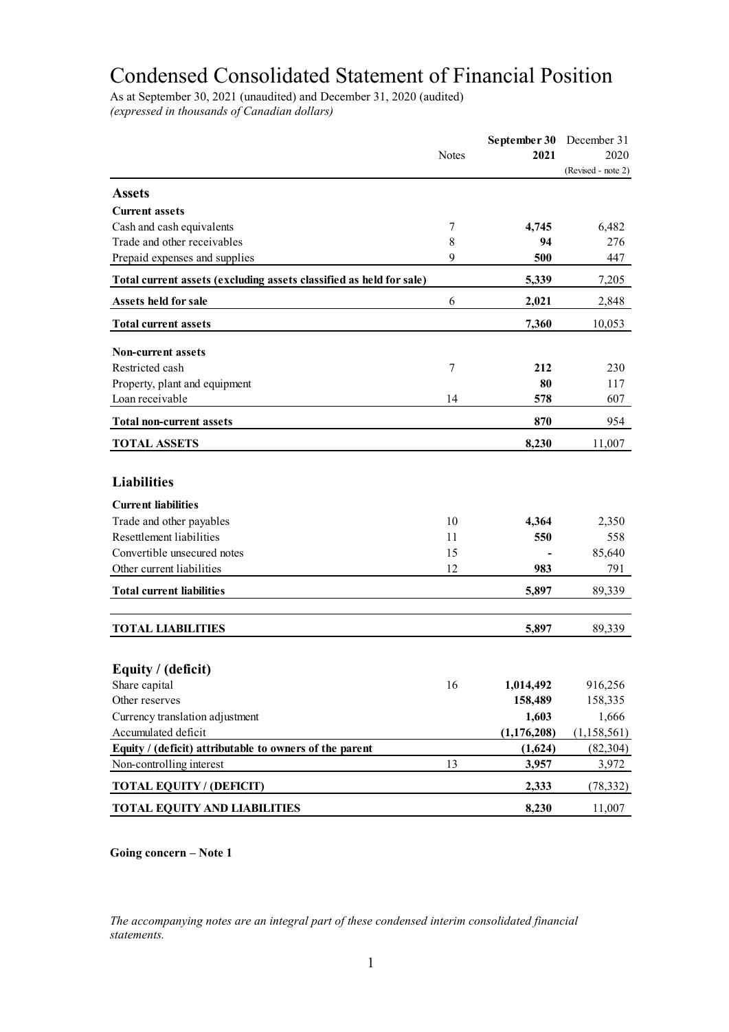# Condensed Consolidated Statement of Financial Position

As at September 30, 2021 (unaudited) and December 31, 2020 (audited)
*(expressed in thousands of Canadian dollars)*

| | Notes | **September 30 2021** | December 31 2020 (Revised - note 2) |
|---|---|---|---|
| **Assets** | | | |
| **Current assets** | | | |
| Cash and cash equivalents | 7 | **4,745** | 6,482 |
| Trade and other receivables | 8 | **94** | 276 |
| Prepaid expenses and supplies | 9 | **500** | 447 |
| **Total current assets (excluding assets classified as held for sale)** | | **5,339** | 7,205 |
| **Assets held for sale** | 6 | **2,021** | 2,848 |
| **Total current assets** | | **7,360** | 10,053 |
| **Non-current assets** | | | |
| Restricted cash | 7 | **212** | 230 |
| Property, plant and equipment | | **80** | 117 |
| Loan receivable | 14 | **578** | 607 |
| **Total non-current assets** | | **870** | 954 |
| **TOTAL ASSETS** | | **8,230** | 11,007 |
| **Liabilities** | | | |
| **Current liabilities** | | | |
| Trade and other payables | 10 | **4,364** | 2,350 |
| Resettlement liabilities | 11 | **550** | 558 |
| Convertible unsecured notes | 15 | **-** | 85,640 |
| Other current liabilities | 12 | **983** | 791 |
| **Total current liabilities** | | **5,897** | 89,339 |
| **TOTAL LIABILITIES** | | **5,897** | 89,339 |
| **Equity / (deficit)** | | | |
| Share capital | 16 | **1,014,492** | 916,256 |
| Other reserves | | **158,489** | 158,335 |
| Currency translation adjustment | | **1,603** | 1,666 |
| Accumulated deficit | | **(1,176,208)** | (1,158,561) |
| **Equity / (deficit) attributable to owners of the parent** | | **(1,624)** | (82,304) |
| Non-controlling interest | 13 | **3,957** | 3,972 |
| **TOTAL EQUITY / (DEFICIT)** | | **2,333** | (78,332) |
| **TOTAL EQUITY AND LIABILITIES** | | **8,230** | 11,007 |

**Going concern – Note 1**

*The accompanying notes are an integral part of these condensed interim consolidated financial statements.*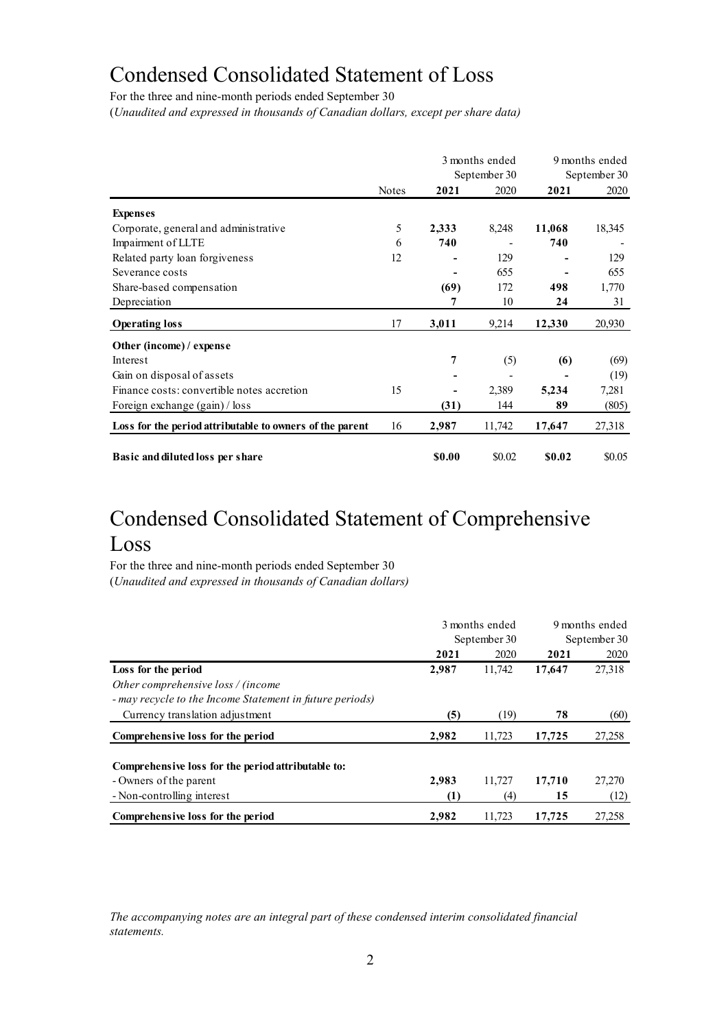# Condensed Consolidated Statement of Loss

For the three and nine-month periods ended September 30

(*Unaudited and expressed in thousands of Canadian dollars, except per share data)*

| | | 3 months ended September 30 | | 9 months ended September 30 | |
|---|---|---|---|---|---|
| | Notes | **2021** | 2020 | **2021** | 2020 |
| **Expenses** | | | | | |
| Corporate, general and administrative | 5 | **2,333** | 8,248 | **11,068** | 18,345 |
| Impairment of LLTE | 6 | **740** | - | **740** | - |
| Related party loan forgiveness | 12 | **-** | 129 | **-** | 129 |
| Severance costs | | **-** | 655 | **-** | 655 |
| Share-based compensation | | **(69)** | 172 | **498** | 1,770 |
| Depreciation | | **7** | 10 | **24** | 31 |
| **Operating loss** | 17 | **3,011** | 9,214 | **12,330** | 20,930 |
| **Other (income) / expense** | | | | | |
| Interest | | **7** | (5) | **(6)** | (69) |
| Gain on disposal of assets | | **-** | - | **-** | (19) |
| Finance costs: convertible notes accretion | 15 | **-** | 2,389 | **5,234** | 7,281 |
| Foreign exchange (gain) / loss | | **(31)** | 144 | **89** | (805) |
| **Loss for the period attributable to owners of the parent** | 16 | **2,987** | 11,742 | **17,647** | 27,318 |
| **Basic and diluted loss per share** | | **\$0.00** | \$0.02 | **\$0.02** | \$0.05 |

# Condensed Consolidated Statement of Comprehensive Loss

For the three and nine-month periods ended September 30

(*Unaudited and expressed in thousands of Canadian dollars)*

| | 3 months ended September 30 | | 9 months ended September 30 | |
|---|---|---|---|---|
| | **2021** | 2020 | **2021** | 2020 |
| **Loss for the period** | **2,987** | 11,742 | **17,647** | 27,318 |
| *Other comprehensive loss / (income* | | | | |
| *- may recycle to the Income Statement in future periods)* | | | | |
| Currency translation adjustment | **(5)** | (19) | **78** | (60) |
| **Comprehensive loss for the period** | **2,982** | 11,723 | **17,725** | 27,258 |
| **Comprehensive loss for the period attributable to:** | | | | |
| - Owners of the parent | **2,983** | 11,727 | **17,710** | 27,270 |
| - Non-controlling interest | **(1)** | (4) | **15** | (12) |
| **Comprehensive loss for the period** | **2,982** | 11,723 | **17,725** | 27,258 |

*The accompanying notes are an integral part of these condensed interim consolidated financial statements.*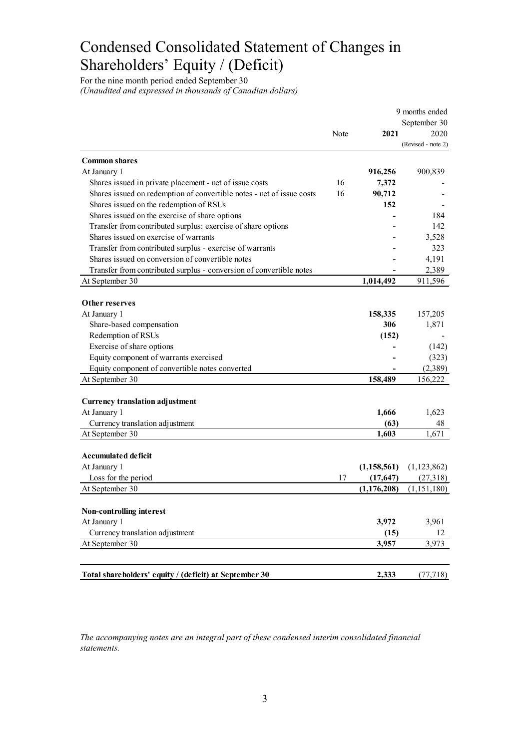# Condensed Consolidated Statement of Changes in Shareholders' Equity / (Deficit)

For the nine month period ended September 30

*(Unaudited and expressed in thousands of Canadian dollars)*

| | Note | 9 months ended September 30 2021 | 2020 (Revised - note 2) |
|---|---|---|---|
| **Common shares** | | | |
| At January 1 | | **916,256** | 900,839 |
| Shares issued in private placement - net of issue costs | 16 | **7,372** | - |
| Shares issued on redemption of convertible notes - net of issue costs | 16 | **90,712** | - |
| Shares issued on the redemption of RSUs | | **152** | - |
| Shares issued on the exercise of share options | | **-** | 184 |
| Transfer from contributed surplus: exercise of share options | | **-** | 142 |
| Shares issued on exercise of warrants | | **-** | 3,528 |
| Transfer from contributed surplus - exercise of warrants | | **-** | 323 |
| Shares issued on conversion of convertible notes | | **-** | 4,191 |
| Transfer from contributed surplus - conversion of convertible notes | | **-** | 2,389 |
| At September 30 | | **1,014,492** | 911,596 |
| | | | |
| **Other reserves** | | | |
| At January 1 | | **158,335** | 157,205 |
| Share-based compensation | | **306** | 1,871 |
| Redemption of RSUs | | **(152)** | - |
| Exercise of share options | | **-** | (142) |
| Equity component of warrants exercised | | **-** | (323) |
| Equity component of convertible notes converted | | **-** | (2,389) |
| At September 30 | | **158,489** | 156,222 |
| | | | |
| **Currency translation adjustment** | | | |
| At January 1 | | **1,666** | 1,623 |
| Currency translation adjustment | | **(63)** | 48 |
| At September 30 | | **1,603** | 1,671 |
| | | | |
| **Accumulated deficit** | | | |
| At January 1 | | **(1,158,561)** | (1,123,862) |
| Loss for the period | 17 | **(17,647)** | (27,318) |
| At September 30 | | **(1,176,208)** | (1,151,180) |
| | | | |
| **Non-controlling interest** | | | |
| At January 1 | | **3,972** | 3,961 |
| Currency translation adjustment | | **(15)** | 12 |
| At September 30 | | **3,957** | 3,973 |
| | | | |
| **Total shareholders' equity / (deficit) at September 30** | | **2,333** | (77,718) |

*The accompanying notes are an integral part of these condensed interim consolidated financial statements.*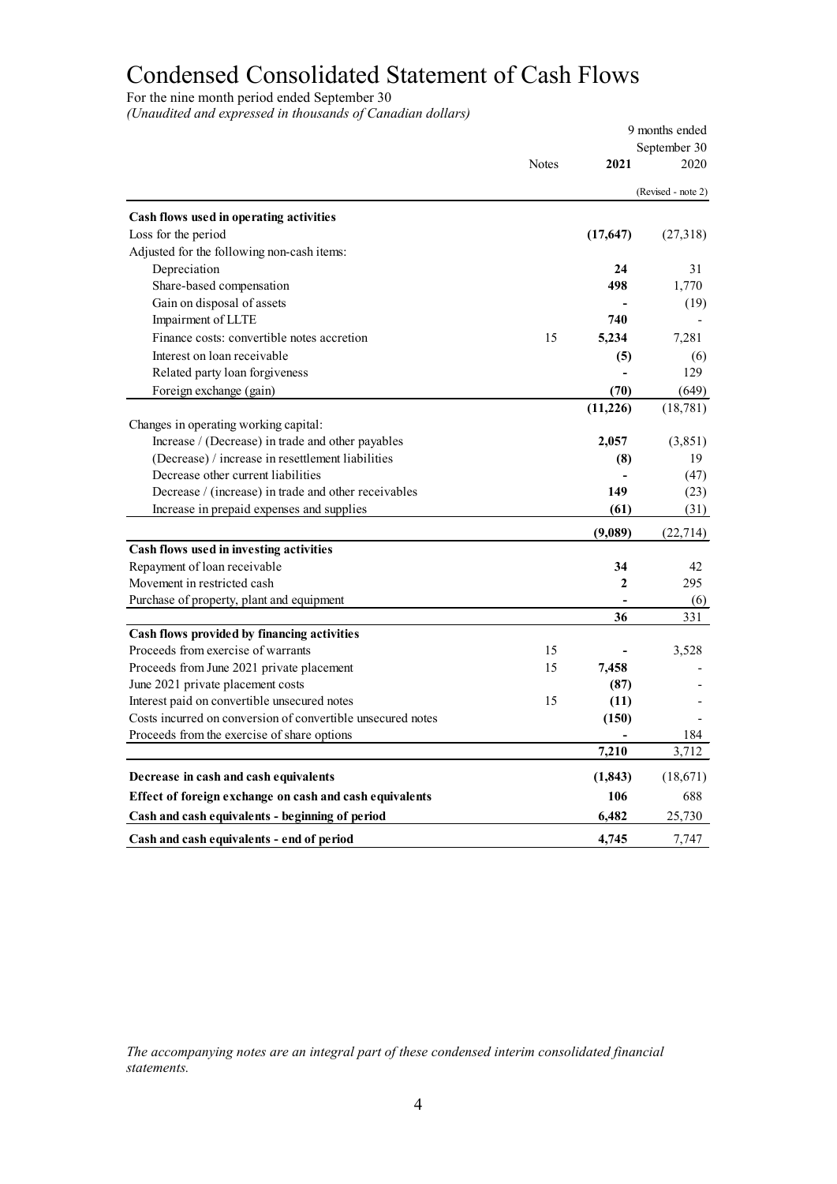# Condensed Consolidated Statement of Cash Flows

For the nine month period ended September 30

*(Unaudited and expressed in thousands of Canadian dollars)*

| | Notes | 9 months ended September 30 **2021** | 2020 (Revised - note 2) |
|---|---|---|---|
| **Cash flows used in operating activities** | | | |
| Loss for the period | | **(17,647)** | (27,318) |
| Adjusted for the following non-cash items: | | | |
| Depreciation | | **24** | 31 |
| Share-based compensation | | **498** | 1,770 |
| Gain on disposal of assets | | **-** | (19) |
| Impairment of LLTE | | **740** | - |
| Finance costs: convertible notes accretion | 15 | **5,234** | 7,281 |
| Interest on loan receivable | | **(5)** | (6) |
| Related party loan forgiveness | | **-** | 129 |
| Foreign exchange (gain) | | **(70)** | (649) |
| | | **(11,226)** | (18,781) |
| Changes in operating working capital: | | | |
| Increase / (Decrease) in trade and other payables | | **2,057** | (3,851) |
| (Decrease) / increase in resettlement liabilities | | **(8)** | 19 |
| Decrease other current liabilities | | **-** | (47) |
| Decrease / (increase) in trade and other receivables | | **149** | (23) |
| Increase in prepaid expenses and supplies | | **(61)** | (31) |
| | | **(9,089)** | (22,714) |
| **Cash flows used in investing activities** | | | |
| Repayment of loan receivable | | **34** | 42 |
| Movement in restricted cash | | **2** | 295 |
| Purchase of property, plant and equipment | | **-** | (6) |
| | | **36** | 331 |
| **Cash flows provided by financing activities** | | | |
| Proceeds from exercise of warrants | 15 | **-** | 3,528 |
| Proceeds from June 2021 private placement | 15 | **7,458** | - |
| June 2021 private placement costs | | **(87)** | - |
| Interest paid on convertible unsecured notes | 15 | **(11)** | - |
| Costs incurred on conversion of convertible unsecured notes | | **(150)** | - |
| Proceeds from the exercise of share options | | **-** | 184 |
| | | **7,210** | 3,712 |
| **Decrease in cash and cash equivalents** | | **(1,843)** | (18,671) |
| **Effect of foreign exchange on cash and cash equivalents** | | **106** | 688 |
| **Cash and cash equivalents - beginning of period** | | **6,482** | 25,730 |
| **Cash and cash equivalents - end of period** | | **4,745** | 7,747 |

*The accompanying notes are an integral part of these condensed interim consolidated financial statements.*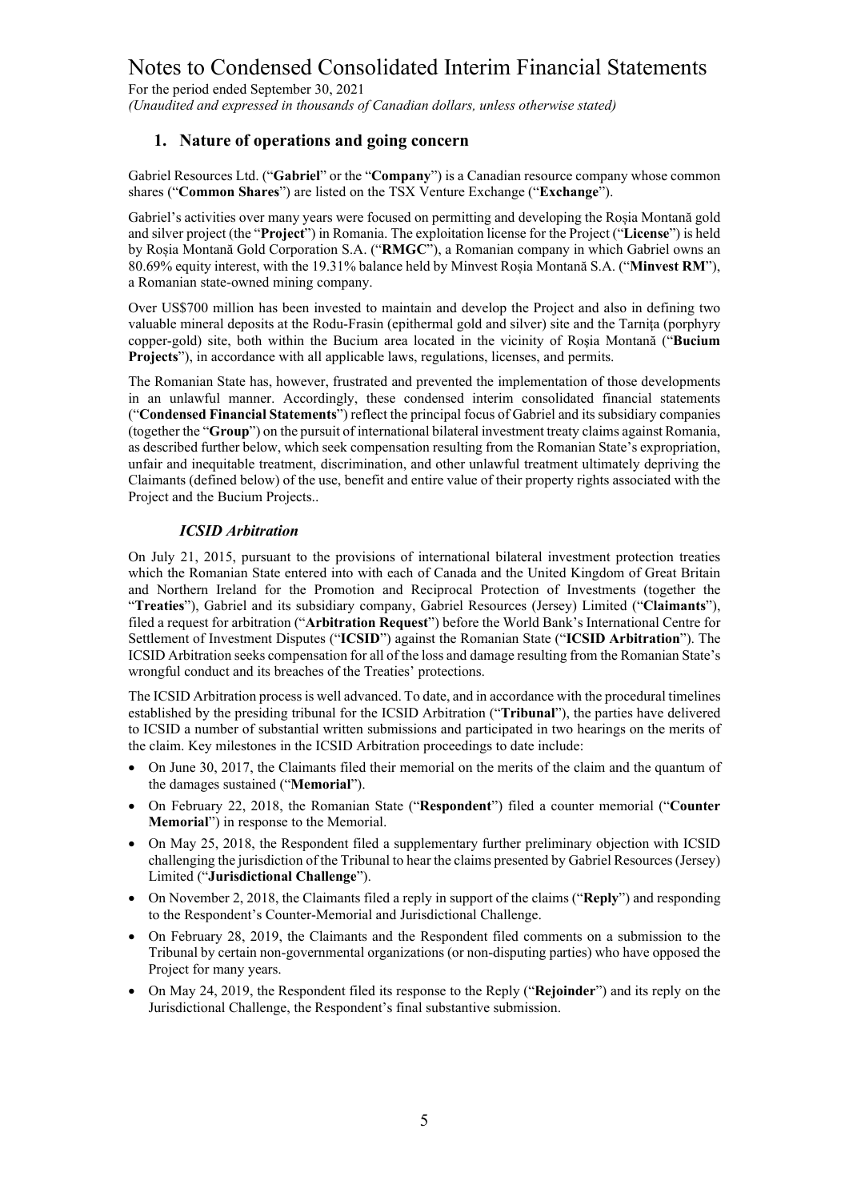# Notes to Condensed Consolidated Interim Financial Statements

For the period ended September 30, 2021

*(Unaudited and expressed in thousands of Canadian dollars, unless otherwise stated)*

## 1. Nature of operations and going concern

Gabriel Resources Ltd. ("**Gabriel**" or the "**Company**") is a Canadian resource company whose common shares ("**Common Shares**") are listed on the TSX Venture Exchange ("**Exchange**").

Gabriel's activities over many years were focused on permitting and developing the Roșia Montană gold and silver project (the "**Project**") in Romania. The exploitation license for the Project ("**License**") is held by Roșia Montană Gold Corporation S.A. ("**RMGC**"), a Romanian company in which Gabriel owns an 80.69% equity interest, with the 19.31% balance held by Minvest Roșia Montană S.A. ("**Minvest RM**"), a Romanian state-owned mining company.

Over US$700 million has been invested to maintain and develop the Project and also in defining two valuable mineral deposits at the Rodu-Frasin (epithermal gold and silver) site and the Tarnița (porphyry copper-gold) site, both within the Bucium area located in the vicinity of Roșia Montană ("**Bucium Projects**"), in accordance with all applicable laws, regulations, licenses, and permits.

The Romanian State has, however, frustrated and prevented the implementation of those developments in an unlawful manner. Accordingly, these condensed interim consolidated financial statements ("**Condensed Financial Statements**") reflect the principal focus of Gabriel and its subsidiary companies (together the "**Group**") on the pursuit of international bilateral investment treaty claims against Romania, as described further below, which seek compensation resulting from the Romanian State's expropriation, unfair and inequitable treatment, discrimination, and other unlawful treatment ultimately depriving the Claimants (defined below) of the use, benefit and entire value of their property rights associated with the Project and the Bucium Projects..

### *ICSID Arbitration*

On July 21, 2015, pursuant to the provisions of international bilateral investment protection treaties which the Romanian State entered into with each of Canada and the United Kingdom of Great Britain and Northern Ireland for the Promotion and Reciprocal Protection of Investments (together the "**Treaties**"), Gabriel and its subsidiary company, Gabriel Resources (Jersey) Limited ("**Claimants**"), filed a request for arbitration ("**Arbitration Request**") before the World Bank's International Centre for Settlement of Investment Disputes ("**ICSID**") against the Romanian State ("**ICSID Arbitration**"). The ICSID Arbitration seeks compensation for all of the loss and damage resulting from the Romanian State's wrongful conduct and its breaches of the Treaties' protections.

The ICSID Arbitration process is well advanced. To date, and in accordance with the procedural timelines established by the presiding tribunal for the ICSID Arbitration ("**Tribunal**"), the parties have delivered to ICSID a number of substantial written submissions and participated in two hearings on the merits of the claim. Key milestones in the ICSID Arbitration proceedings to date include:

- On June 30, 2017, the Claimants filed their memorial on the merits of the claim and the quantum of the damages sustained ("**Memorial**").
- On February 22, 2018, the Romanian State ("**Respondent**") filed a counter memorial ("**Counter Memorial**") in response to the Memorial.
- On May 25, 2018, the Respondent filed a supplementary further preliminary objection with ICSID challenging the jurisdiction of the Tribunal to hear the claims presented by Gabriel Resources (Jersey) Limited ("**Jurisdictional Challenge**").
- On November 2, 2018, the Claimants filed a reply in support of the claims ("**Reply**") and responding to the Respondent's Counter-Memorial and Jurisdictional Challenge.
- On February 28, 2019, the Claimants and the Respondent filed comments on a submission to the Tribunal by certain non-governmental organizations (or non-disputing parties) who have opposed the Project for many years.
- On May 24, 2019, the Respondent filed its response to the Reply ("**Rejoinder**") and its reply on the Jurisdictional Challenge, the Respondent's final substantive submission.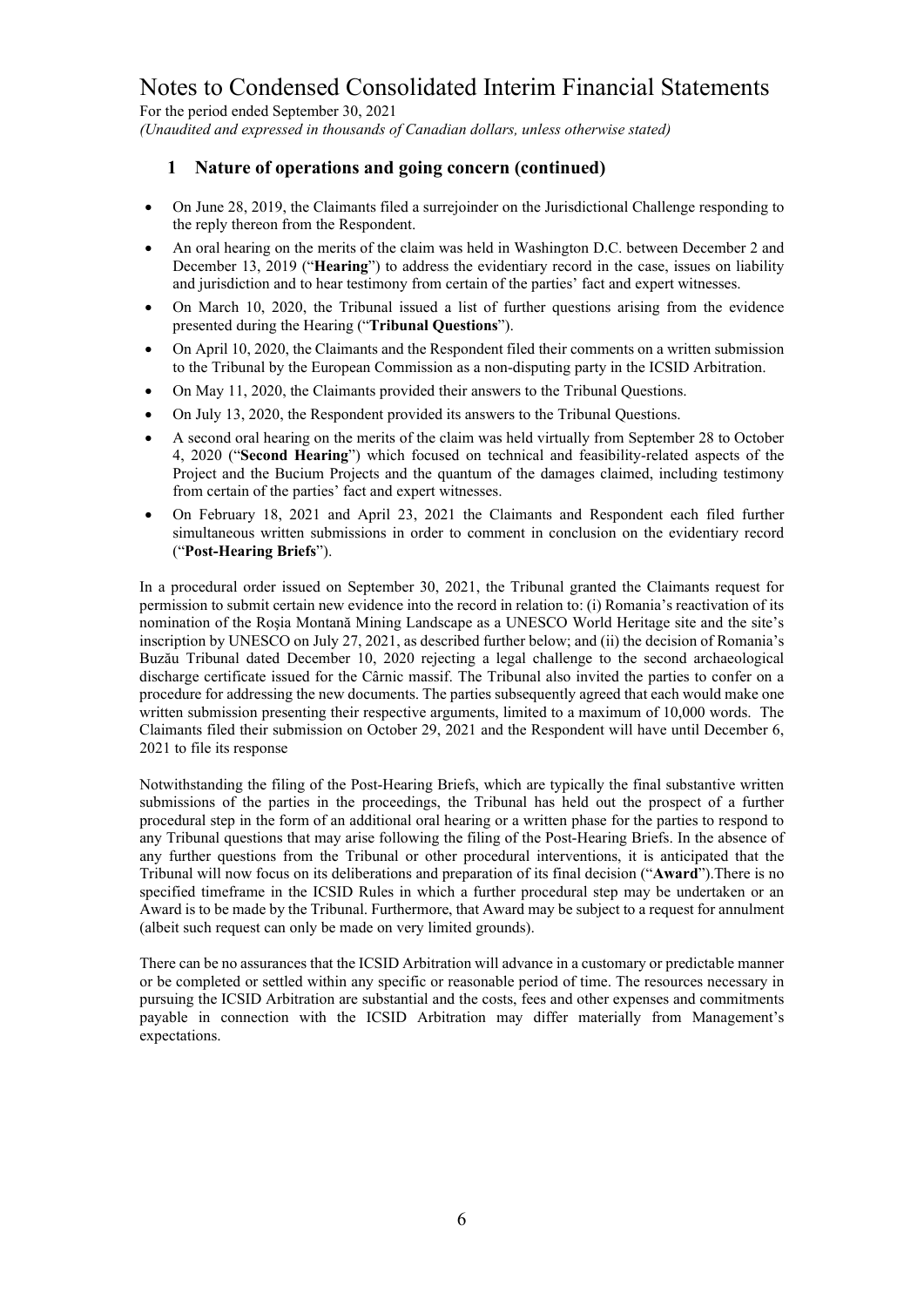## 1 Nature of operations and going concern (continued)

- On June 28, 2019, the Claimants filed a surrejoinder on the Jurisdictional Challenge responding to the reply thereon from the Respondent.
- An oral hearing on the merits of the claim was held in Washington D.C. between December 2 and December 13, 2019 ("**Hearing**") to address the evidentiary record in the case, issues on liability and jurisdiction and to hear testimony from certain of the parties' fact and expert witnesses.
- On March 10, 2020, the Tribunal issued a list of further questions arising from the evidence presented during the Hearing ("**Tribunal Questions**").
- On April 10, 2020, the Claimants and the Respondent filed their comments on a written submission to the Tribunal by the European Commission as a non-disputing party in the ICSID Arbitration.
- On May 11, 2020, the Claimants provided their answers to the Tribunal Questions.
- On July 13, 2020, the Respondent provided its answers to the Tribunal Questions.
- A second oral hearing on the merits of the claim was held virtually from September 28 to October 4, 2020 ("**Second Hearing**") which focused on technical and feasibility-related aspects of the Project and the Bucium Projects and the quantum of the damages claimed, including testimony from certain of the parties' fact and expert witnesses.
- On February 18, 2021 and April 23, 2021 the Claimants and Respondent each filed further simultaneous written submissions in order to comment in conclusion on the evidentiary record ("**Post-Hearing Briefs**").

In a procedural order issued on September 30, 2021, the Tribunal granted the Claimants request for permission to submit certain new evidence into the record in relation to: (i) Romania's reactivation of its nomination of the Roşia Montană Mining Landscape as a UNESCO World Heritage site and the site's inscription by UNESCO on July 27, 2021, as described further below; and (ii) the decision of Romania's Buzău Tribunal dated December 10, 2020 rejecting a legal challenge to the second archaeological discharge certificate issued for the Cârnic massif. The Tribunal also invited the parties to confer on a procedure for addressing the new documents. The parties subsequently agreed that each would make one written submission presenting their respective arguments, limited to a maximum of 10,000 words. The Claimants filed their submission on October 29, 2021 and the Respondent will have until December 6, 2021 to file its response

Notwithstanding the filing of the Post-Hearing Briefs, which are typically the final substantive written submissions of the parties in the proceedings, the Tribunal has held out the prospect of a further procedural step in the form of an additional oral hearing or a written phase for the parties to respond to any Tribunal questions that may arise following the filing of the Post-Hearing Briefs. In the absence of any further questions from the Tribunal or other procedural interventions, it is anticipated that the Tribunal will now focus on its deliberations and preparation of its final decision ("**Award**").There is no specified timeframe in the ICSID Rules in which a further procedural step may be undertaken or an Award is to be made by the Tribunal. Furthermore, that Award may be subject to a request for annulment (albeit such request can only be made on very limited grounds).

There can be no assurances that the ICSID Arbitration will advance in a customary or predictable manner or be completed or settled within any specific or reasonable period of time. The resources necessary in pursuing the ICSID Arbitration are substantial and the costs, fees and other expenses and commitments payable in connection with the ICSID Arbitration may differ materially from Management's expectations.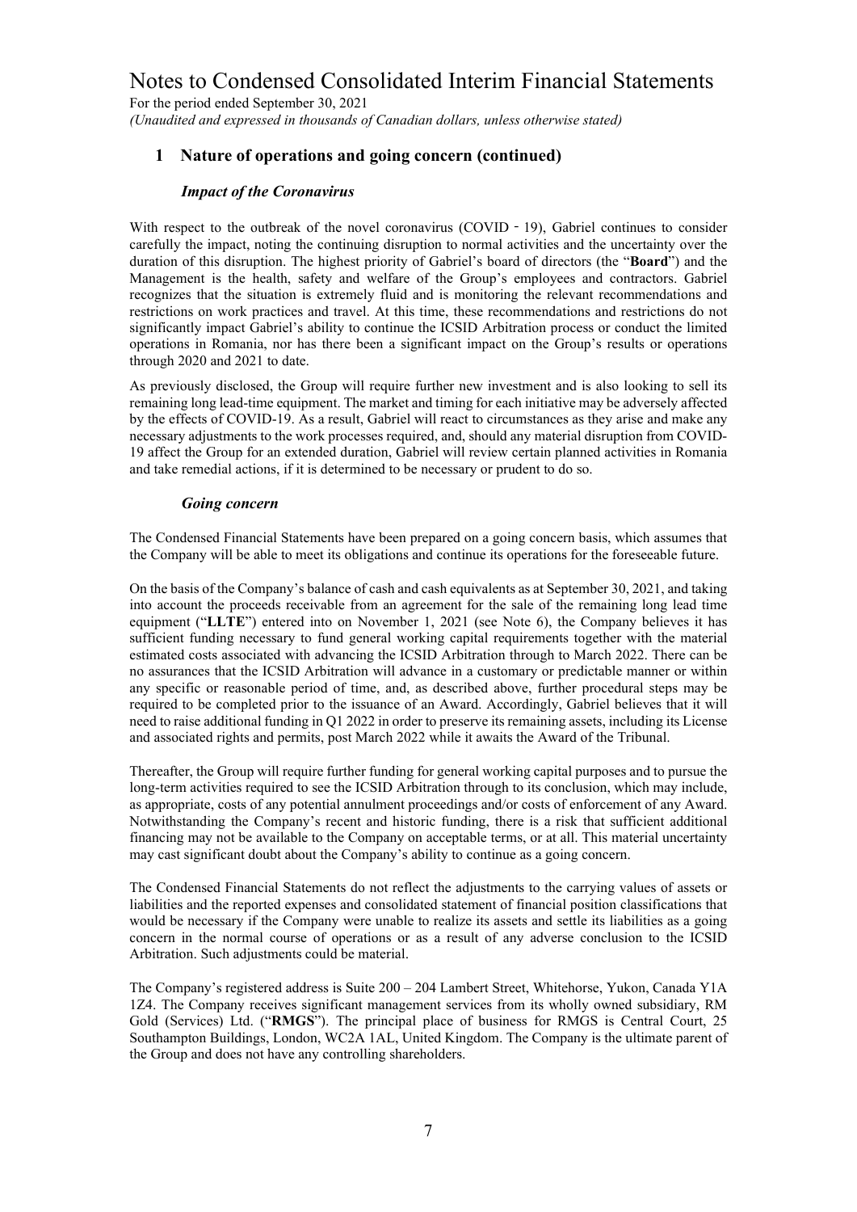## 1 Nature of operations and going concern (continued)

### *Impact of the Coronavirus*

With respect to the outbreak of the novel coronavirus (COVID - 19), Gabriel continues to consider carefully the impact, noting the continuing disruption to normal activities and the uncertainty over the duration of this disruption. The highest priority of Gabriel's board of directors (the "**Board**") and the Management is the health, safety and welfare of the Group's employees and contractors. Gabriel recognizes that the situation is extremely fluid and is monitoring the relevant recommendations and restrictions on work practices and travel. At this time, these recommendations and restrictions do not significantly impact Gabriel's ability to continue the ICSID Arbitration process or conduct the limited operations in Romania, nor has there been a significant impact on the Group's results or operations through 2020 and 2021 to date.

As previously disclosed, the Group will require further new investment and is also looking to sell its remaining long lead-time equipment. The market and timing for each initiative may be adversely affected by the effects of COVID-19. As a result, Gabriel will react to circumstances as they arise and make any necessary adjustments to the work processes required, and, should any material disruption from COVID-19 affect the Group for an extended duration, Gabriel will review certain planned activities in Romania and take remedial actions, if it is determined to be necessary or prudent to do so.

### *Going concern*

The Condensed Financial Statements have been prepared on a going concern basis, which assumes that the Company will be able to meet its obligations and continue its operations for the foreseeable future.

On the basis of the Company's balance of cash and cash equivalents as at September 30, 2021, and taking into account the proceeds receivable from an agreement for the sale of the remaining long lead time equipment ("**LLTE**") entered into on November 1, 2021 (see Note 6), the Company believes it has sufficient funding necessary to fund general working capital requirements together with the material estimated costs associated with advancing the ICSID Arbitration through to March 2022. There can be no assurances that the ICSID Arbitration will advance in a customary or predictable manner or within any specific or reasonable period of time, and, as described above, further procedural steps may be required to be completed prior to the issuance of an Award. Accordingly, Gabriel believes that it will need to raise additional funding in Q1 2022 in order to preserve its remaining assets, including its License and associated rights and permits, post March 2022 while it awaits the Award of the Tribunal.

Thereafter, the Group will require further funding for general working capital purposes and to pursue the long-term activities required to see the ICSID Arbitration through to its conclusion, which may include, as appropriate, costs of any potential annulment proceedings and/or costs of enforcement of any Award. Notwithstanding the Company's recent and historic funding, there is a risk that sufficient additional financing may not be available to the Company on acceptable terms, or at all. This material uncertainty may cast significant doubt about the Company's ability to continue as a going concern.

The Condensed Financial Statements do not reflect the adjustments to the carrying values of assets or liabilities and the reported expenses and consolidated statement of financial position classifications that would be necessary if the Company were unable to realize its assets and settle its liabilities as a going concern in the normal course of operations or as a result of any adverse conclusion to the ICSID Arbitration. Such adjustments could be material.

The Company's registered address is Suite 200 – 204 Lambert Street, Whitehorse, Yukon, Canada Y1A 1Z4. The Company receives significant management services from its wholly owned subsidiary, RM Gold (Services) Ltd. ("**RMGS**"). The principal place of business for RMGS is Central Court, 25 Southampton Buildings, London, WC2A 1AL, United Kingdom. The Company is the ultimate parent of the Group and does not have any controlling shareholders.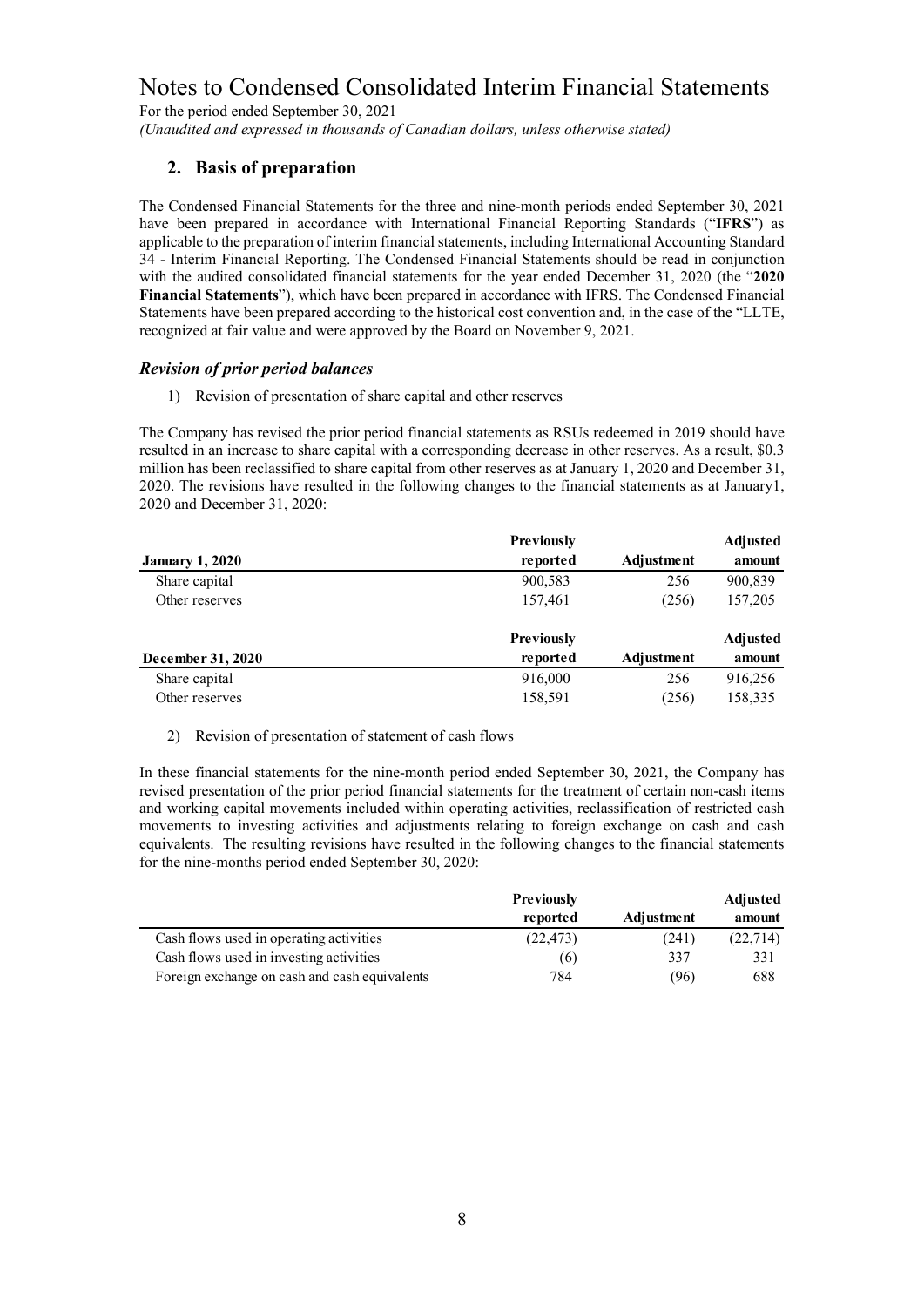# Notes to Condensed Consolidated Interim Financial Statements

For the period ended September 30, 2021

*(Unaudited and expressed in thousands of Canadian dollars, unless otherwise stated)*

## 2. Basis of preparation

The Condensed Financial Statements for the three and nine-month periods ended September 30, 2021 have been prepared in accordance with International Financial Reporting Standards ("**IFRS**") as applicable to the preparation of interim financial statements, including International Accounting Standard 34 - Interim Financial Reporting. The Condensed Financial Statements should be read in conjunction with the audited consolidated financial statements for the year ended December 31, 2020 (the "**2020 Financial Statements**"), which have been prepared in accordance with IFRS. The Condensed Financial Statements have been prepared according to the historical cost convention and, in the case of the "LLTE, recognized at fair value and were approved by the Board on November 9, 2021.

### *Revision of prior period balances*

1) Revision of presentation of share capital and other reserves

The Company has revised the prior period financial statements as RSUs redeemed in 2019 should have resulted in an increase to share capital with a corresponding decrease in other reserves. As a result, $0.3 million has been reclassified to share capital from other reserves as at January 1, 2020 and December 31, 2020. The revisions have resulted in the following changes to the financial statements as at January1, 2020 and December 31, 2020:

| January 1, 2020 | Previously reported | Adjustment | Adjusted amount |
|---|---|---|---|
| Share capital | 900,583 | 256 | 900,839 |
| Other reserves | 157,461 | (256) | 157,205 |

| December 31, 2020 | Previously reported | Adjustment | Adjusted amount |
|---|---|---|---|
| Share capital | 916,000 | 256 | 916,256 |
| Other reserves | 158,591 | (256) | 158,335 |

2) Revision of presentation of statement of cash flows

In these financial statements for the nine-month period ended September 30, 2021, the Company has revised presentation of the prior period financial statements for the treatment of certain non-cash items and working capital movements included within operating activities, reclassification of restricted cash movements to investing activities and adjustments relating to foreign exchange on cash and cash equivalents. The resulting revisions have resulted in the following changes to the financial statements for the nine-months period ended September 30, 2020:

| | Previously reported | Adjustment | Adjusted amount |
|---|---|---|---|
| Cash flows used in operating activities | (22,473) | (241) | (22,714) |
| Cash flows used in investing activities | (6) | 337 | 331 |
| Foreign exchange on cash and cash equivalents | 784 | (96) | 688 |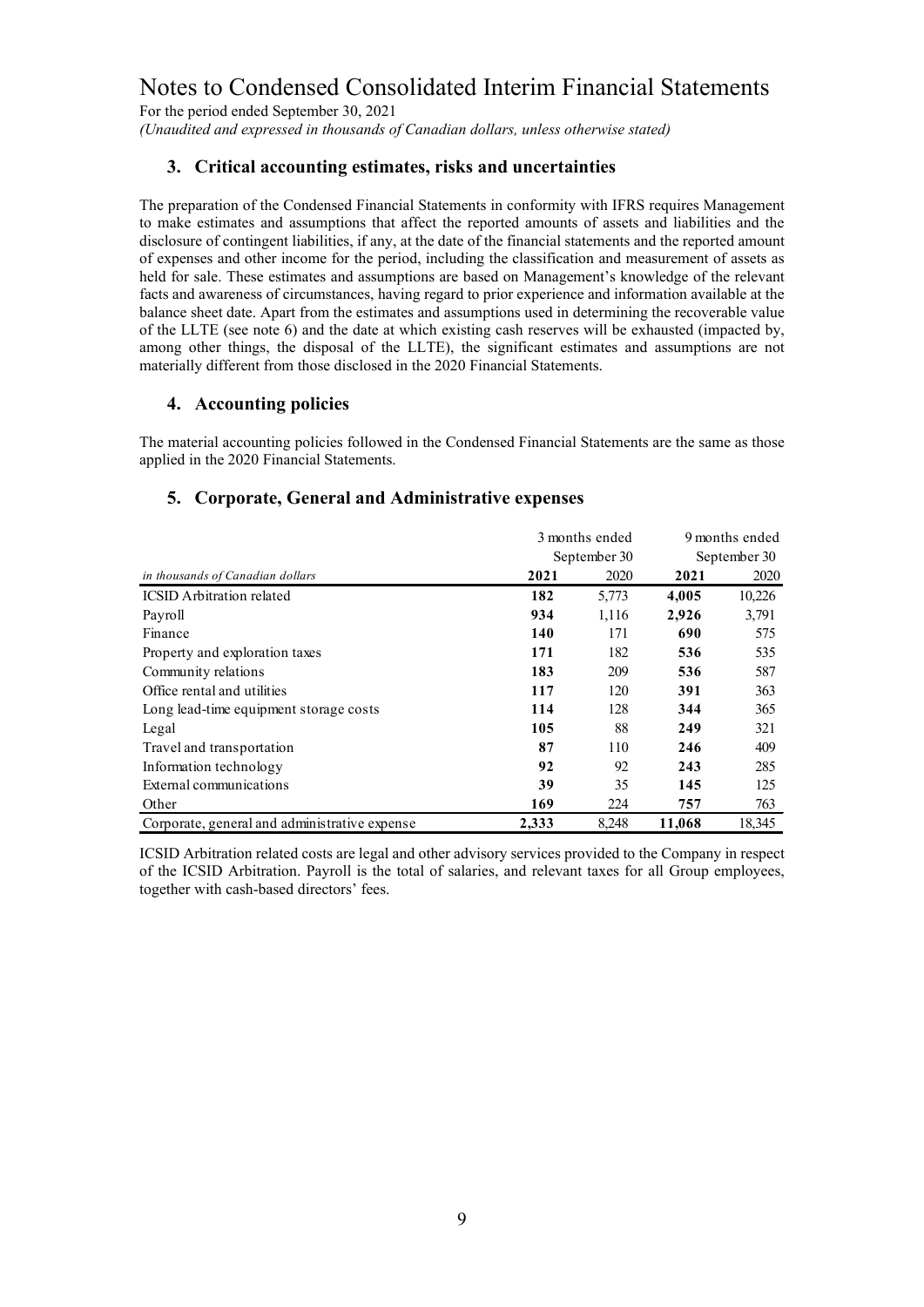# Notes to Condensed Consolidated Interim Financial Statements

For the period ended September 30, 2021

*(Unaudited and expressed in thousands of Canadian dollars, unless otherwise stated)*

## 3. Critical accounting estimates, risks and uncertainties

The preparation of the Condensed Financial Statements in conformity with IFRS requires Management to make estimates and assumptions that affect the reported amounts of assets and liabilities and the disclosure of contingent liabilities, if any, at the date of the financial statements and the reported amount of expenses and other income for the period, including the classification and measurement of assets as held for sale. These estimates and assumptions are based on Management's knowledge of the relevant facts and awareness of circumstances, having regard to prior experience and information available at the balance sheet date. Apart from the estimates and assumptions used in determining the recoverable value of the LLTE (see note 6) and the date at which existing cash reserves will be exhausted (impacted by, among other things, the disposal of the LLTE), the significant estimates and assumptions are not materially different from those disclosed in the 2020 Financial Statements.

## 4. Accounting policies

The material accounting policies followed in the Condensed Financial Statements are the same as those applied in the 2020 Financial Statements.

## 5. Corporate, General and Administrative expenses

| | 3 months ended September 30 | | 9 months ended September 30 | |
|---|---|---|---|---|
| *in thousands of Canadian dollars* | **2021** | 2020 | **2021** | 2020 |
| ICSID Arbitration related | **182** | 5,773 | **4,005** | 10,226 |
| Payroll | **934** | 1,116 | **2,926** | 3,791 |
| Finance | **140** | 171 | **690** | 575 |
| Property and exploration taxes | **171** | 182 | **536** | 535 |
| Community relations | **183** | 209 | **536** | 587 |
| Office rental and utilities | **117** | 120 | **391** | 363 |
| Long lead-time equipment storage costs | **114** | 128 | **344** | 365 |
| Legal | **105** | 88 | **249** | 321 |
| Travel and transportation | **87** | 110 | **246** | 409 |
| Information technology | **92** | 92 | **243** | 285 |
| External communications | **39** | 35 | **145** | 125 |
| Other | **169** | 224 | **757** | 763 |
| Corporate, general and administrative expense | **2,333** | 8,248 | **11,068** | 18,345 |

ICSID Arbitration related costs are legal and other advisory services provided to the Company in respect of the ICSID Arbitration. Payroll is the total of salaries, and relevant taxes for all Group employees, together with cash-based directors' fees.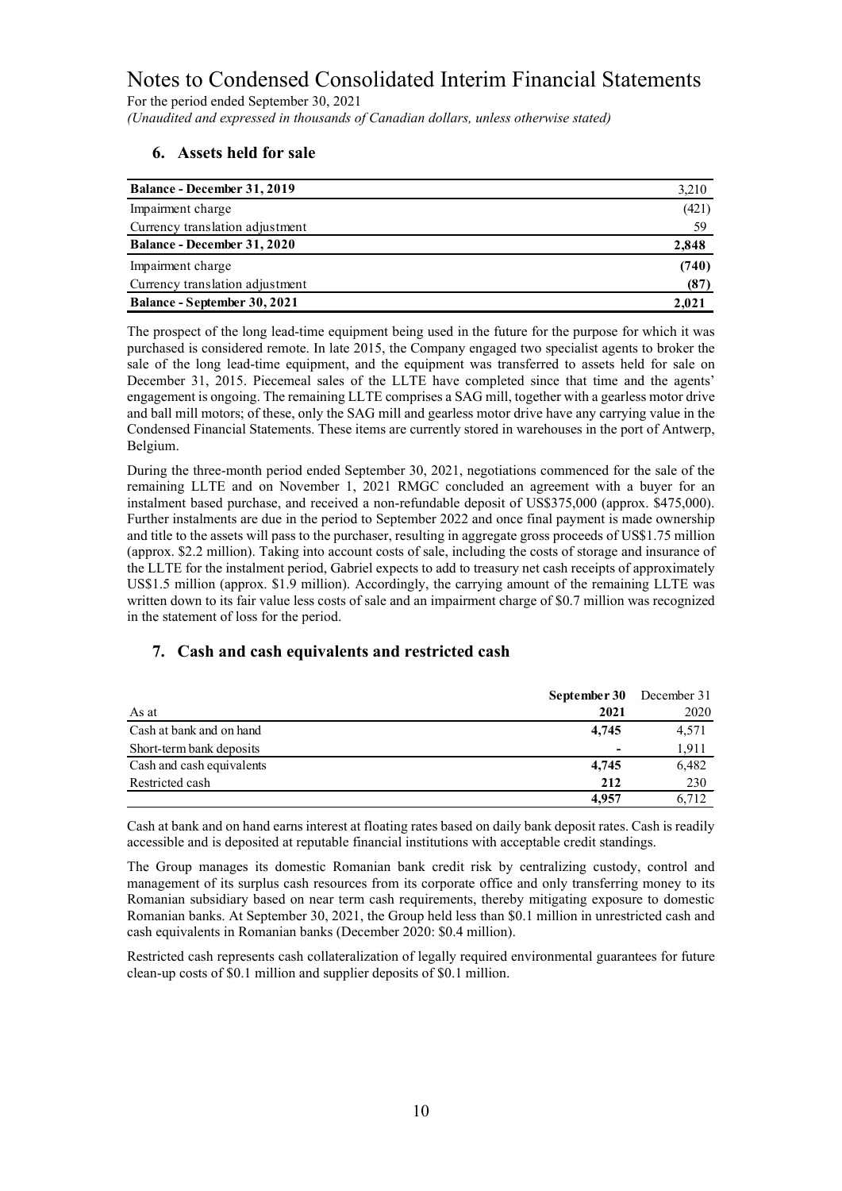# Notes to Condensed Consolidated Interim Financial Statements

For the period ended September 30, 2021

*(Unaudited and expressed in thousands of Canadian dollars, unless otherwise stated)*

## 6. Assets held for sale

| | |
|---|---|
| **Balance - December 31, 2019** | 3,210 |
| Impairment charge | (421) |
| Currency translation adjustment | 59 |
| **Balance - December 31, 2020** | **2,848** |
| Impairment charge | **(740)** |
| Currency translation adjustment | **(87)** |
| **Balance - September 30, 2021** | **2,021** |

The prospect of the long lead-time equipment being used in the future for the purpose for which it was purchased is considered remote. In late 2015, the Company engaged two specialist agents to broker the sale of the long lead-time equipment, and the equipment was transferred to assets held for sale on December 31, 2015. Piecemeal sales of the LLTE have completed since that time and the agents' engagement is ongoing. The remaining LLTE comprises a SAG mill, together with a gearless motor drive and ball mill motors; of these, only the SAG mill and gearless motor drive have any carrying value in the Condensed Financial Statements. These items are currently stored in warehouses in the port of Antwerp, Belgium.

During the three-month period ended September 30, 2021, negotiations commenced for the sale of the remaining LLTE and on November 1, 2021 RMGC concluded an agreement with a buyer for an instalment based purchase, and received a non-refundable deposit of US$375,000 (approx. $475,000). Further instalments are due in the period to September 2022 and once final payment is made ownership and title to the assets will pass to the purchaser, resulting in aggregate gross proceeds of US$1.75 million (approx. $2.2 million). Taking into account costs of sale, including the costs of storage and insurance of the LLTE for the instalment period, Gabriel expects to add to treasury net cash receipts of approximately US$1.5 million (approx. $1.9 million). Accordingly, the carrying amount of the remaining LLTE was written down to its fair value less costs of sale and an impairment charge of $0.7 million was recognized in the statement of loss for the period.

## 7. Cash and cash equivalents and restricted cash

| As at | **September 30 2021** | December 31 2020 |
|---|---|---|
| Cash at bank and on hand | **4,745** | 4,571 |
| Short-term bank deposits | **-** | 1,911 |
| Cash and cash equivalents | **4,745** | 6,482 |
| Restricted cash | **212** | 230 |
| | **4,957** | 6,712 |

Cash at bank and on hand earns interest at floating rates based on daily bank deposit rates. Cash is readily accessible and is deposited at reputable financial institutions with acceptable credit standings.

The Group manages its domestic Romanian bank credit risk by centralizing custody, control and management of its surplus cash resources from its corporate office and only transferring money to its Romanian subsidiary based on near term cash requirements, thereby mitigating exposure to domestic Romanian banks. At September 30, 2021, the Group held less than $0.1 million in unrestricted cash and cash equivalents in Romanian banks (December 2020: $0.4 million).

Restricted cash represents cash collateralization of legally required environmental guarantees for future clean-up costs of $0.1 million and supplier deposits of $0.1 million.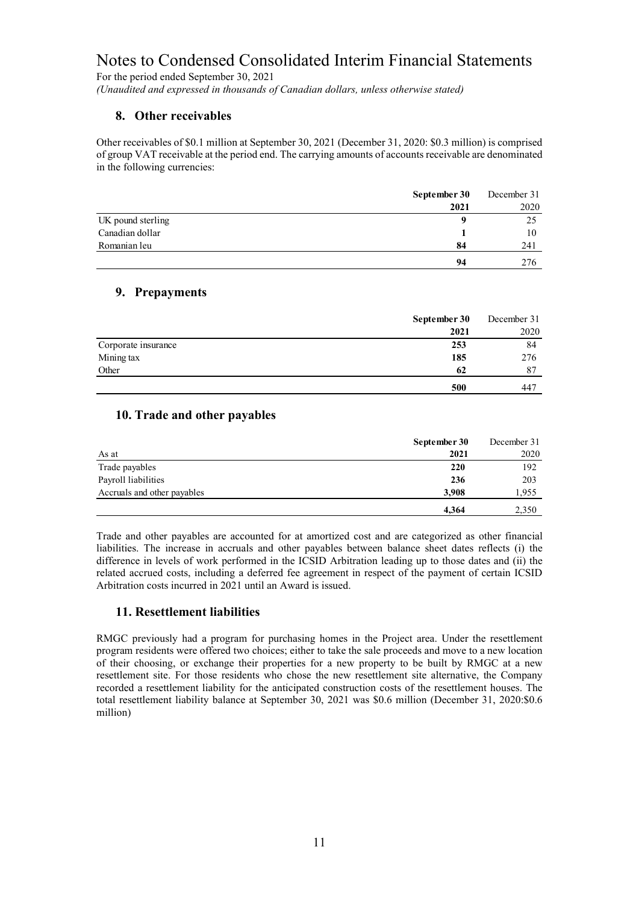# Notes to Condensed Consolidated Interim Financial Statements

For the period ended September 30, 2021

*(Unaudited and expressed in thousands of Canadian dollars, unless otherwise stated)*

## 8. Other receivables

Other receivables of $0.1 million at September 30, 2021 (December 31, 2020: $0.3 million) is comprised of group VAT receivable at the period end. The carrying amounts of accounts receivable are denominated in the following currencies:

| | **September 30 2021** | December 31 2020 |
|---|---|---|
| UK pound sterling | **9** | 25 |
| Canadian dollar | **1** | 10 |
| Romanian leu | **84** | 241 |
| | **94** | 276 |

## 9. Prepayments

| | **September 30 2021** | December 31 2020 |
|---|---|---|
| Corporate insurance | **253** | 84 |
| Mining tax | **185** | 276 |
| Other | **62** | 87 |
| | **500** | 447 |

## 10. Trade and other payables

| As at | **September 30 2021** | December 31 2020 |
|---|---|---|
| Trade payables | **220** | 192 |
| Payroll liabilities | **236** | 203 |
| Accruals and other payables | **3,908** | 1,955 |
| | **4,364** | 2,350 |

Trade and other payables are accounted for at amortized cost and are categorized as other financial liabilities. The increase in accruals and other payables between balance sheet dates reflects (i) the difference in levels of work performed in the ICSID Arbitration leading up to those dates and (ii) the related accrued costs, including a deferred fee agreement in respect of the payment of certain ICSID Arbitration costs incurred in 2021 until an Award is issued.

## 11. Resettlement liabilities

RMGC previously had a program for purchasing homes in the Project area. Under the resettlement program residents were offered two choices; either to take the sale proceeds and move to a new location of their choosing, or exchange their properties for a new property to be built by RMGC at a new resettlement site. For those residents who chose the new resettlement site alternative, the Company recorded a resettlement liability for the anticipated construction costs of the resettlement houses. The total resettlement liability balance at September 30, 2021 was $0.6 million (December 31, 2020:$0.6 million)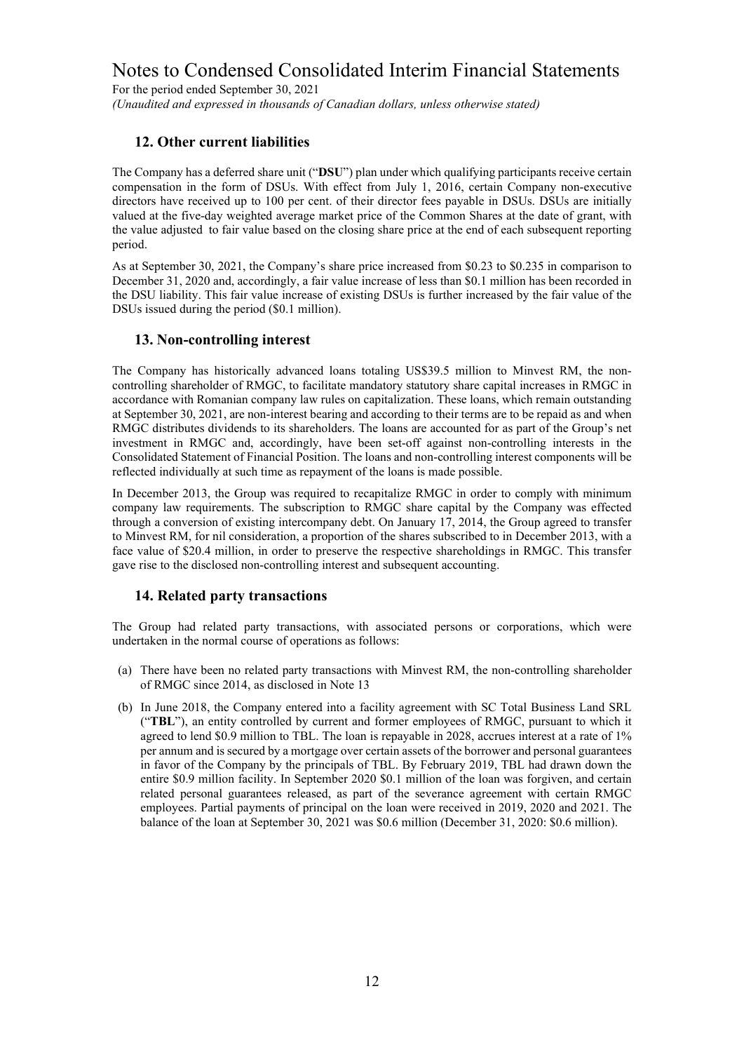## 12. Other current liabilities

The Company has a deferred share unit ("**DSU**") plan under which qualifying participants receive certain compensation in the form of DSUs. With effect from July 1, 2016, certain Company non-executive directors have received up to 100 per cent. of their director fees payable in DSUs. DSUs are initially valued at the five-day weighted average market price of the Common Shares at the date of grant, with the value adjusted to fair value based on the closing share price at the end of each subsequent reporting period.

As at September 30, 2021, the Company's share price increased from $0.23 to $0.235 in comparison to December 31, 2020 and, accordingly, a fair value increase of less than $0.1 million has been recorded in the DSU liability. This fair value increase of existing DSUs is further increased by the fair value of the DSUs issued during the period ($0.1 million).

## 13. Non-controlling interest

The Company has historically advanced loans totaling US$39.5 million to Minvest RM, the non-controlling shareholder of RMGC, to facilitate mandatory statutory share capital increases in RMGC in accordance with Romanian company law rules on capitalization. These loans, which remain outstanding at September 30, 2021, are non-interest bearing and according to their terms are to be repaid as and when RMGC distributes dividends to its shareholders. The loans are accounted for as part of the Group's net investment in RMGC and, accordingly, have been set-off against non-controlling interests in the Consolidated Statement of Financial Position. The loans and non-controlling interest components will be reflected individually at such time as repayment of the loans is made possible.

In December 2013, the Group was required to recapitalize RMGC in order to comply with minimum company law requirements. The subscription to RMGC share capital by the Company was effected through a conversion of existing intercompany debt. On January 17, 2014, the Group agreed to transfer to Minvest RM, for nil consideration, a proportion of the shares subscribed to in December 2013, with a face value of $20.4 million, in order to preserve the respective shareholdings in RMGC. This transfer gave rise to the disclosed non-controlling interest and subsequent accounting.

## 14. Related party transactions

The Group had related party transactions, with associated persons or corporations, which were undertaken in the normal course of operations as follows:

(a) There have been no related party transactions with Minvest RM, the non-controlling shareholder of RMGC since 2014, as disclosed in Note 13

(b) In June 2018, the Company entered into a facility agreement with SC Total Business Land SRL ("**TBL**"), an entity controlled by current and former employees of RMGC, pursuant to which it agreed to lend $0.9 million to TBL. The loan is repayable in 2028, accrues interest at a rate of 1% per annum and is secured by a mortgage over certain assets of the borrower and personal guarantees in favor of the Company by the principals of TBL. By February 2019, TBL had drawn down the entire $0.9 million facility. In September 2020 $0.1 million of the loan was forgiven, and certain related personal guarantees released, as part of the severance agreement with certain RMGC employees. Partial payments of principal on the loan were received in 2019, 2020 and 2021. The balance of the loan at September 30, 2021 was $0.6 million (December 31, 2020: $0.6 million).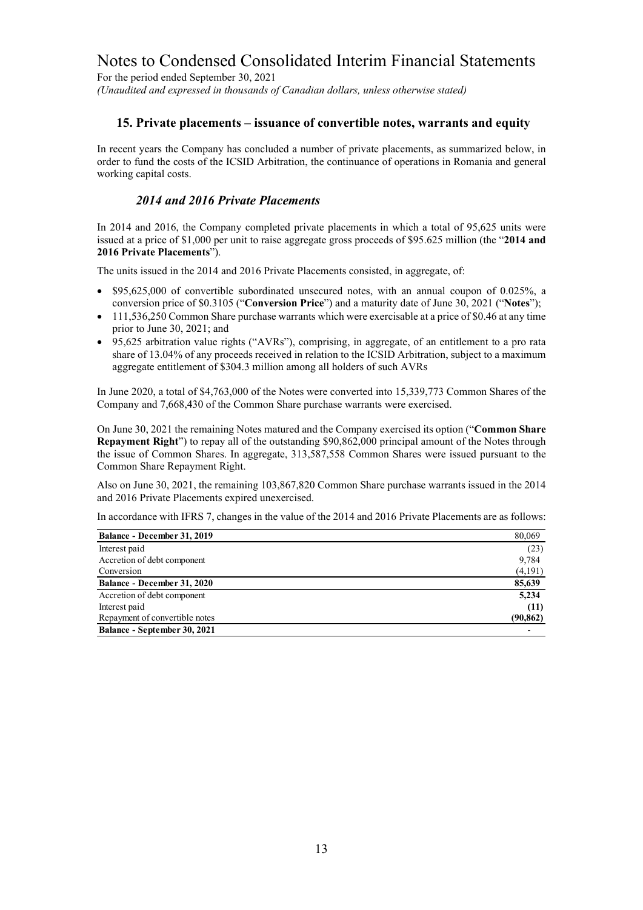## 15. Private placements – issuance of convertible notes, warrants and equity

In recent years the Company has concluded a number of private placements, as summarized below, in order to fund the costs of the ICSID Arbitration, the continuance of operations in Romania and general working capital costs.

### *2014 and 2016 Private Placements*

In 2014 and 2016, the Company completed private placements in which a total of 95,625 units were issued at a price of $1,000 per unit to raise aggregate gross proceeds of $95.625 million (the "**2014 and 2016 Private Placements**").

The units issued in the 2014 and 2016 Private Placements consisted, in aggregate, of:

- $95,625,000 of convertible subordinated unsecured notes, with an annual coupon of 0.025%, a conversion price of $0.3105 ("**Conversion Price**") and a maturity date of June 30, 2021 ("**Notes**");
- 111,536,250 Common Share purchase warrants which were exercisable at a price of $0.46 at any time prior to June 30, 2021; and
- 95,625 arbitration value rights ("AVRs"), comprising, in aggregate, of an entitlement to a pro rata share of 13.04% of any proceeds received in relation to the ICSID Arbitration, subject to a maximum aggregate entitlement of $304.3 million among all holders of such AVRs

In June 2020, a total of $4,763,000 of the Notes were converted into 15,339,773 Common Shares of the Company and 7,668,430 of the Common Share purchase warrants were exercised.

On June 30, 2021 the remaining Notes matured and the Company exercised its option ("**Common Share Repayment Right**") to repay all of the outstanding $90,862,000 principal amount of the Notes through the issue of Common Shares. In aggregate, 313,587,558 Common Shares were issued pursuant to the Common Share Repayment Right.

Also on June 30, 2021, the remaining 103,867,820 Common Share purchase warrants issued in the 2014 and 2016 Private Placements expired unexercised.

In accordance with IFRS 7, changes in the value of the 2014 and 2016 Private Placements are as follows:

| | |
|---|---|
| **Balance - December 31, 2019** | 80,069 |
| Interest paid | (23) |
| Accretion of debt component | 9,784 |
| Conversion | (4,191) |
| **Balance - December 31, 2020** | **85,639** |
| Accretion of debt component | **5,234** |
| Interest paid | **(11)** |
| Repayment of convertible notes | **(90,862)** |
| **Balance - September 30, 2021** | - |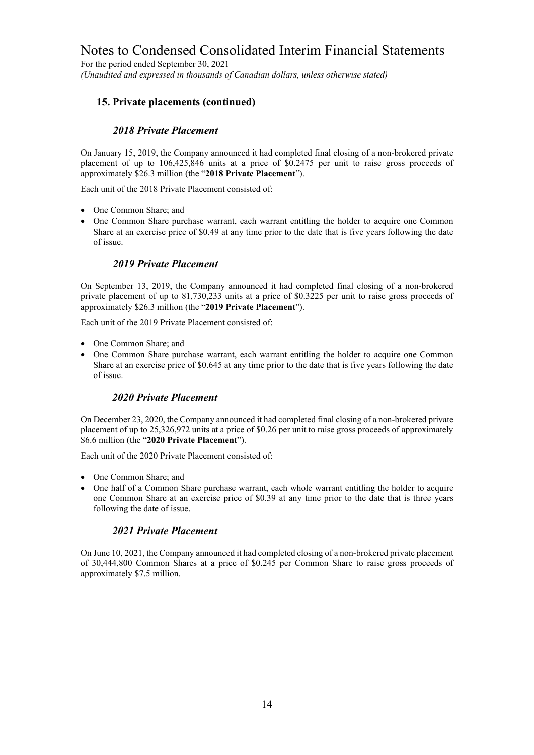## 15. Private placements (continued)

### *2018 Private Placement*

On January 15, 2019, the Company announced it had completed final closing of a non-brokered private placement of up to 106,425,846 units at a price of $0.2475 per unit to raise gross proceeds of approximately $26.3 million (the "**2018 Private Placement**").

Each unit of the 2018 Private Placement consisted of:

- One Common Share; and
- One Common Share purchase warrant, each warrant entitling the holder to acquire one Common Share at an exercise price of $0.49 at any time prior to the date that is five years following the date of issue.

### *2019 Private Placement*

On September 13, 2019, the Company announced it had completed final closing of a non-brokered private placement of up to 81,730,233 units at a price of $0.3225 per unit to raise gross proceeds of approximately $26.3 million (the "**2019 Private Placement**").

Each unit of the 2019 Private Placement consisted of:

- One Common Share; and
- One Common Share purchase warrant, each warrant entitling the holder to acquire one Common Share at an exercise price of $0.645 at any time prior to the date that is five years following the date of issue.

### *2020 Private Placement*

On December 23, 2020, the Company announced it had completed final closing of a non-brokered private placement of up to 25,326,972 units at a price of $0.26 per unit to raise gross proceeds of approximately $6.6 million (the "**2020 Private Placement**").

Each unit of the 2020 Private Placement consisted of:

- One Common Share; and
- One half of a Common Share purchase warrant, each whole warrant entitling the holder to acquire one Common Share at an exercise price of $0.39 at any time prior to the date that is three years following the date of issue.

### *2021 Private Placement*

On June 10, 2021, the Company announced it had completed closing of a non-brokered private placement of 30,444,800 Common Shares at a price of $0.245 per Common Share to raise gross proceeds of approximately $7.5 million.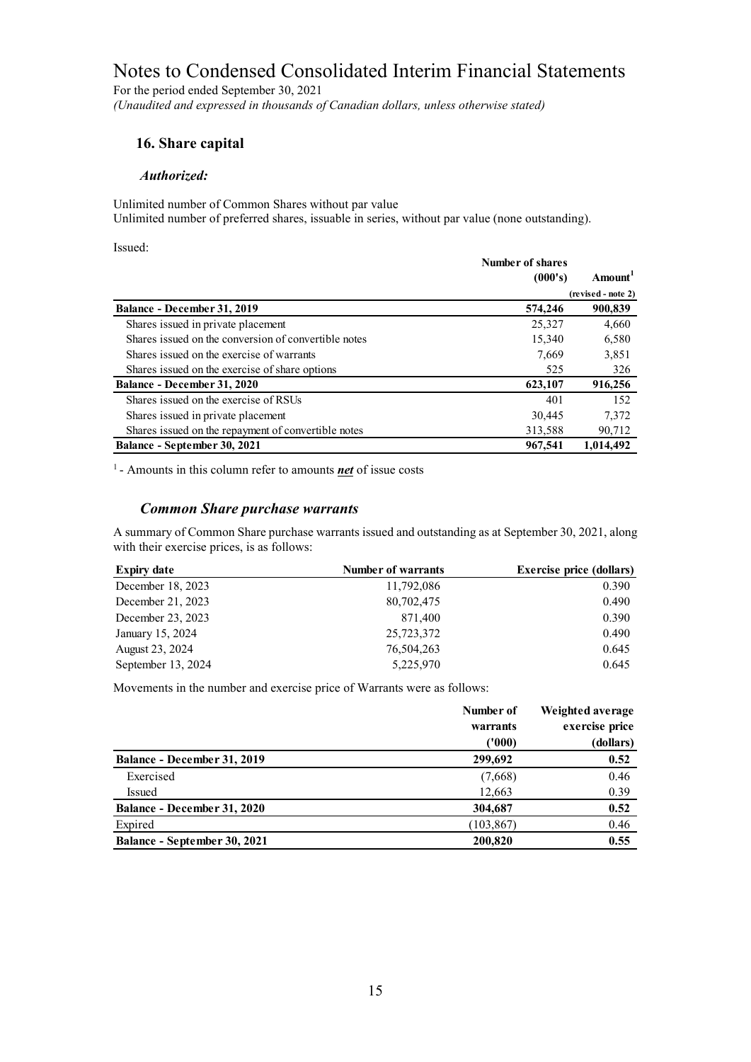# Notes to Condensed Consolidated Interim Financial Statements

For the period ended September 30, 2021

*(Unaudited and expressed in thousands of Canadian dollars, unless otherwise stated)*

## 16. Share capital

### *Authorized:*

Unlimited number of Common Shares without par value
Unlimited number of preferred shares, issuable in series, without par value (none outstanding).

Issued:

| | Number of shares (000's) | Amount[1] (revised - note 2) |
|---|---|---|
| **Balance - December 31, 2019** | **574,246** | **900,839** |
| Shares issued in private placement | 25,327 | 4,660 |
| Shares issued on the conversion of convertible notes | 15,340 | 6,580 |
| Shares issued on the exercise of warrants | 7,669 | 3,851 |
| Shares issued on the exercise of share options | 525 | 326 |
| **Balance - December 31, 2020** | **623,107** | **916,256** |
| Shares issued on the exercise of RSUs | 401 | 152 |
| Shares issued in private placement | 30,445 | 7,372 |
| Shares issued on the repayment of convertible notes | 313,588 | 90,712 |
| **Balance - September 30, 2021** | **967,541** | **1,014,492** |

[1] - Amounts in this column refer to amounts ***net*** of issue costs

### *Common Share purchase warrants*

A summary of Common Share purchase warrants issued and outstanding as at September 30, 2021, along with their exercise prices, is as follows:

| Expiry date | Number of warrants | Exercise price (dollars) |
|---|---|---|
| December 18, 2023 | 11,792,086 | 0.390 |
| December 21, 2023 | 80,702,475 | 0.490 |
| December 23, 2023 | 871,400 | 0.390 |
| January 15, 2024 | 25,723,372 | 0.490 |
| August 23, 2024 | 76,504,263 | 0.645 |
| September 13, 2024 | 5,225,970 | 0.645 |

Movements in the number and exercise price of Warrants were as follows:

| | Number of warrants ('000) | Weighted average exercise price (dollars) |
|---|---|---|
| **Balance - December 31, 2019** | **299,692** | **0.52** |
| Exercised | (7,668) | 0.46 |
| Issued | 12,663 | 0.39 |
| **Balance - December 31, 2020** | **304,687** | **0.52** |
| Expired | (103,867) | 0.46 |
| **Balance - September 30, 2021** | **200,820** | **0.55** |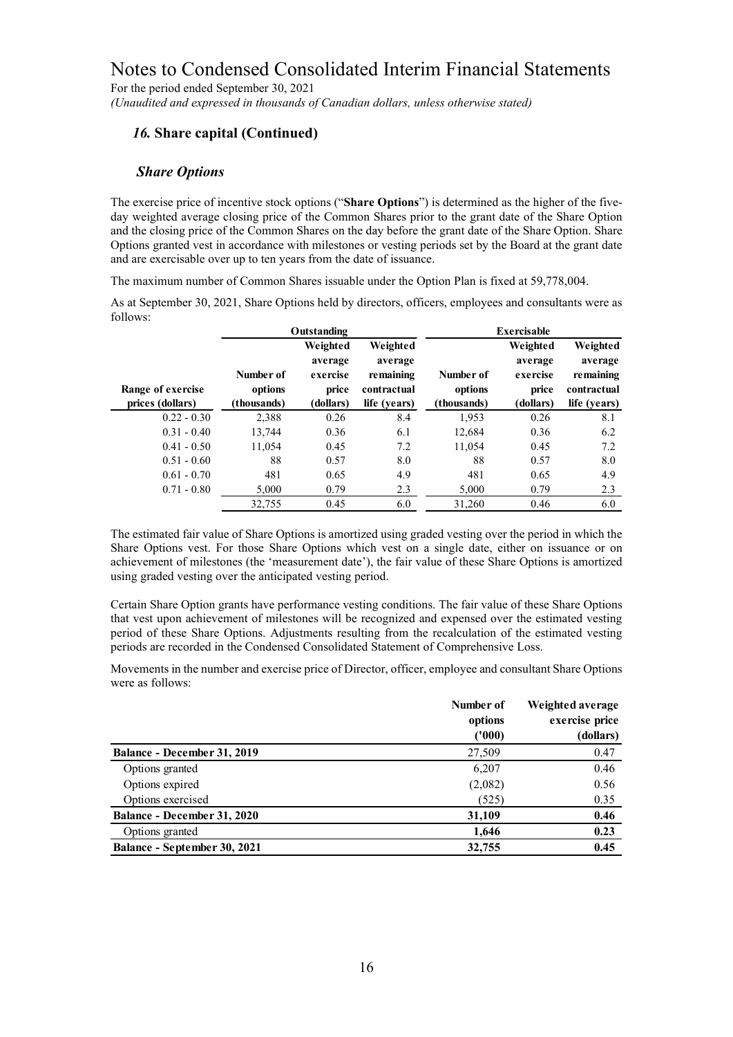# Notes to Condensed Consolidated Interim Financial Statements

For the period ended September 30, 2021

*(Unaudited and expressed in thousands of Canadian dollars, unless otherwise stated)*

## *16.* Share capital (Continued)

### *Share Options*

The exercise price of incentive stock options ("**Share Options**") is determined as the higher of the five-day weighted average closing price of the Common Shares prior to the grant date of the Share Option and the closing price of the Common Shares on the day before the grant date of the Share Option. Share Options granted vest in accordance with milestones or vesting periods set by the Board at the grant date and are exercisable over up to ten years from the date of issuance.

The maximum number of Common Shares issuable under the Option Plan is fixed at 59,778,004.

As at September 30, 2021, Share Options held by directors, officers, employees and consultants were as follows:

| | Outstanding | | | Exercisable | | |
|---|---|---|---|---|---|---|
| Range of exercise prices (dollars) | Number of options (thousands) | Weighted average exercise price (dollars) | Weighted average remaining contractual life (years) | Number of options (thousands) | Weighted average exercise price (dollars) | Weighted average remaining contractual life (years) |
| 0.22 - 0.30 | 2,388 | 0.26 | 8.4 | 1,953 | 0.26 | 8.1 |
| 0.31 - 0.40 | 13,744 | 0.36 | 6.1 | 12,684 | 0.36 | 6.2 |
| 0.41 - 0.50 | 11,054 | 0.45 | 7.2 | 11,054 | 0.45 | 7.2 |
| 0.51 - 0.60 | 88 | 0.57 | 8.0 | 88 | 0.57 | 8.0 |
| 0.61 - 0.70 | 481 | 0.65 | 4.9 | 481 | 0.65 | 4.9 |
| 0.71 - 0.80 | 5,000 | 0.79 | 2.3 | 5,000 | 0.79 | 2.3 |
| | 32,755 | 0.45 | 6.0 | 31,260 | 0.46 | 6.0 |

The estimated fair value of Share Options is amortized using graded vesting over the period in which the Share Options vest. For those Share Options which vest on a single date, either on issuance or on achievement of milestones (the 'measurement date'), the fair value of these Share Options is amortized using graded vesting over the anticipated vesting period.

Certain Share Option grants have performance vesting conditions. The fair value of these Share Options that vest upon achievement of milestones will be recognized and expensed over the estimated vesting period of these Share Options. Adjustments resulting from the recalculation of the estimated vesting periods are recorded in the Condensed Consolidated Statement of Comprehensive Loss.

Movements in the number and exercise price of Director, officer, employee and consultant Share Options were as follows:

| | Number of options ('000) | Weighted average exercise price (dollars) |
|---|---|---|
| **Balance - December 31, 2019** | 27,509 | 0.47 |
| Options granted | 6,207 | 0.46 |
| Options expired | (2,082) | 0.56 |
| Options exercised | (525) | 0.35 |
| **Balance - December 31, 2020** | **31,109** | **0.46** |
| Options granted | **1,646** | **0.23** |
| **Balance - September 30, 2021** | **32,755** | **0.45** |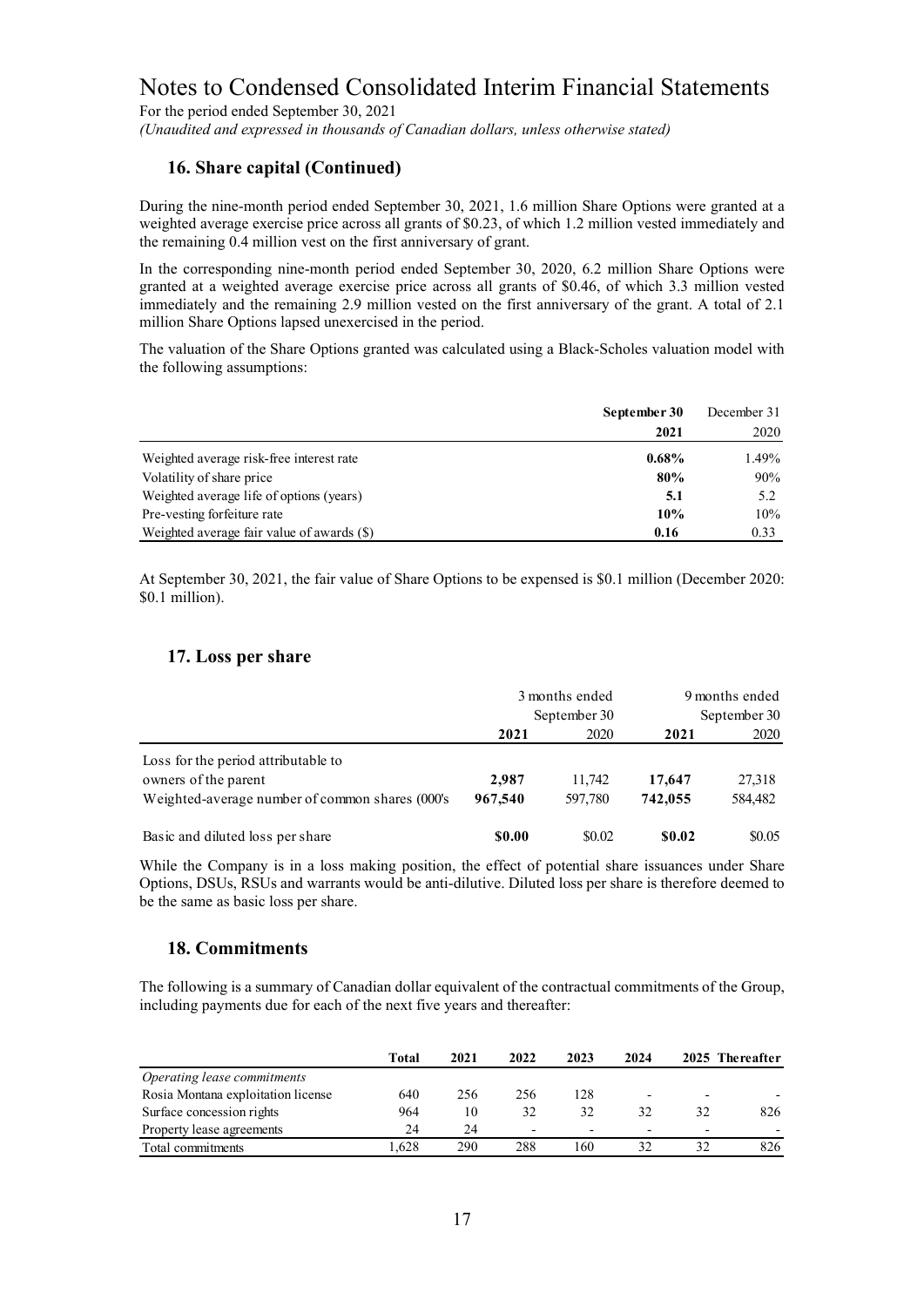# Notes to Condensed Consolidated Interim Financial Statements

For the period ended September 30, 2021

*(Unaudited and expressed in thousands of Canadian dollars, unless otherwise stated)*

## 16. Share capital (Continued)

During the nine-month period ended September 30, 2021, 1.6 million Share Options were granted at a weighted average exercise price across all grants of \$0.23, of which 1.2 million vested immediately and the remaining 0.4 million vest on the first anniversary of grant.

In the corresponding nine-month period ended September 30, 2020, 6.2 million Share Options were granted at a weighted average exercise price across all grants of \$0.46, of which 3.3 million vested immediately and the remaining 2.9 million vested on the first anniversary of the grant. A total of 2.1 million Share Options lapsed unexercised in the period.

The valuation of the Share Options granted was calculated using a Black-Scholes valuation model with the following assumptions:

| | **September 30** | December 31 |
|---|---|---|
| | **2021** | 2020 |
| Weighted average risk-free interest rate | **0.68%** | 1.49% |
| Volatility of share price | **80%** | 90% |
| Weighted average life of options (years) | **5.1** | 5.2 |
| Pre-vesting forfeiture rate | **10%** | 10% |
| Weighted average fair value of awards (\$) | **0.16** | 0.33 |

At September 30, 2021, the fair value of Share Options to be expensed is \$0.1 million (December 2020: \$0.1 million).

## 17. Loss per share

| | 3 months ended September 30 | | 9 months ended September 30 | |
|---|---|---|---|---|
| | **2021** | 2020 | **2021** | 2020 |
| Loss for the period attributable to owners of the parent | **2,987** | 11,742 | **17,647** | 27,318 |
| Weighted-average number of common shares (000's | **967,540** | 597,780 | **742,055** | 584,482 |
| Basic and diluted loss per share | **\$0.00** | \$0.02 | **\$0.02** | \$0.05 |

While the Company is in a loss making position, the effect of potential share issuances under Share Options, DSUs, RSUs and warrants would be anti-dilutive. Diluted loss per share is therefore deemed to be the same as basic loss per share.

## 18. Commitments

The following is a summary of Canadian dollar equivalent of the contractual commitments of the Group, including payments due for each of the next five years and thereafter:

| | **Total** | **2021** | **2022** | **2023** | **2024** | **2025** | **Thereafter** |
|---|---|---|---|---|---|---|---|
| *Operating lease commitments* | | | | | | | |
| Rosia Montana exploitation license | 640 | 256 | 256 | 128 | - | - | - |
| Surface concession rights | 964 | 10 | 32 | 32 | 32 | 32 | 826 |
| Property lease agreements | 24 | 24 | - | - | - | - | - |
| Total commitments | 1,628 | 290 | 288 | 160 | 32 | 32 | 826 |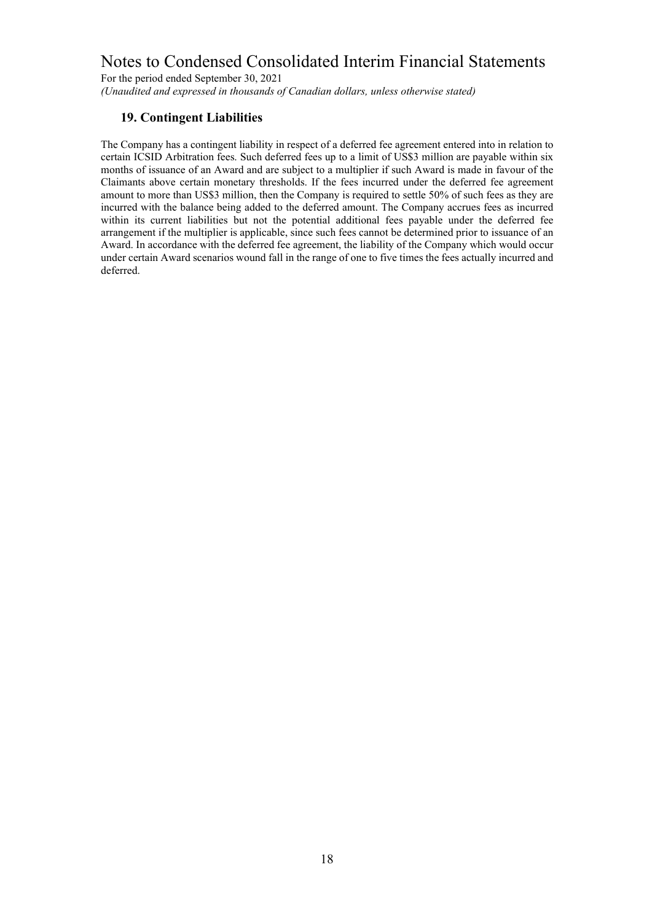## 19. Contingent Liabilities

The Company has a contingent liability in respect of a deferred fee agreement entered into in relation to certain ICSID Arbitration fees. Such deferred fees up to a limit of US$3 million are payable within six months of issuance of an Award and are subject to a multiplier if such Award is made in favour of the Claimants above certain monetary thresholds. If the fees incurred under the deferred fee agreement amount to more than US$3 million, then the Company is required to settle 50% of such fees as they are incurred with the balance being added to the deferred amount. The Company accrues fees as incurred within its current liabilities but not the potential additional fees payable under the deferred fee arrangement if the multiplier is applicable, since such fees cannot be determined prior to issuance of an Award. In accordance with the deferred fee agreement, the liability of the Company which would occur under certain Award scenarios wound fall in the range of one to five times the fees actually incurred and deferred.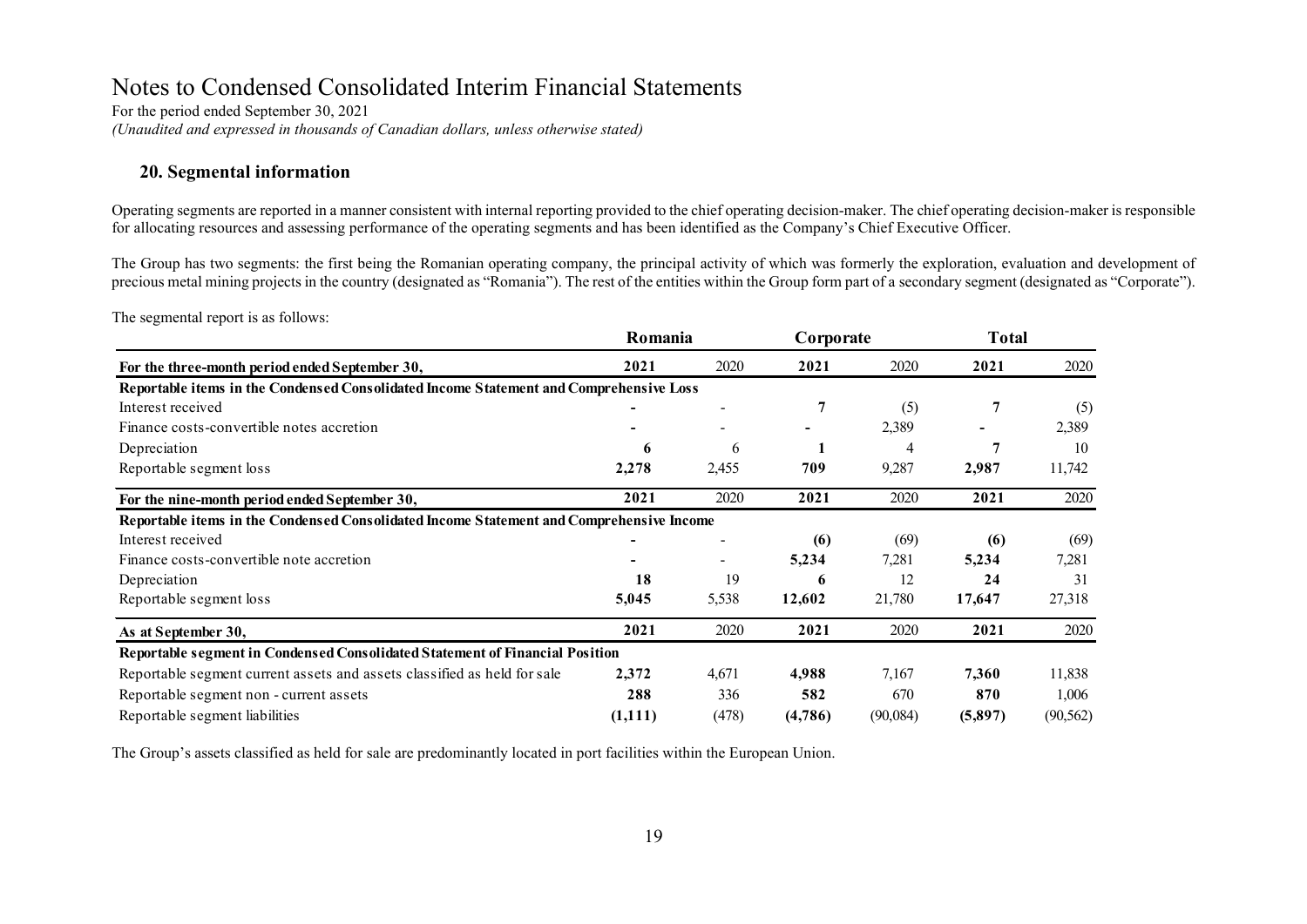# Notes to Condensed Consolidated Interim Financial Statements

For the period ended September 30, 2021

*(Unaudited and expressed in thousands of Canadian dollars, unless otherwise stated)*

## 20. Segmental information

Operating segments are reported in a manner consistent with internal reporting provided to the chief operating decision-maker. The chief operating decision-maker is responsible for allocating resources and assessing performance of the operating segments and has been identified as the Company's Chief Executive Officer.

The Group has two segments: the first being the Romanian operating company, the principal activity of which was formerly the exploration, evaluation and development of precious metal mining projects in the country (designated as "Romania"). The rest of the entities within the Group form part of a secondary segment (designated as "Corporate").

The segmental report is as follows:

| | **Romania** | | **Corporate** | | **Total** | |
|---|---|---|---|---|---|---|
| **For the three-month period ended September 30,** | **2021** | 2020 | **2021** | 2020 | **2021** | 2020 |
| **Reportable items in the Condensed Consolidated Income Statement and Comprehensive Loss** | | | | | | |
| Interest received | **-** | - | **7** | (5) | **7** | (5) |
| Finance costs-convertible notes accretion | **-** | - | **-** | 2,389 | **-** | 2,389 |
| Depreciation | **6** | 6 | **1** | 4 | **7** | 10 |
| Reportable segment loss | **2,278** | 2,455 | **709** | 9,287 | **2,987** | 11,742 |
| **For the nine-month period ended September 30,** | **2021** | 2020 | **2021** | 2020 | **2021** | 2020 |
| **Reportable items in the Condensed Consolidated Income Statement and Comprehensive Income** | | | | | | |
| Interest received | **-** | - | **(6)** | (69) | **(6)** | (69) |
| Finance costs-convertible note accretion | **-** | - | **5,234** | 7,281 | **5,234** | 7,281 |
| Depreciation | **18** | 19 | **6** | 12 | **24** | 31 |
| Reportable segment loss | **5,045** | 5,538 | **12,602** | 21,780 | **17,647** | 27,318 |
| **As at September 30,** | **2021** | 2020 | **2021** | 2020 | **2021** | 2020 |
| **Reportable segment in Condensed Consolidated Statement of Financial Position** | | | | | | |
| Reportable segment current assets and assets classified as held for sale | **2,372** | 4,671 | **4,988** | 7,167 | **7,360** | 11,838 |
| Reportable segment non - current assets | **288** | 336 | **582** | 670 | **870** | 1,006 |
| Reportable segment liabilities | **(1,111)** | (478) | **(4,786)** | (90,084) | **(5,897)** | (90,562) |

The Group's assets classified as held for sale are predominantly located in port facilities within the European Union.